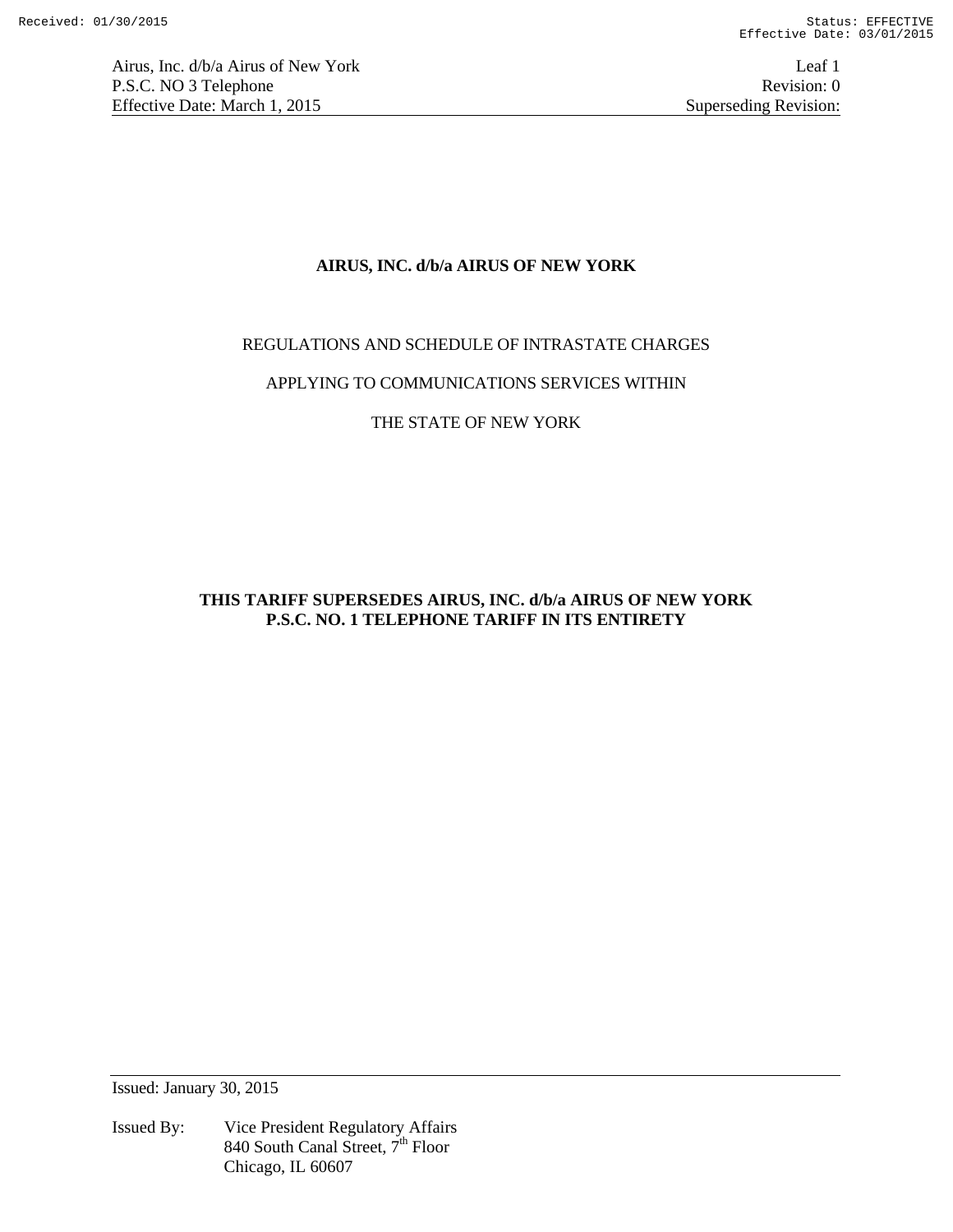# AIRUS, INC. d/b/a AIRUS OF NEW YORK

REGULATIONS AND SCHEDULE OF INTRASTATE CHARGES

APPLYING TO COMMUNICATIONS SERVICES WITHIN

THE STATE OF NEW YORK

**THIS TARIFF SUPERSEDES AIRUS, INC. d/b/a AIRUS OF NEW YORK P.S.C. NO. 1 TELEPHONE TARIFF IN ITS ENTIRETY**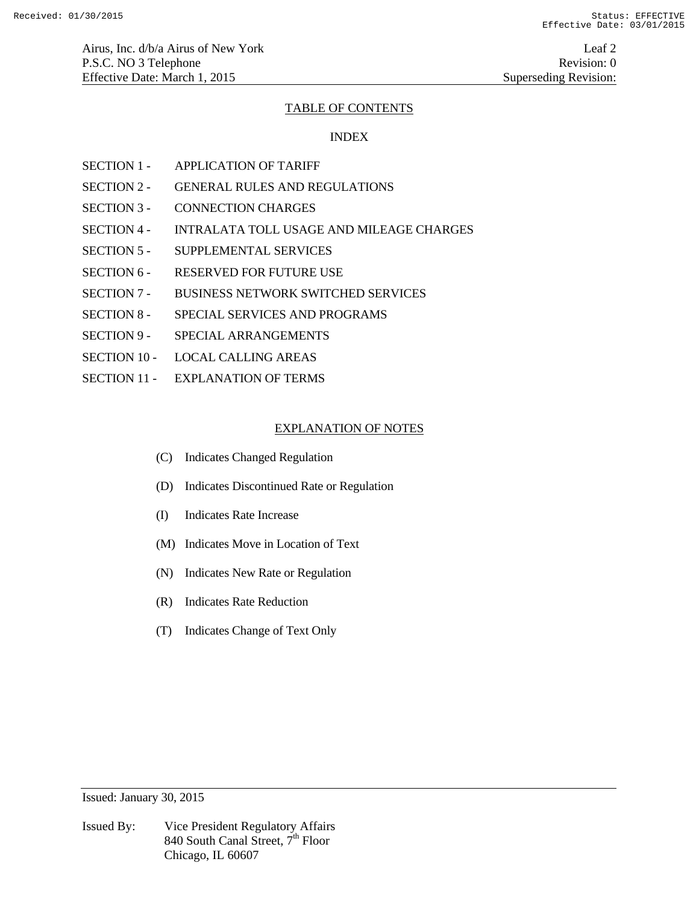## TABLE OF CONTENTS

### INDEX

SECTION 1 - APPLICATION OF TARIFF

SECTION 2 - GENERAL RULES AND REGULATIONS

SECTION 3 - CONNECTION CHARGES

SECTION 4 - INTRALATA TOLL USAGE AND MILEAGE CHARGES

SECTION 5 - SUPPLEMENTAL SERVICES

SECTION 6 - RESERVED FOR FUTURE USE

SECTION 7 - BUSINESS NETWORK SWITCHED SERVICES

SECTION 8 - SPECIAL SERVICES AND PROGRAMS

SECTION 9 - SPECIAL ARRANGEMENTS

SECTION 10 - LOCAL CALLING AREAS

SECTION 11 - EXPLANATION OF TERMS

### EXPLANATION OF NOTES

(C) Indicates Changed Regulation

(D) Indicates Discontinued Rate or Regulation

(I) Indicates Rate Increase

(M) Indicates Move in Location of Text

(N) Indicates New Rate or Regulation

(R) Indicates Rate Reduction

(T) Indicates Change of Text Only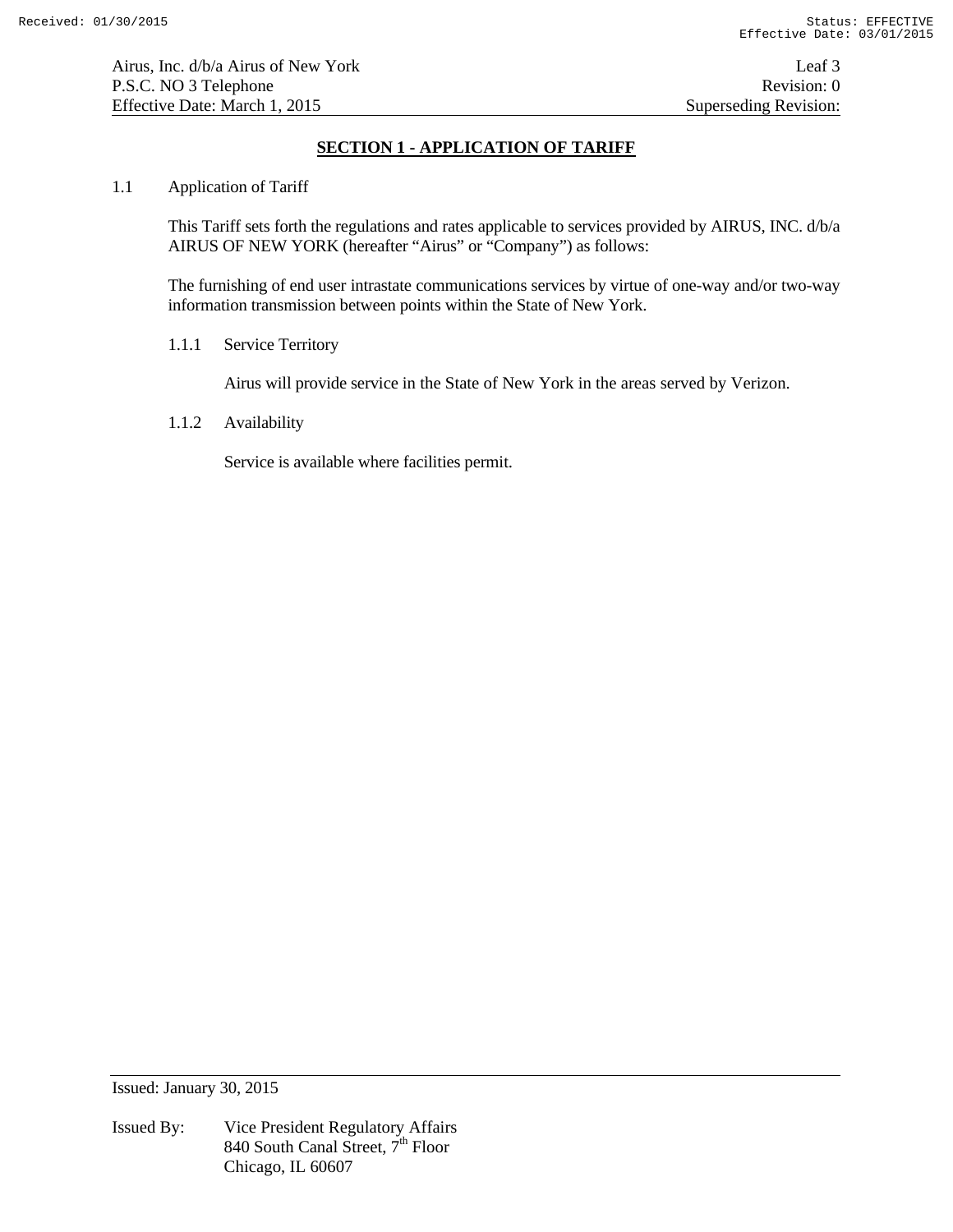## SECTION 1 - APPLICATION OF TARIFF

1.1 Application of Tariff

This Tariff sets forth the regulations and rates applicable to services provided by AIRUS, INC. d/b/a AIRUS OF NEW YORK (hereafter "Airus" or "Company") as follows:

The furnishing of end user intrastate communications services by virtue of one-way and/or two-way information transmission between points within the State of New York.

1.1.1 Service Territory

Airus will provide service in the State of New York in the areas served by Verizon.

1.1.2 Availability

Service is available where facilities permit.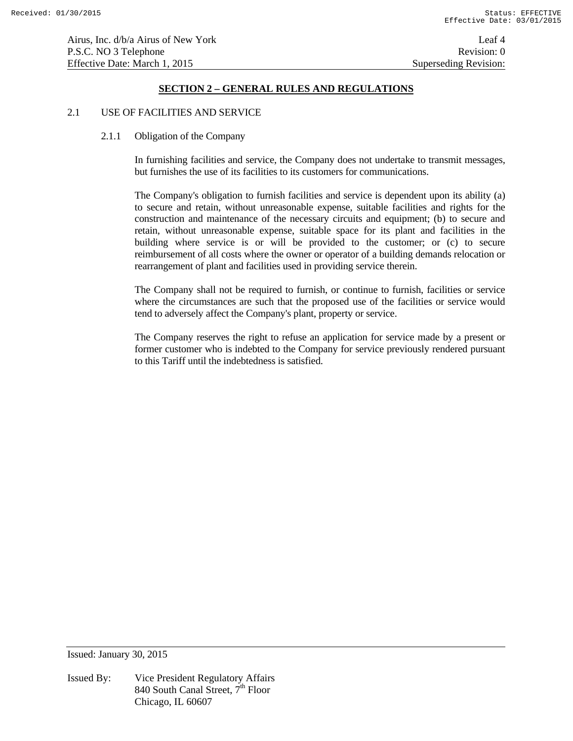## SECTION 2 – GENERAL RULES AND REGULATIONS

### 2.1 USE OF FACILITIES AND SERVICE

#### 2.1.1 Obligation of the Company

In furnishing facilities and service, the Company does not undertake to transmit messages, but furnishes the use of its facilities to its customers for communications.

The Company's obligation to furnish facilities and service is dependent upon its ability (a) to secure and retain, without unreasonable expense, suitable facilities and rights for the construction and maintenance of the necessary circuits and equipment; (b) to secure and retain, without unreasonable expense, suitable space for its plant and facilities in the building where service is or will be provided to the customer; or (c) to secure reimbursement of all costs where the owner or operator of a building demands relocation or rearrangement of plant and facilities used in providing service therein.

The Company shall not be required to furnish, or continue to furnish, facilities or service where the circumstances are such that the proposed use of the facilities or service would tend to adversely affect the Company's plant, property or service.

The Company reserves the right to refuse an application for service made by a present or former customer who is indebted to the Company for service previously rendered pursuant to this Tariff until the indebtedness is satisfied.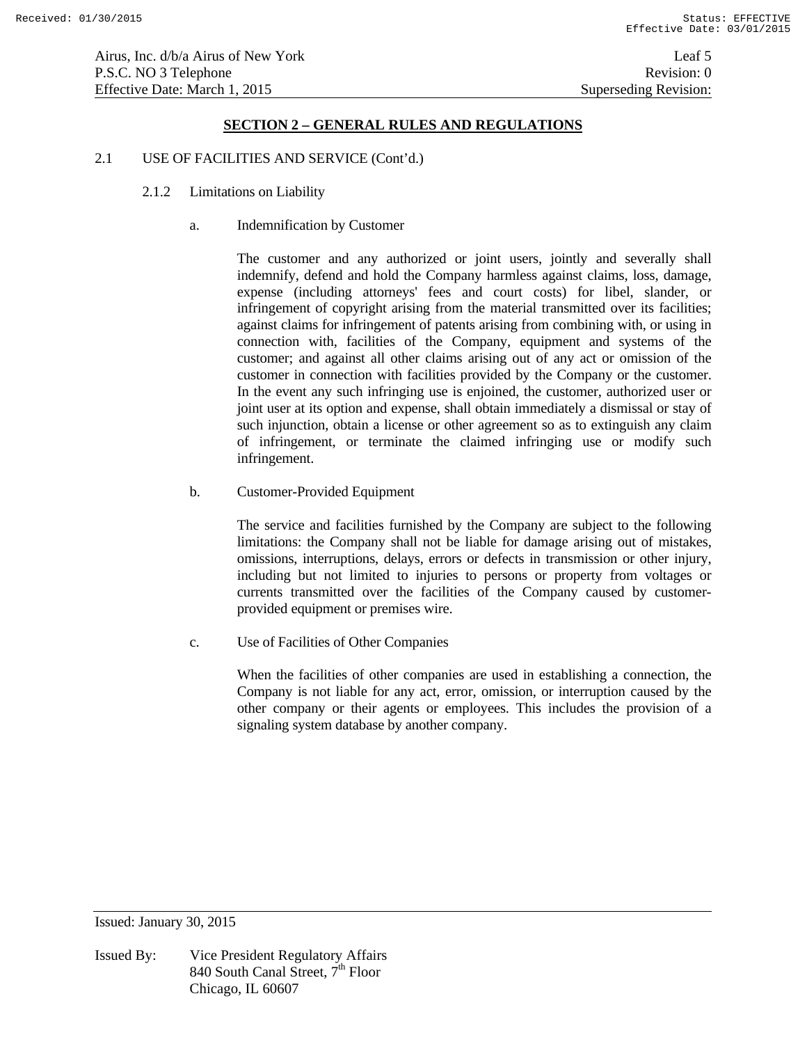## SECTION 2 – GENERAL RULES AND REGULATIONS

2.1 USE OF FACILITIES AND SERVICE (Cont'd.)

2.1.2 Limitations on Liability

a. Indemnification by Customer

The customer and any authorized or joint users, jointly and severally shall indemnify, defend and hold the Company harmless against claims, loss, damage, expense (including attorneys' fees and court costs) for libel, slander, or infringement of copyright arising from the material transmitted over its facilities; against claims for infringement of patents arising from combining with, or using in connection with, facilities of the Company, equipment and systems of the customer; and against all other claims arising out of any act or omission of the customer in connection with facilities provided by the Company or the customer. In the event any such infringing use is enjoined, the customer, authorized user or joint user at its option and expense, shall obtain immediately a dismissal or stay of such injunction, obtain a license or other agreement so as to extinguish any claim of infringement, or terminate the claimed infringing use or modify such infringement.

b. Customer-Provided Equipment

The service and facilities furnished by the Company are subject to the following limitations: the Company shall not be liable for damage arising out of mistakes, omissions, interruptions, delays, errors or defects in transmission or other injury, including but not limited to injuries to persons or property from voltages or currents transmitted over the facilities of the Company caused by customer-provided equipment or premises wire.

c. Use of Facilities of Other Companies

When the facilities of other companies are used in establishing a connection, the Company is not liable for any act, error, omission, or interruption caused by the other company or their agents or employees. This includes the provision of a signaling system database by another company.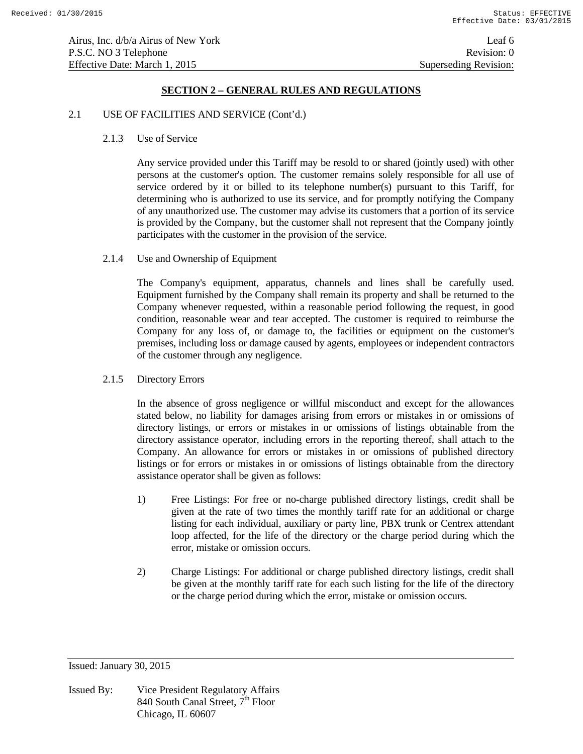## SECTION 2 – GENERAL RULES AND REGULATIONS

2.1 USE OF FACILITIES AND SERVICE (Cont'd.)

2.1.3 Use of Service

Any service provided under this Tariff may be resold to or shared (jointly used) with other persons at the customer's option. The customer remains solely responsible for all use of service ordered by it or billed to its telephone number(s) pursuant to this Tariff, for determining who is authorized to use its service, and for promptly notifying the Company of any unauthorized use. The customer may advise its customers that a portion of its service is provided by the Company, but the customer shall not represent that the Company jointly participates with the customer in the provision of the service.

2.1.4 Use and Ownership of Equipment

The Company's equipment, apparatus, channels and lines shall be carefully used. Equipment furnished by the Company shall remain its property and shall be returned to the Company whenever requested, within a reasonable period following the request, in good condition, reasonable wear and tear accepted. The customer is required to reimburse the Company for any loss of, or damage to, the facilities or equipment on the customer's premises, including loss or damage caused by agents, employees or independent contractors of the customer through any negligence.

2.1.5 Directory Errors

In the absence of gross negligence or willful misconduct and except for the allowances stated below, no liability for damages arising from errors or mistakes in or omissions of directory listings, or errors or mistakes in or omissions of listings obtainable from the directory assistance operator, including errors in the reporting thereof, shall attach to the Company. An allowance for errors or mistakes in or omissions of published directory listings or for errors or mistakes in or omissions of listings obtainable from the directory assistance operator shall be given as follows:

1) Free Listings: For free or no-charge published directory listings, credit shall be given at the rate of two times the monthly tariff rate for an additional or charge listing for each individual, auxiliary or party line, PBX trunk or Centrex attendant loop affected, for the life of the directory or the charge period during which the error, mistake or omission occurs.

2) Charge Listings: For additional or charge published directory listings, credit shall be given at the monthly tariff rate for each such listing for the life of the directory or the charge period during which the error, mistake or omission occurs.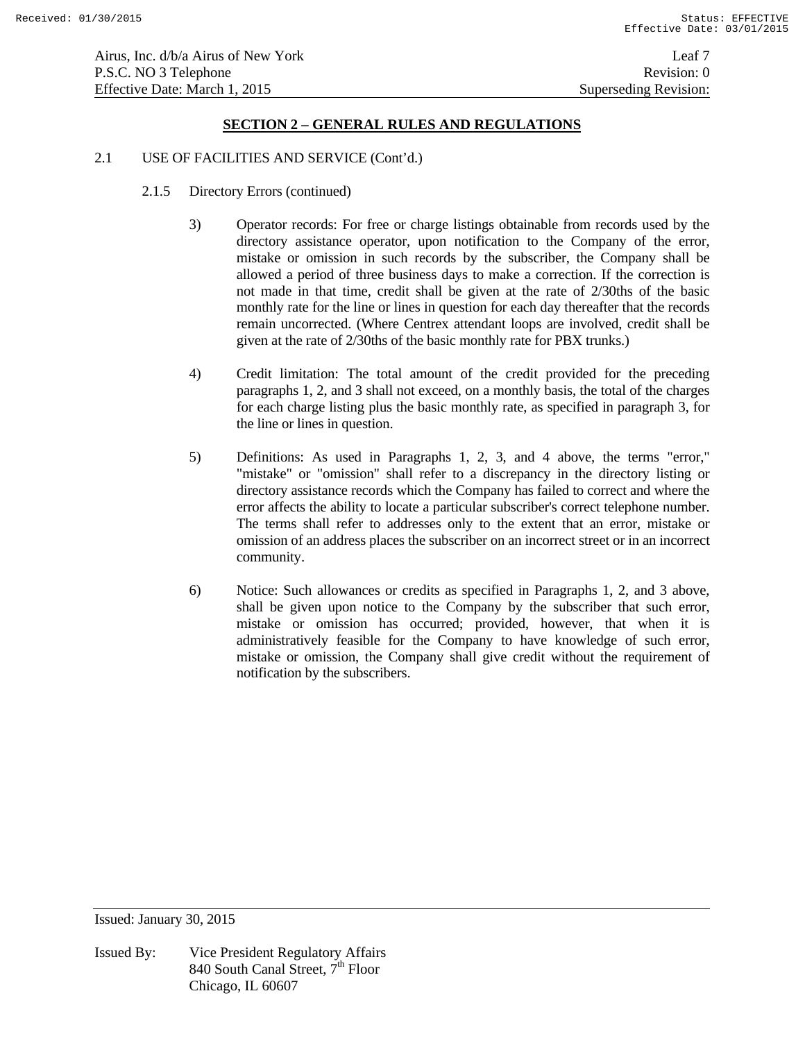## SECTION 2 – GENERAL RULES AND REGULATIONS

2.1 USE OF FACILITIES AND SERVICE (Cont'd.)

2.1.5 Directory Errors (continued)

3) Operator records: For free or charge listings obtainable from records used by the directory assistance operator, upon notification to the Company of the error, mistake or omission in such records by the subscriber, the Company shall be allowed a period of three business days to make a correction. If the correction is not made in that time, credit shall be given at the rate of 2/30ths of the basic monthly rate for the line or lines in question for each day thereafter that the records remain uncorrected. (Where Centrex attendant loops are involved, credit shall be given at the rate of 2/30ths of the basic monthly rate for PBX trunks.)

4) Credit limitation: The total amount of the credit provided for the preceding paragraphs 1, 2, and 3 shall not exceed, on a monthly basis, the total of the charges for each charge listing plus the basic monthly rate, as specified in paragraph 3, for the line or lines in question.

5) Definitions: As used in Paragraphs 1, 2, 3, and 4 above, the terms "error," "mistake" or "omission" shall refer to a discrepancy in the directory listing or directory assistance records which the Company has failed to correct and where the error affects the ability to locate a particular subscriber's correct telephone number. The terms shall refer to addresses only to the extent that an error, mistake or omission of an address places the subscriber on an incorrect street or in an incorrect community.

6) Notice: Such allowances or credits as specified in Paragraphs 1, 2, and 3 above, shall be given upon notice to the Company by the subscriber that such error, mistake or omission has occurred; provided, however, that when it is administratively feasible for the Company to have knowledge of such error, mistake or omission, the Company shall give credit without the requirement of notification by the subscribers.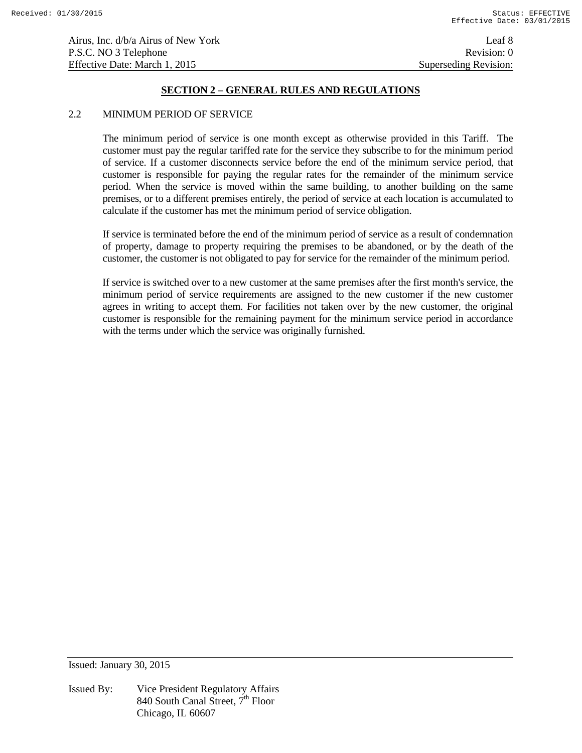## SECTION 2 – GENERAL RULES AND REGULATIONS

2.2 MINIMUM PERIOD OF SERVICE

The minimum period of service is one month except as otherwise provided in this Tariff. The customer must pay the regular tariffed rate for the service they subscribe to for the minimum period of service. If a customer disconnects service before the end of the minimum service period, that customer is responsible for paying the regular rates for the remainder of the minimum service period. When the service is moved within the same building, to another building on the same premises, or to a different premises entirely, the period of service at each location is accumulated to calculate if the customer has met the minimum period of service obligation.

If service is terminated before the end of the minimum period of service as a result of condemnation of property, damage to property requiring the premises to be abandoned, or by the death of the customer, the customer is not obligated to pay for service for the remainder of the minimum period.

If service is switched over to a new customer at the same premises after the first month's service, the minimum period of service requirements are assigned to the new customer if the new customer agrees in writing to accept them. For facilities not taken over by the new customer, the original customer is responsible for the remaining payment for the minimum service period in accordance with the terms under which the service was originally furnished.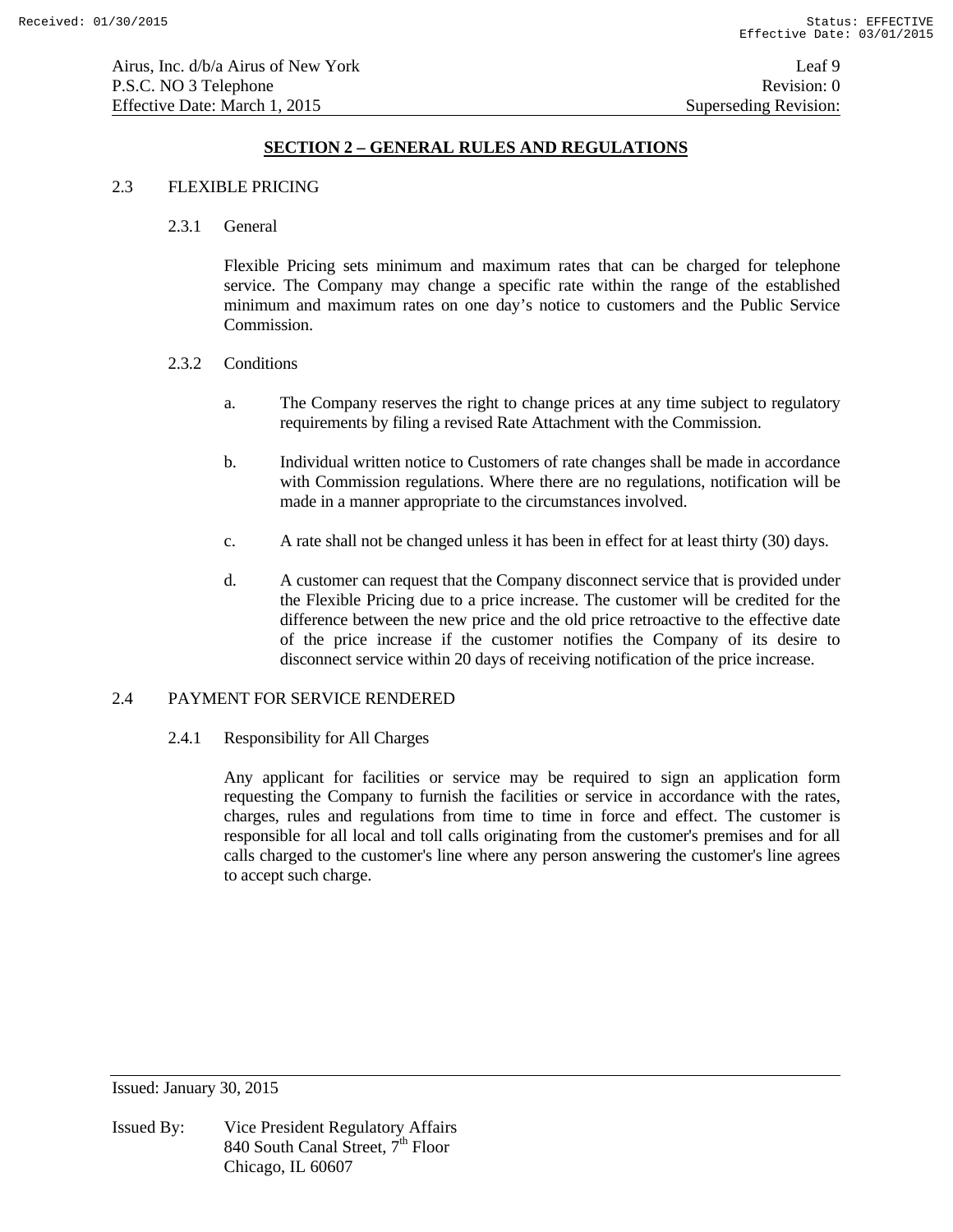## SECTION 2 – GENERAL RULES AND REGULATIONS

2.3 FLEXIBLE PRICING

2.3.1 General

Flexible Pricing sets minimum and maximum rates that can be charged for telephone service. The Company may change a specific rate within the range of the established minimum and maximum rates on one day's notice to customers and the Public Service Commission.

2.3.2 Conditions

a. The Company reserves the right to change prices at any time subject to regulatory requirements by filing a revised Rate Attachment with the Commission.

b. Individual written notice to Customers of rate changes shall be made in accordance with Commission regulations. Where there are no regulations, notification will be made in a manner appropriate to the circumstances involved.

c. A rate shall not be changed unless it has been in effect for at least thirty (30) days.

d. A customer can request that the Company disconnect service that is provided under the Flexible Pricing due to a price increase. The customer will be credited for the difference between the new price and the old price retroactive to the effective date of the price increase if the customer notifies the Company of its desire to disconnect service within 20 days of receiving notification of the price increase.

2.4 PAYMENT FOR SERVICE RENDERED

2.4.1 Responsibility for All Charges

Any applicant for facilities or service may be required to sign an application form requesting the Company to furnish the facilities or service in accordance with the rates, charges, rules and regulations from time to time in force and effect. The customer is responsible for all local and toll calls originating from the customer's premises and for all calls charged to the customer's line where any person answering the customer's line agrees to accept such charge.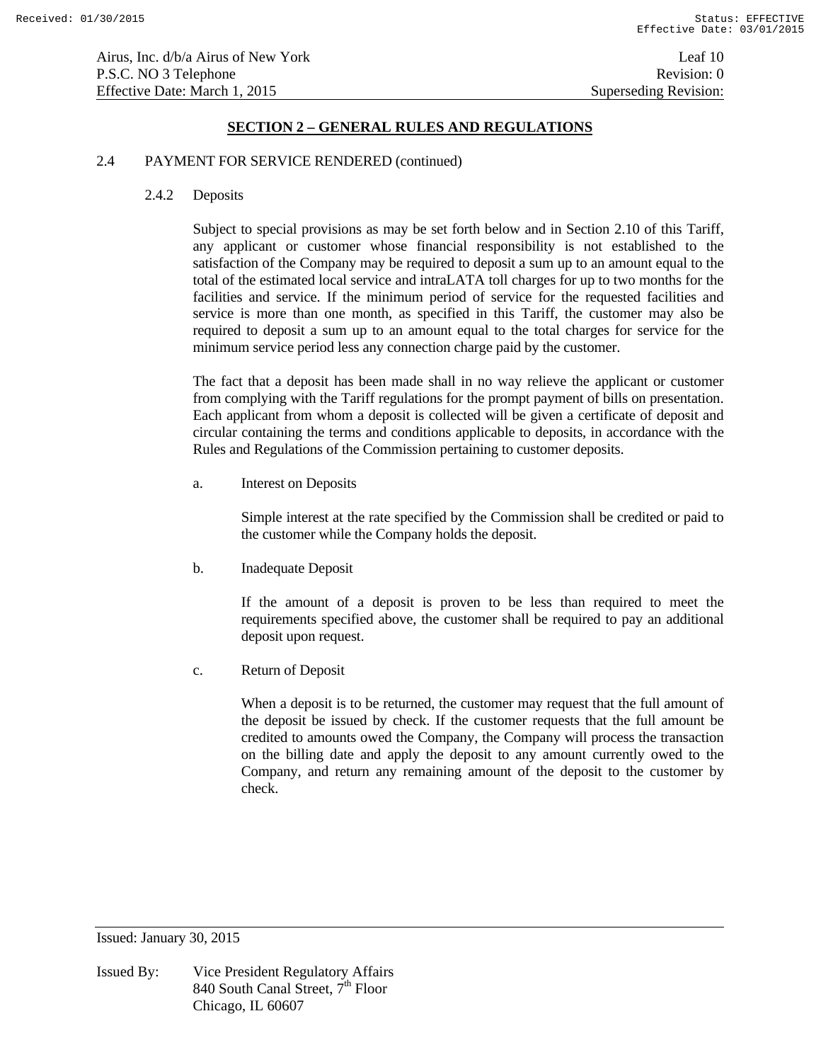## SECTION 2 – GENERAL RULES AND REGULATIONS

2.4 PAYMENT FOR SERVICE RENDERED (continued)

2.4.2 Deposits

Subject to special provisions as may be set forth below and in Section 2.10 of this Tariff, any applicant or customer whose financial responsibility is not established to the satisfaction of the Company may be required to deposit a sum up to an amount equal to the total of the estimated local service and intraLATA toll charges for up to two months for the facilities and service. If the minimum period of service for the requested facilities and service is more than one month, as specified in this Tariff, the customer may also be required to deposit a sum up to an amount equal to the total charges for service for the minimum service period less any connection charge paid by the customer.

The fact that a deposit has been made shall in no way relieve the applicant or customer from complying with the Tariff regulations for the prompt payment of bills on presentation. Each applicant from whom a deposit is collected will be given a certificate of deposit and circular containing the terms and conditions applicable to deposits, in accordance with the Rules and Regulations of the Commission pertaining to customer deposits.

a. Interest on Deposits

Simple interest at the rate specified by the Commission shall be credited or paid to the customer while the Company holds the deposit.

b. Inadequate Deposit

If the amount of a deposit is proven to be less than required to meet the requirements specified above, the customer shall be required to pay an additional deposit upon request.

c. Return of Deposit

When a deposit is to be returned, the customer may request that the full amount of the deposit be issued by check. If the customer requests that the full amount be credited to amounts owed the Company, the Company will process the transaction on the billing date and apply the deposit to any amount currently owed to the Company, and return any remaining amount of the deposit to the customer by check.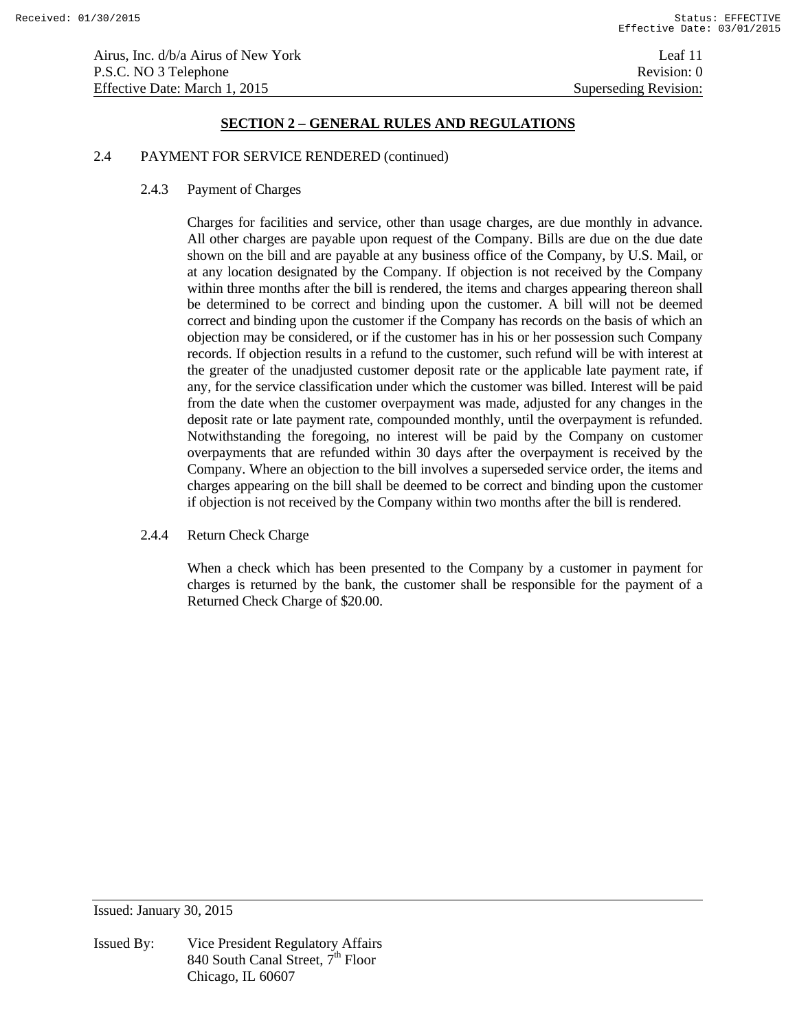## SECTION 2 – GENERAL RULES AND REGULATIONS

2.4 PAYMENT FOR SERVICE RENDERED (continued)

2.4.3 Payment of Charges

Charges for facilities and service, other than usage charges, are due monthly in advance. All other charges are payable upon request of the Company. Bills are due on the due date shown on the bill and are payable at any business office of the Company, by U.S. Mail, or at any location designated by the Company. If objection is not received by the Company within three months after the bill is rendered, the items and charges appearing thereon shall be determined to be correct and binding upon the customer. A bill will not be deemed correct and binding upon the customer if the Company has records on the basis of which an objection may be considered, or if the customer has in his or her possession such Company records. If objection results in a refund to the customer, such refund will be with interest at the greater of the unadjusted customer deposit rate or the applicable late payment rate, if any, for the service classification under which the customer was billed. Interest will be paid from the date when the customer overpayment was made, adjusted for any changes in the deposit rate or late payment rate, compounded monthly, until the overpayment is refunded. Notwithstanding the foregoing, no interest will be paid by the Company on customer overpayments that are refunded within 30 days after the overpayment is received by the Company. Where an objection to the bill involves a superseded service order, the items and charges appearing on the bill shall be deemed to be correct and binding upon the customer if objection is not received by the Company within two months after the bill is rendered.

2.4.4 Return Check Charge

When a check which has been presented to the Company by a customer in payment for charges is returned by the bank, the customer shall be responsible for the payment of a Returned Check Charge of $20.00.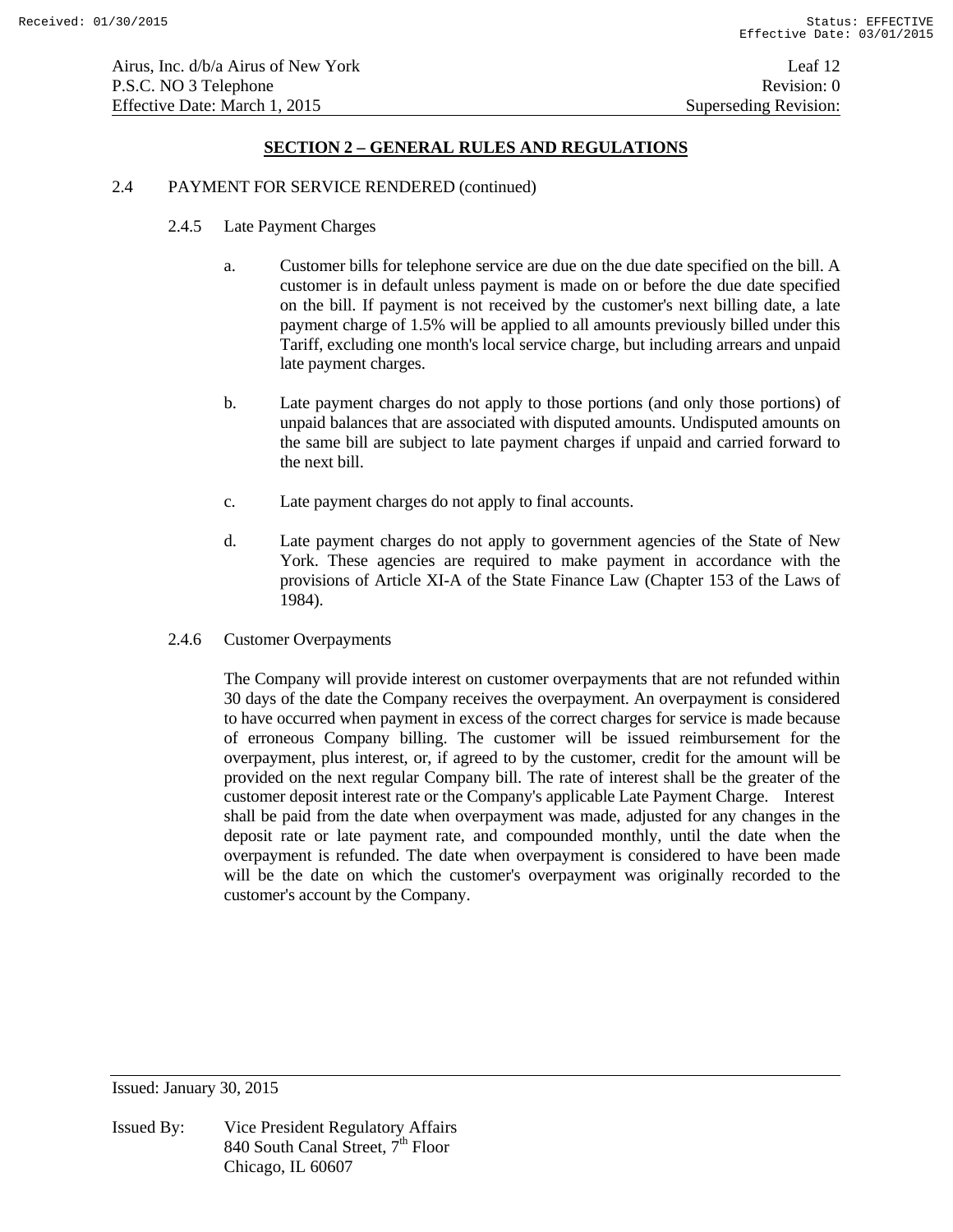## SECTION 2 – GENERAL RULES AND REGULATIONS

2.4 PAYMENT FOR SERVICE RENDERED (continued)

2.4.5 Late Payment Charges

a. Customer bills for telephone service are due on the due date specified on the bill. A customer is in default unless payment is made on or before the due date specified on the bill. If payment is not received by the customer's next billing date, a late payment charge of 1.5% will be applied to all amounts previously billed under this Tariff, excluding one month's local service charge, but including arrears and unpaid late payment charges.

b. Late payment charges do not apply to those portions (and only those portions) of unpaid balances that are associated with disputed amounts. Undisputed amounts on the same bill are subject to late payment charges if unpaid and carried forward to the next bill.

c. Late payment charges do not apply to final accounts.

d. Late payment charges do not apply to government agencies of the State of New York. These agencies are required to make payment in accordance with the provisions of Article XI-A of the State Finance Law (Chapter 153 of the Laws of 1984).

2.4.6 Customer Overpayments

The Company will provide interest on customer overpayments that are not refunded within 30 days of the date the Company receives the overpayment. An overpayment is considered to have occurred when payment in excess of the correct charges for service is made because of erroneous Company billing. The customer will be issued reimbursement for the overpayment, plus interest, or, if agreed to by the customer, credit for the amount will be provided on the next regular Company bill. The rate of interest shall be the greater of the customer deposit interest rate or the Company's applicable Late Payment Charge. Interest shall be paid from the date when overpayment was made, adjusted for any changes in the deposit rate or late payment rate, and compounded monthly, until the date when the overpayment is refunded. The date when overpayment is considered to have been made will be the date on which the customer's overpayment was originally recorded to the customer's account by the Company.

Issued: January 30, 2015

Issued By: Vice President Regulatory Affairs
840 South Canal Street, 7th Floor
Chicago, IL 60607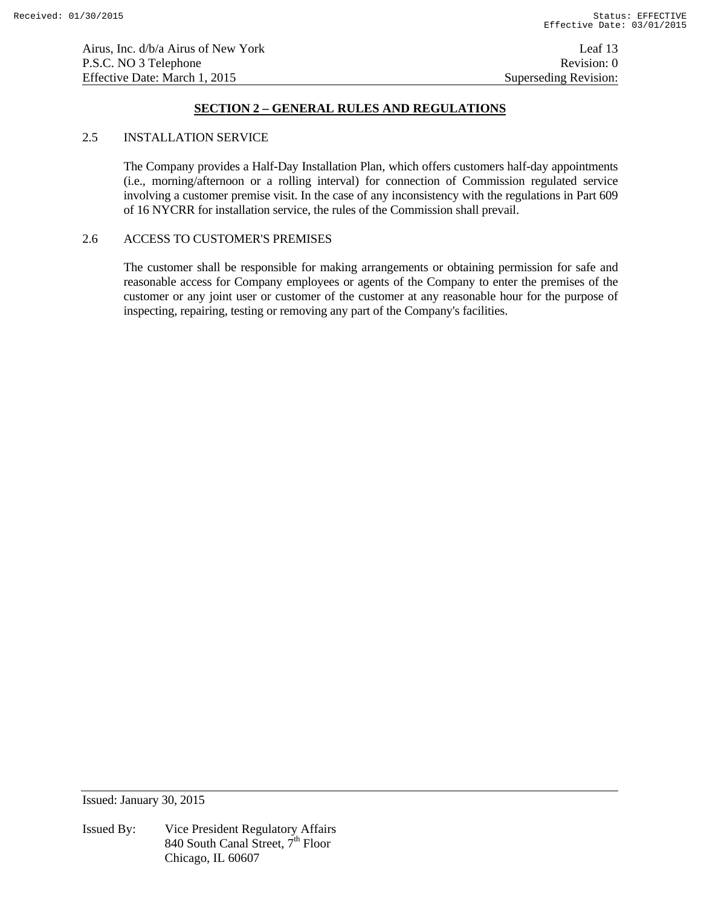## SECTION 2 – GENERAL RULES AND REGULATIONS

2.5 INSTALLATION SERVICE

The Company provides a Half-Day Installation Plan, which offers customers half-day appointments (i.e., morning/afternoon or a rolling interval) for connection of Commission regulated service involving a customer premise visit. In the case of any inconsistency with the regulations in Part 609 of 16 NYCRR for installation service, the rules of the Commission shall prevail.

2.6 ACCESS TO CUSTOMER'S PREMISES

The customer shall be responsible for making arrangements or obtaining permission for safe and reasonable access for Company employees or agents of the Company to enter the premises of the customer or any joint user or customer of the customer at any reasonable hour for the purpose of inspecting, repairing, testing or removing any part of the Company's facilities.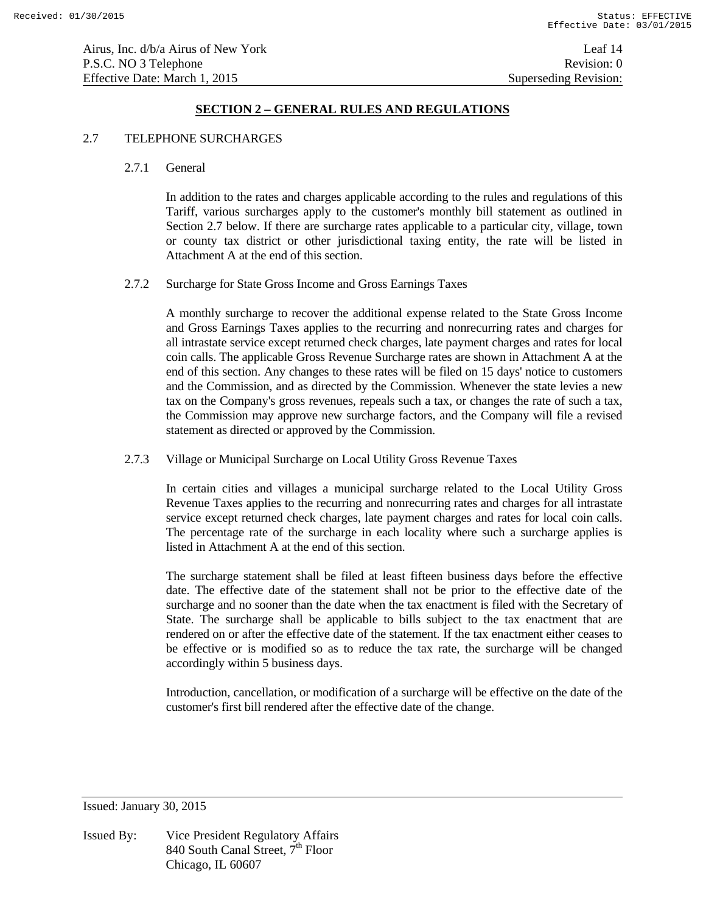## SECTION 2 – GENERAL RULES AND REGULATIONS

### 2.7 TELEPHONE SURCHARGES

#### 2.7.1 General

In addition to the rates and charges applicable according to the rules and regulations of this Tariff, various surcharges apply to the customer's monthly bill statement as outlined in Section 2.7 below. If there are surcharge rates applicable to a particular city, village, town or county tax district or other jurisdictional taxing entity, the rate will be listed in Attachment A at the end of this section.

#### 2.7.2 Surcharge for State Gross Income and Gross Earnings Taxes

A monthly surcharge to recover the additional expense related to the State Gross Income and Gross Earnings Taxes applies to the recurring and nonrecurring rates and charges for all intrastate service except returned check charges, late payment charges and rates for local coin calls. The applicable Gross Revenue Surcharge rates are shown in Attachment A at the end of this section. Any changes to these rates will be filed on 15 days' notice to customers and the Commission, and as directed by the Commission. Whenever the state levies a new tax on the Company's gross revenues, repeals such a tax, or changes the rate of such a tax, the Commission may approve new surcharge factors, and the Company will file a revised statement as directed or approved by the Commission.

#### 2.7.3 Village or Municipal Surcharge on Local Utility Gross Revenue Taxes

In certain cities and villages a municipal surcharge related to the Local Utility Gross Revenue Taxes applies to the recurring and nonrecurring rates and charges for all intrastate service except returned check charges, late payment charges and rates for local coin calls. The percentage rate of the surcharge in each locality where such a surcharge applies is listed in Attachment A at the end of this section.

The surcharge statement shall be filed at least fifteen business days before the effective date. The effective date of the statement shall not be prior to the effective date of the surcharge and no sooner than the date when the tax enactment is filed with the Secretary of State. The surcharge shall be applicable to bills subject to the tax enactment that are rendered on or after the effective date of the statement. If the tax enactment either ceases to be effective or is modified so as to reduce the tax rate, the surcharge will be changed accordingly within 5 business days.

Introduction, cancellation, or modification of a surcharge will be effective on the date of the customer's first bill rendered after the effective date of the change.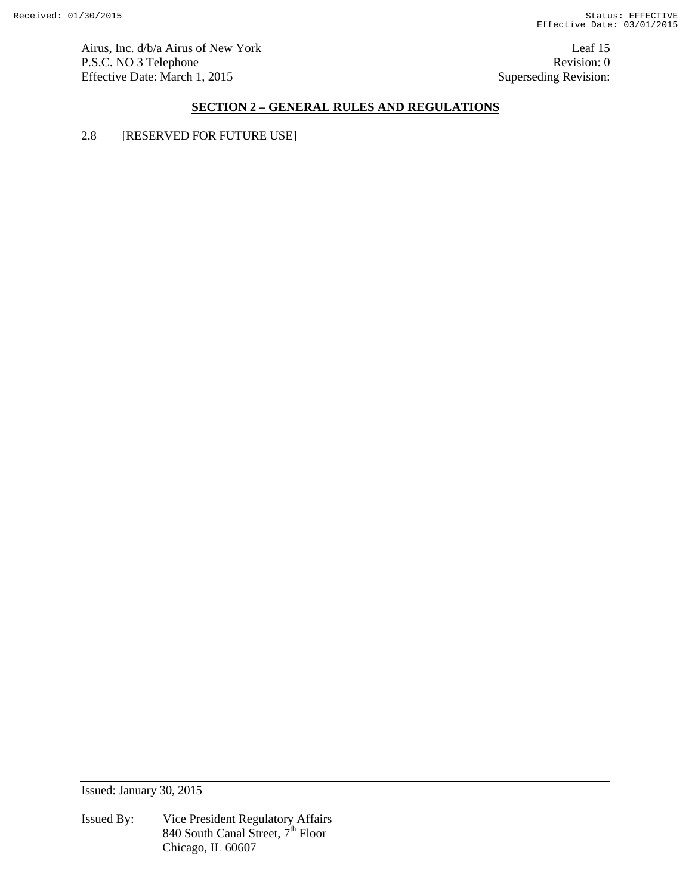## SECTION 2 – GENERAL RULES AND REGULATIONS

2.8 [RESERVED FOR FUTURE USE]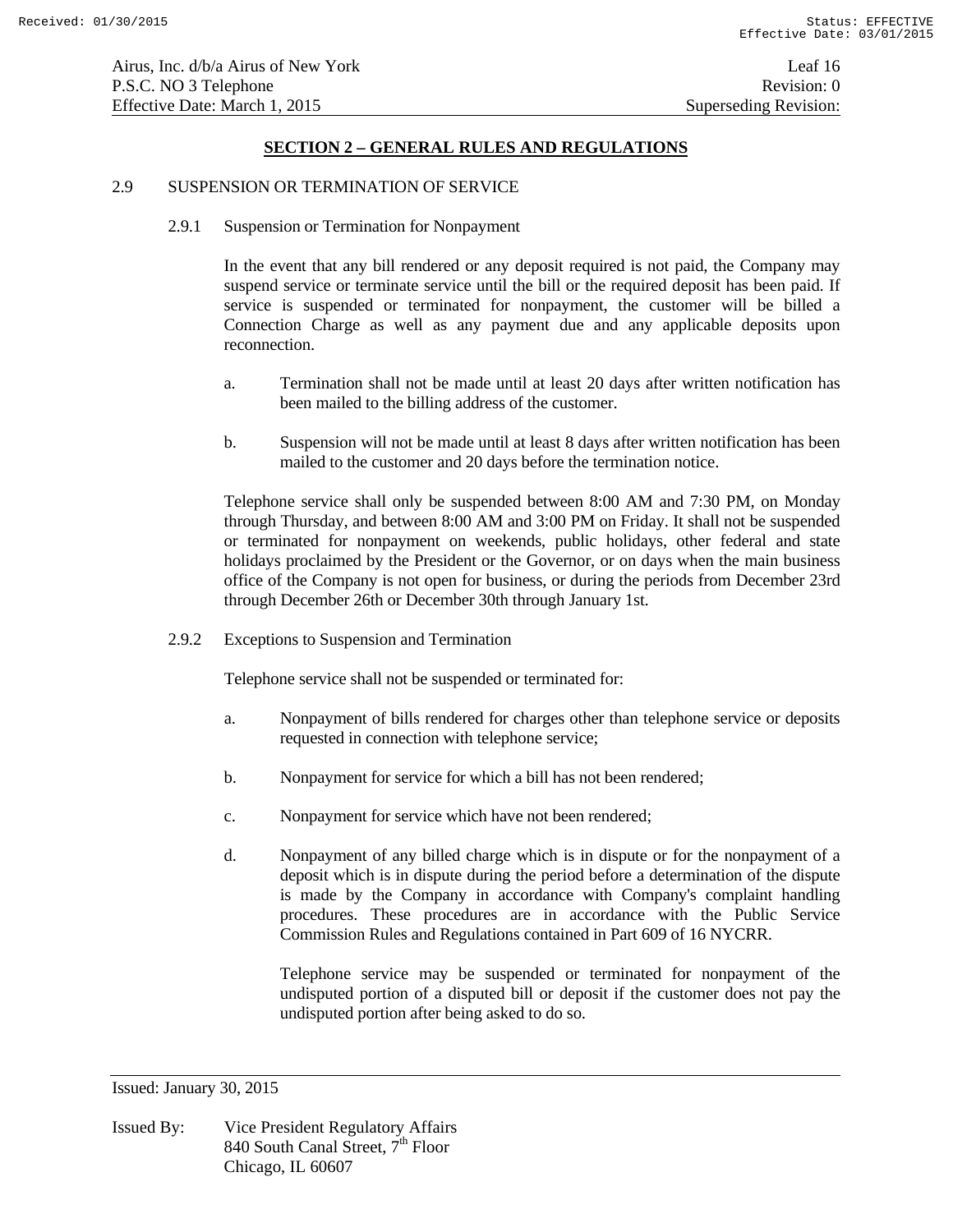## SECTION 2 – GENERAL RULES AND REGULATIONS

2.9 SUSPENSION OR TERMINATION OF SERVICE

2.9.1 Suspension or Termination for Nonpayment

In the event that any bill rendered or any deposit required is not paid, the Company may suspend service or terminate service until the bill or the required deposit has been paid. If service is suspended or terminated for nonpayment, the customer will be billed a Connection Charge as well as any payment due and any applicable deposits upon reconnection.

a. Termination shall not be made until at least 20 days after written notification has been mailed to the billing address of the customer.

b. Suspension will not be made until at least 8 days after written notification has been mailed to the customer and 20 days before the termination notice.

Telephone service shall only be suspended between 8:00 AM and 7:30 PM, on Monday through Thursday, and between 8:00 AM and 3:00 PM on Friday. It shall not be suspended or terminated for nonpayment on weekends, public holidays, other federal and state holidays proclaimed by the President or the Governor, or on days when the main business office of the Company is not open for business, or during the periods from December 23rd through December 26th or December 30th through January 1st.

2.9.2 Exceptions to Suspension and Termination

Telephone service shall not be suspended or terminated for:

a. Nonpayment of bills rendered for charges other than telephone service or deposits requested in connection with telephone service;

b. Nonpayment for service for which a bill has not been rendered;

c. Nonpayment for service which have not been rendered;

d. Nonpayment of any billed charge which is in dispute or for the nonpayment of a deposit which is in dispute during the period before a determination of the dispute is made by the Company in accordance with Company's complaint handling procedures. These procedures are in accordance with the Public Service Commission Rules and Regulations contained in Part 609 of 16 NYCRR.

   Telephone service may be suspended or terminated for nonpayment of the undisputed portion of a disputed bill or deposit if the customer does not pay the undisputed portion after being asked to do so.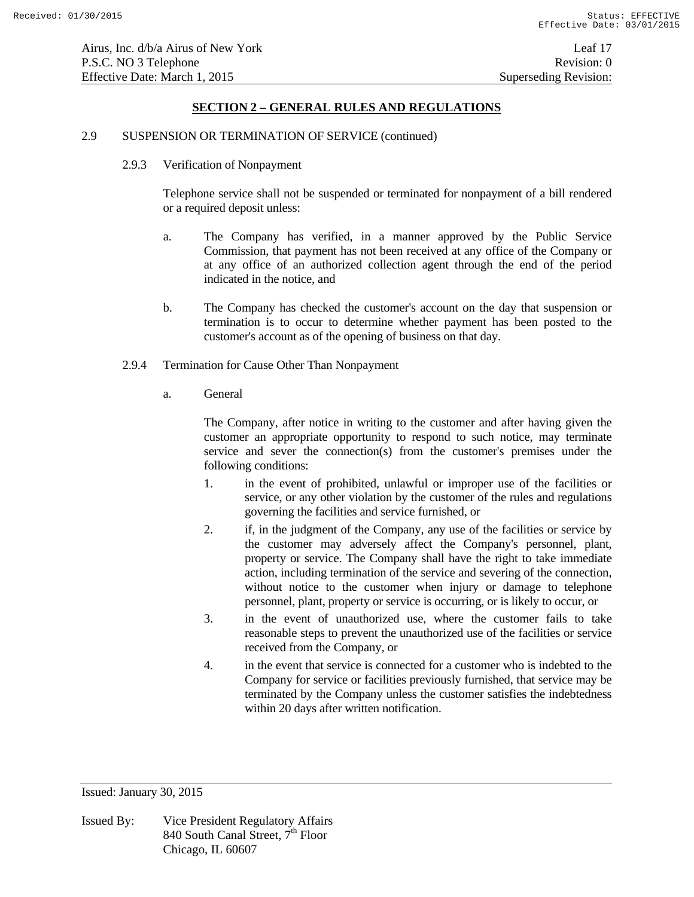## SECTION 2 – GENERAL RULES AND REGULATIONS

2.9 SUSPENSION OR TERMINATION OF SERVICE (continued)

2.9.3 Verification of Nonpayment

Telephone service shall not be suspended or terminated for nonpayment of a bill rendered or a required deposit unless:

a. The Company has verified, in a manner approved by the Public Service Commission, that payment has not been received at any office of the Company or at any office of an authorized collection agent through the end of the period indicated in the notice, and

b. The Company has checked the customer's account on the day that suspension or termination is to occur to determine whether payment has been posted to the customer's account as of the opening of business on that day.

2.9.4 Termination for Cause Other Than Nonpayment

a. General

The Company, after notice in writing to the customer and after having given the customer an appropriate opportunity to respond to such notice, may terminate service and sever the connection(s) from the customer's premises under the following conditions:

1. in the event of prohibited, unlawful or improper use of the facilities or service, or any other violation by the customer of the rules and regulations governing the facilities and service furnished, or
2. if, in the judgment of the Company, any use of the facilities or service by the customer may adversely affect the Company's personnel, plant, property or service. The Company shall have the right to take immediate action, including termination of the service and severing of the connection, without notice to the customer when injury or damage to telephone personnel, plant, property or service is occurring, or is likely to occur, or
3. in the event of unauthorized use, where the customer fails to take reasonable steps to prevent the unauthorized use of the facilities or service received from the Company, or
4. in the event that service is connected for a customer who is indebted to the Company for service or facilities previously furnished, that service may be terminated by the Company unless the customer satisfies the indebtedness within 20 days after written notification.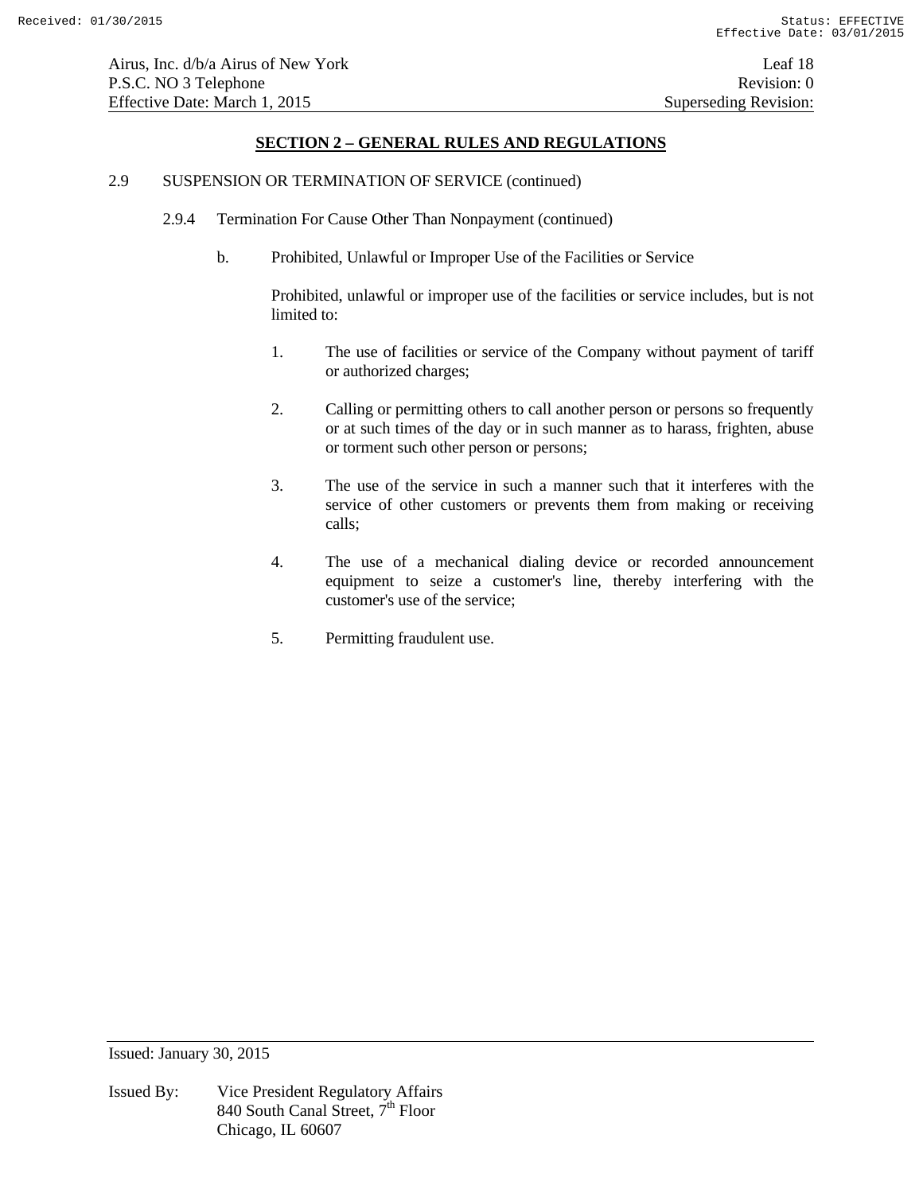## SECTION 2 – GENERAL RULES AND REGULATIONS

2.9 SUSPENSION OR TERMINATION OF SERVICE (continued)

2.9.4 Termination For Cause Other Than Nonpayment (continued)

b. Prohibited, Unlawful or Improper Use of the Facilities or Service

Prohibited, unlawful or improper use of the facilities or service includes, but is not limited to:

1. The use of facilities or service of the Company without payment of tariff or authorized charges;

2. Calling or permitting others to call another person or persons so frequently or at such times of the day or in such manner as to harass, frighten, abuse or torment such other person or persons;

3. The use of the service in such a manner such that it interferes with the service of other customers or prevents them from making or receiving calls;

4. The use of a mechanical dialing device or recorded announcement equipment to seize a customer's line, thereby interfering with the customer's use of the service;

5. Permitting fraudulent use.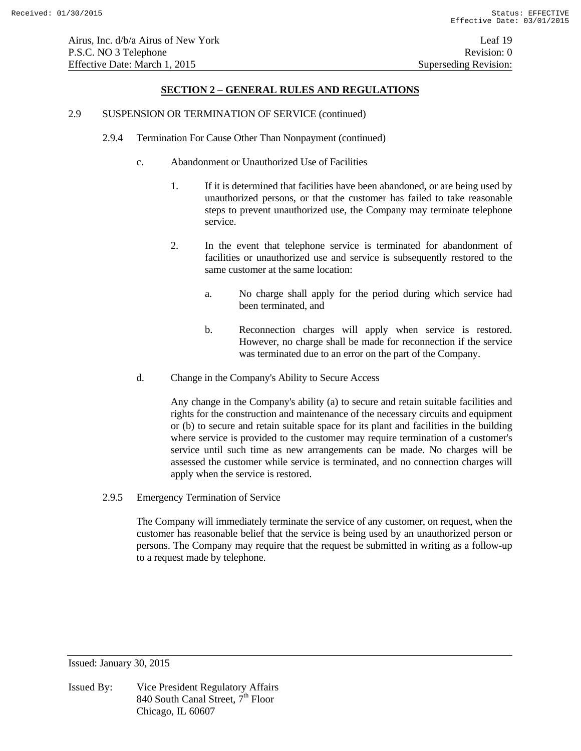## SECTION 2 – GENERAL RULES AND REGULATIONS

2.9 SUSPENSION OR TERMINATION OF SERVICE (continued)

2.9.4 Termination For Cause Other Than Nonpayment (continued)

c. Abandonment or Unauthorized Use of Facilities

1. If it is determined that facilities have been abandoned, or are being used by unauthorized persons, or that the customer has failed to take reasonable steps to prevent unauthorized use, the Company may terminate telephone service.

2. In the event that telephone service is terminated for abandonment of facilities or unauthorized use and service is subsequently restored to the same customer at the same location:

   a. No charge shall apply for the period during which service had been terminated, and

   b. Reconnection charges will apply when service is restored. However, no charge shall be made for reconnection if the service was terminated due to an error on the part of the Company.

d. Change in the Company's Ability to Secure Access

Any change in the Company's ability (a) to secure and retain suitable facilities and rights for the construction and maintenance of the necessary circuits and equipment or (b) to secure and retain suitable space for its plant and facilities in the building where service is provided to the customer may require termination of a customer's service until such time as new arrangements can be made. No charges will be assessed the customer while service is terminated, and no connection charges will apply when the service is restored.

2.9.5 Emergency Termination of Service

The Company will immediately terminate the service of any customer, on request, when the customer has reasonable belief that the service is being used by an unauthorized person or persons. The Company may require that the request be submitted in writing as a follow-up to a request made by telephone.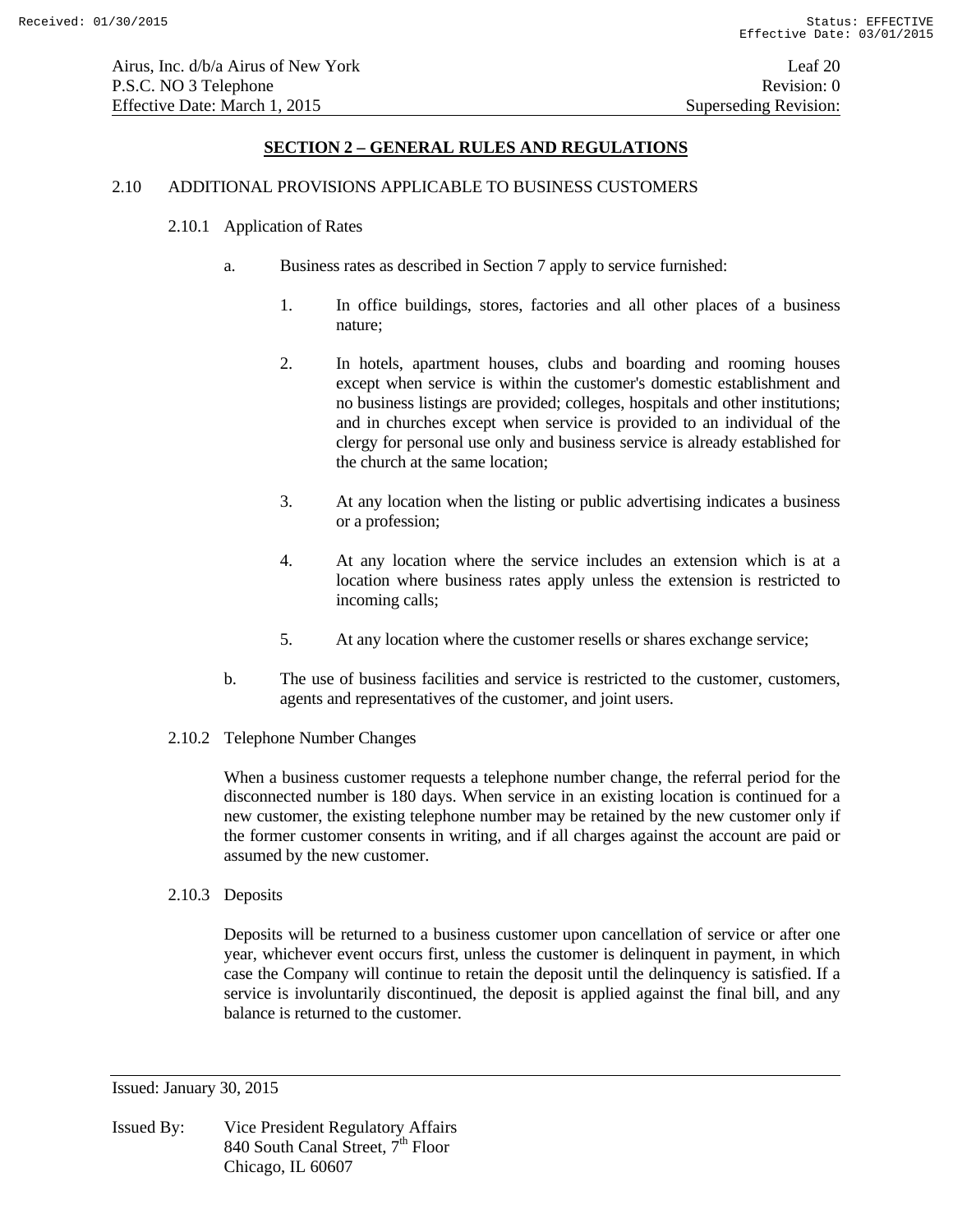## SECTION 2 – GENERAL RULES AND REGULATIONS

2.10 ADDITIONAL PROVISIONS APPLICABLE TO BUSINESS CUSTOMERS

2.10.1 Application of Rates

a. Business rates as described in Section 7 apply to service furnished:

1. In office buildings, stores, factories and all other places of a business nature;

2. In hotels, apartment houses, clubs and boarding and rooming houses except when service is within the customer's domestic establishment and no business listings are provided; colleges, hospitals and other institutions; and in churches except when service is provided to an individual of the clergy for personal use only and business service is already established for the church at the same location;

3. At any location when the listing or public advertising indicates a business or a profession;

4. At any location where the service includes an extension which is at a location where business rates apply unless the extension is restricted to incoming calls;

5. At any location where the customer resells or shares exchange service;

b. The use of business facilities and service is restricted to the customer, customers, agents and representatives of the customer, and joint users.

2.10.2 Telephone Number Changes

When a business customer requests a telephone number change, the referral period for the disconnected number is 180 days. When service in an existing location is continued for a new customer, the existing telephone number may be retained by the new customer only if the former customer consents in writing, and if all charges against the account are paid or assumed by the new customer.

2.10.3 Deposits

Deposits will be returned to a business customer upon cancellation of service or after one year, whichever event occurs first, unless the customer is delinquent in payment, in which case the Company will continue to retain the deposit until the delinquency is satisfied. If a service is involuntarily discontinued, the deposit is applied against the final bill, and any balance is returned to the customer.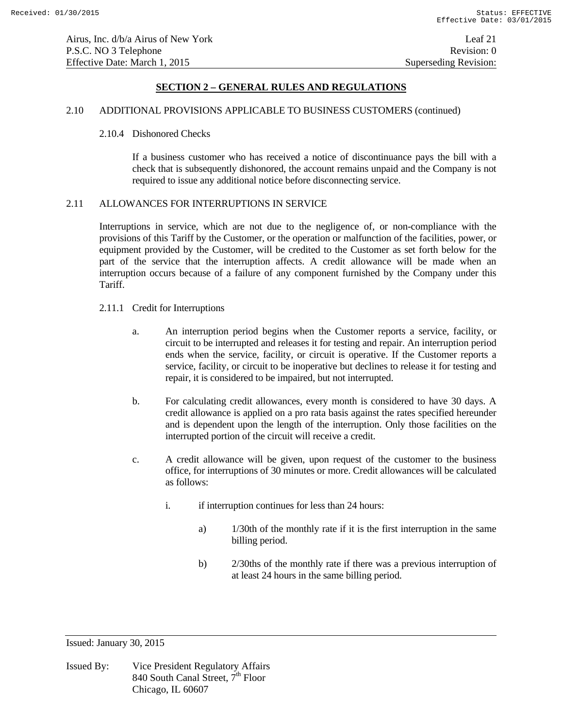## SECTION 2 – GENERAL RULES AND REGULATIONS

2.10 ADDITIONAL PROVISIONS APPLICABLE TO BUSINESS CUSTOMERS (continued)

2.10.4 Dishonored Checks

If a business customer who has received a notice of discontinuance pays the bill with a check that is subsequently dishonored, the account remains unpaid and the Company is not required to issue any additional notice before disconnecting service.

2.11 ALLOWANCES FOR INTERRUPTIONS IN SERVICE

Interruptions in service, which are not due to the negligence of, or non-compliance with the provisions of this Tariff by the Customer, or the operation or malfunction of the facilities, power, or equipment provided by the Customer, will be credited to the Customer as set forth below for the part of the service that the interruption affects. A credit allowance will be made when an interruption occurs because of a failure of any component furnished by the Company under this Tariff.

2.11.1 Credit for Interruptions

a. An interruption period begins when the Customer reports a service, facility, or circuit to be interrupted and releases it for testing and repair. An interruption period ends when the service, facility, or circuit is operative. If the Customer reports a service, facility, or circuit to be inoperative but declines to release it for testing and repair, it is considered to be impaired, but not interrupted.

b. For calculating credit allowances, every month is considered to have 30 days. A credit allowance is applied on a pro rata basis against the rates specified hereunder and is dependent upon the length of the interruption. Only those facilities on the interrupted portion of the circuit will receive a credit.

c. A credit allowance will be given, upon request of the customer to the business office, for interruptions of 30 minutes or more. Credit allowances will be calculated as follows:

i. if interruption continues for less than 24 hours:

a) 1/30th of the monthly rate if it is the first interruption in the same billing period.

b) 2/30ths of the monthly rate if there was a previous interruption of at least 24 hours in the same billing period.

Issued: January 30, 2015

Issued By: Vice President Regulatory Affairs
840 South Canal Street, 7th Floor
Chicago, IL 60607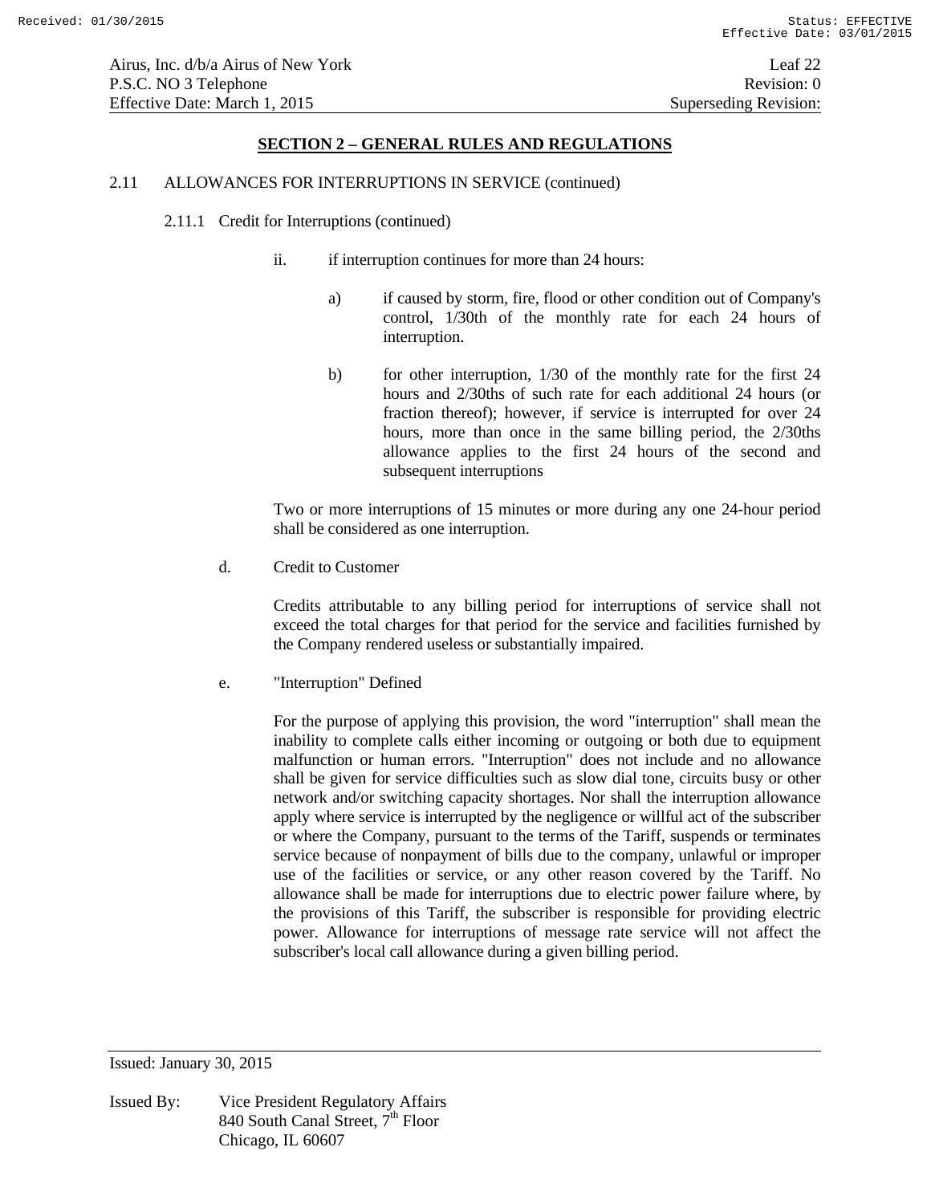## SECTION 2 – GENERAL RULES AND REGULATIONS

2.11 ALLOWANCES FOR INTERRUPTIONS IN SERVICE (continued)

2.11.1 Credit for Interruptions (continued)

ii. if interruption continues for more than 24 hours:

a) if caused by storm, fire, flood or other condition out of Company's control, 1/30th of the monthly rate for each 24 hours of interruption.

b) for other interruption, 1/30 of the monthly rate for the first 24 hours and 2/30ths of such rate for each additional 24 hours (or fraction thereof); however, if service is interrupted for over 24 hours, more than once in the same billing period, the 2/30ths allowance applies to the first 24 hours of the second and subsequent interruptions

Two or more interruptions of 15 minutes or more during any one 24-hour period shall be considered as one interruption.

d. Credit to Customer

Credits attributable to any billing period for interruptions of service shall not exceed the total charges for that period for the service and facilities furnished by the Company rendered useless or substantially impaired.

e. "Interruption" Defined

For the purpose of applying this provision, the word "interruption" shall mean the inability to complete calls either incoming or outgoing or both due to equipment malfunction or human errors. "Interruption" does not include and no allowance shall be given for service difficulties such as slow dial tone, circuits busy or other network and/or switching capacity shortages. Nor shall the interruption allowance apply where service is interrupted by the negligence or willful act of the subscriber or where the Company, pursuant to the terms of the Tariff, suspends or terminates service because of nonpayment of bills due to the company, unlawful or improper use of the facilities or service, or any other reason covered by the Tariff. No allowance shall be made for interruptions due to electric power failure where, by the provisions of this Tariff, the subscriber is responsible for providing electric power. Allowance for interruptions of message rate service will not affect the subscriber's local call allowance during a given billing period.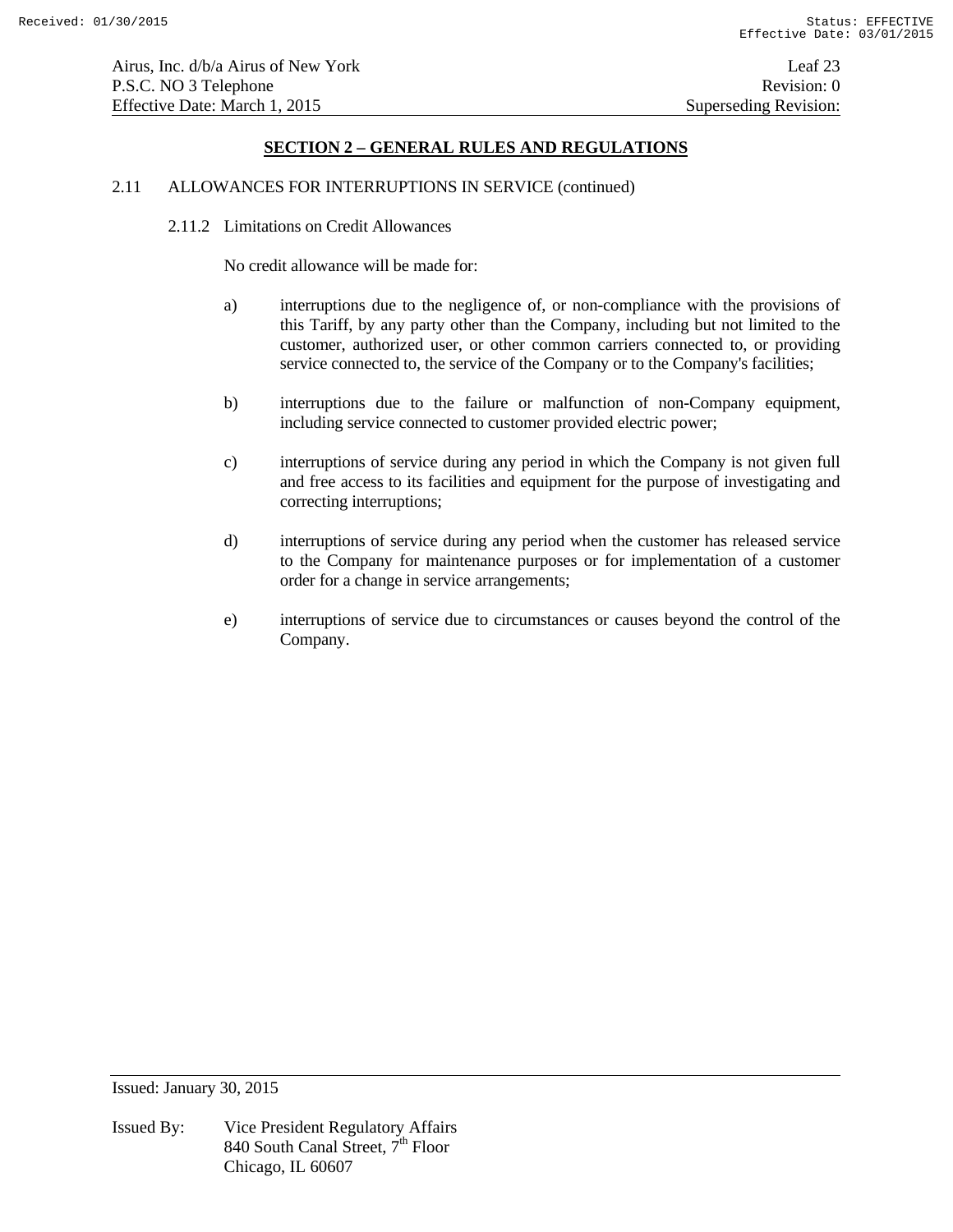## SECTION 2 – GENERAL RULES AND REGULATIONS

2.11 ALLOWANCES FOR INTERRUPTIONS IN SERVICE (continued)

2.11.2 Limitations on Credit Allowances

No credit allowance will be made for:

a) interruptions due to the negligence of, or non-compliance with the provisions of this Tariff, by any party other than the Company, including but not limited to the customer, authorized user, or other common carriers connected to, or providing service connected to, the service of the Company or to the Company's facilities;

b) interruptions due to the failure or malfunction of non-Company equipment, including service connected to customer provided electric power;

c) interruptions of service during any period in which the Company is not given full and free access to its facilities and equipment for the purpose of investigating and correcting interruptions;

d) interruptions of service during any period when the customer has released service to the Company for maintenance purposes or for implementation of a customer order for a change in service arrangements;

e) interruptions of service due to circumstances or causes beyond the control of the Company.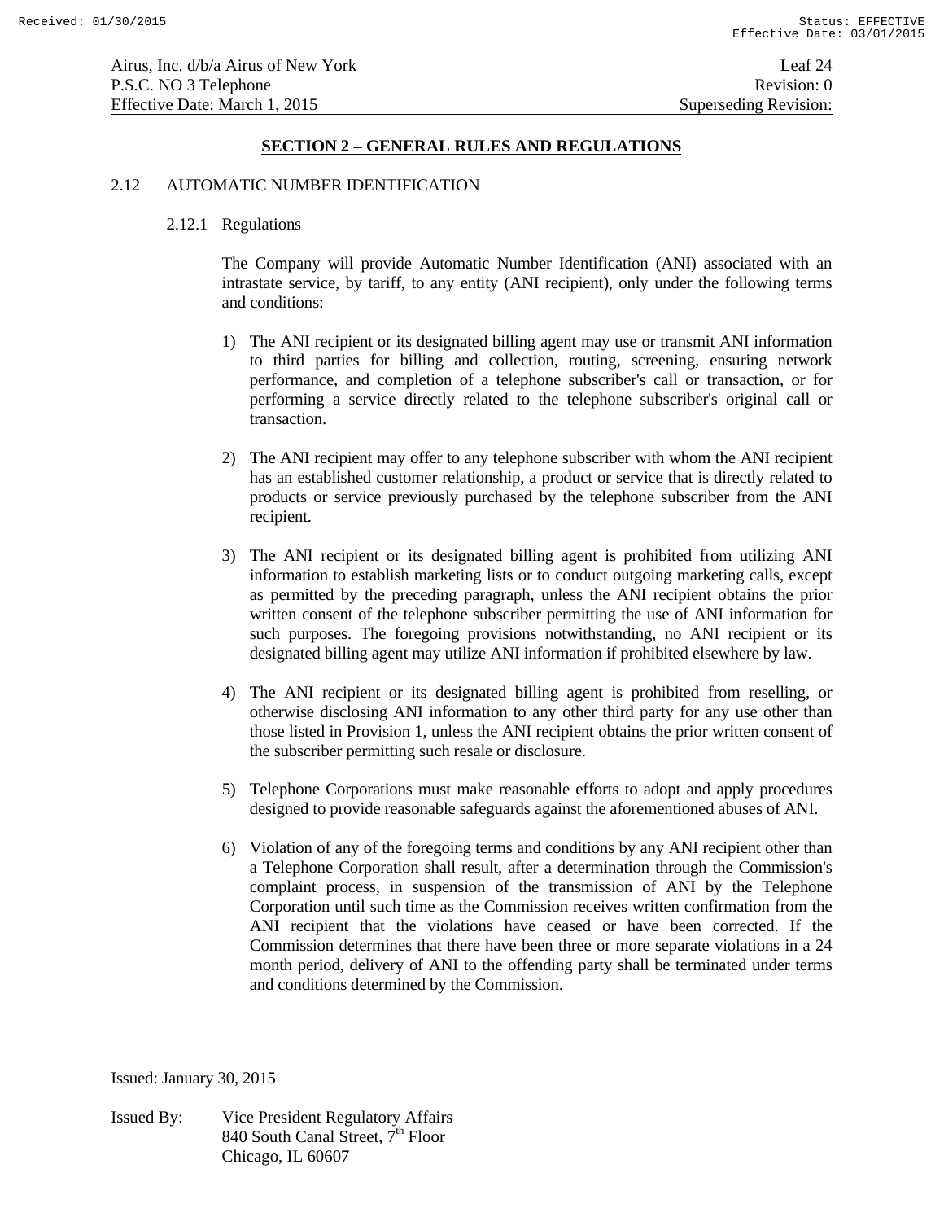## SECTION 2 – GENERAL RULES AND REGULATIONS

2.12 AUTOMATIC NUMBER IDENTIFICATION

2.12.1 Regulations

The Company will provide Automatic Number Identification (ANI) associated with an intrastate service, by tariff, to any entity (ANI recipient), only under the following terms and conditions:

1) The ANI recipient or its designated billing agent may use or transmit ANI information to third parties for billing and collection, routing, screening, ensuring network performance, and completion of a telephone subscriber's call or transaction, or for performing a service directly related to the telephone subscriber's original call or transaction.

2) The ANI recipient may offer to any telephone subscriber with whom the ANI recipient has an established customer relationship, a product or service that is directly related to products or service previously purchased by the telephone subscriber from the ANI recipient.

3) The ANI recipient or its designated billing agent is prohibited from utilizing ANI information to establish marketing lists or to conduct outgoing marketing calls, except as permitted by the preceding paragraph, unless the ANI recipient obtains the prior written consent of the telephone subscriber permitting the use of ANI information for such purposes. The foregoing provisions notwithstanding, no ANI recipient or its designated billing agent may utilize ANI information if prohibited elsewhere by law.

4) The ANI recipient or its designated billing agent is prohibited from reselling, or otherwise disclosing ANI information to any other third party for any use other than those listed in Provision 1, unless the ANI recipient obtains the prior written consent of the subscriber permitting such resale or disclosure.

5) Telephone Corporations must make reasonable efforts to adopt and apply procedures designed to provide reasonable safeguards against the aforementioned abuses of ANI.

6) Violation of any of the foregoing terms and conditions by any ANI recipient other than a Telephone Corporation shall result, after a determination through the Commission's complaint process, in suspension of the transmission of ANI by the Telephone Corporation until such time as the Commission receives written confirmation from the ANI recipient that the violations have ceased or have been corrected. If the Commission determines that there have been three or more separate violations in a 24 month period, delivery of ANI to the offending party shall be terminated under terms and conditions determined by the Commission.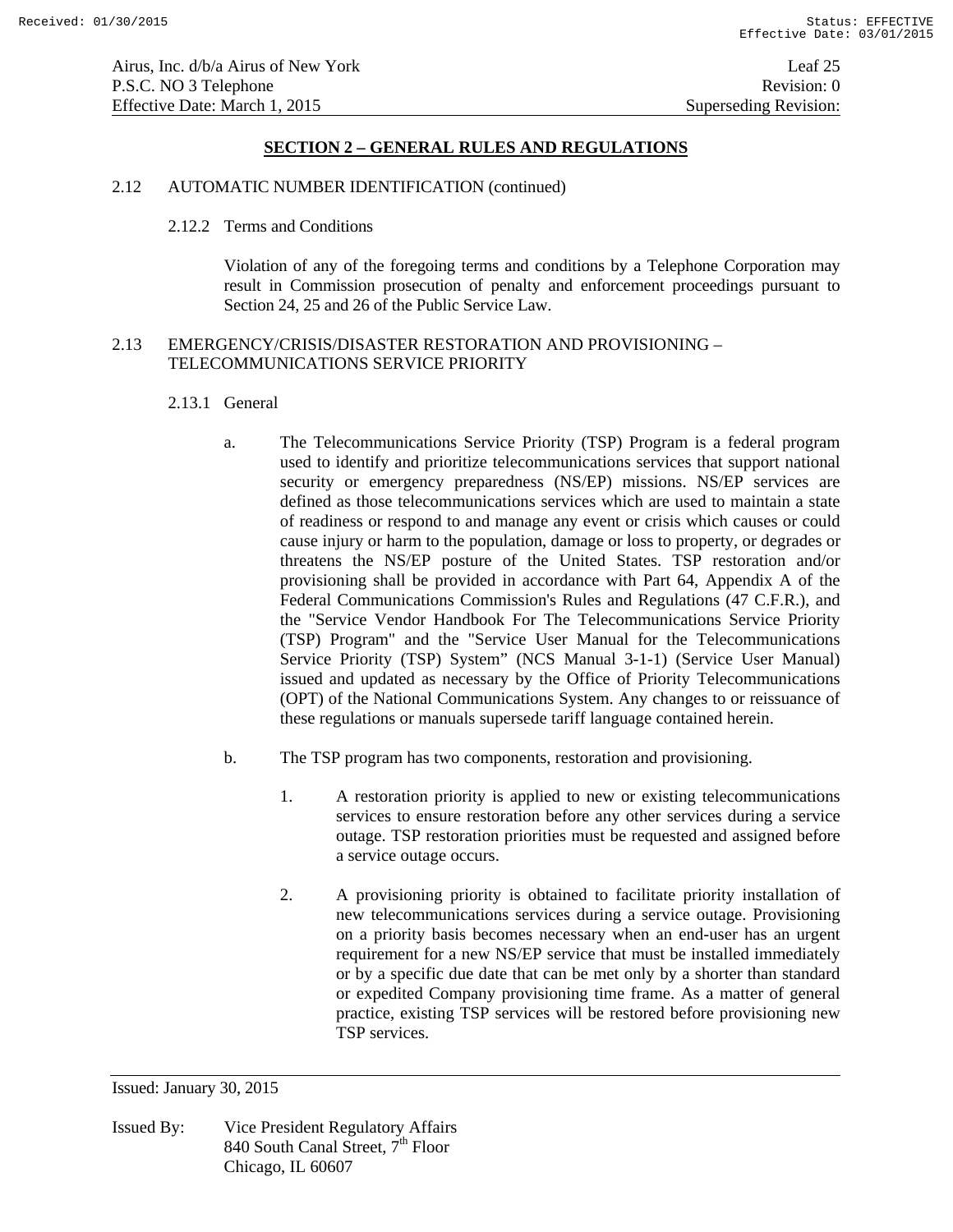## SECTION 2 – GENERAL RULES AND REGULATIONS

2.12 AUTOMATIC NUMBER IDENTIFICATION (continued)

2.12.2 Terms and Conditions

Violation of any of the foregoing terms and conditions by a Telephone Corporation may result in Commission prosecution of penalty and enforcement proceedings pursuant to Section 24, 25 and 26 of the Public Service Law.

2.13 EMERGENCY/CRISIS/DISASTER RESTORATION AND PROVISIONING – TELECOMMUNICATIONS SERVICE PRIORITY

2.13.1 General

a. The Telecommunications Service Priority (TSP) Program is a federal program used to identify and prioritize telecommunications services that support national security or emergency preparedness (NS/EP) missions. NS/EP services are defined as those telecommunications services which are used to maintain a state of readiness or respond to and manage any event or crisis which causes or could cause injury or harm to the population, damage or loss to property, or degrades or threatens the NS/EP posture of the United States. TSP restoration and/or provisioning shall be provided in accordance with Part 64, Appendix A of the Federal Communications Commission's Rules and Regulations (47 C.F.R.), and the "Service Vendor Handbook For The Telecommunications Service Priority (TSP) Program" and the "Service User Manual for the Telecommunications Service Priority (TSP) System" (NCS Manual 3-1-1) (Service User Manual) issued and updated as necessary by the Office of Priority Telecommunications (OPT) of the National Communications System. Any changes to or reissuance of these regulations or manuals supersede tariff language contained herein.

b. The TSP program has two components, restoration and provisioning.

1. A restoration priority is applied to new or existing telecommunications services to ensure restoration before any other services during a service outage. TSP restoration priorities must be requested and assigned before a service outage occurs.

2. A provisioning priority is obtained to facilitate priority installation of new telecommunications services during a service outage. Provisioning on a priority basis becomes necessary when an end-user has an urgent requirement for a new NS/EP service that must be installed immediately or by a specific due date that can be met only by a shorter than standard or expedited Company provisioning time frame. As a matter of general practice, existing TSP services will be restored before provisioning new TSP services.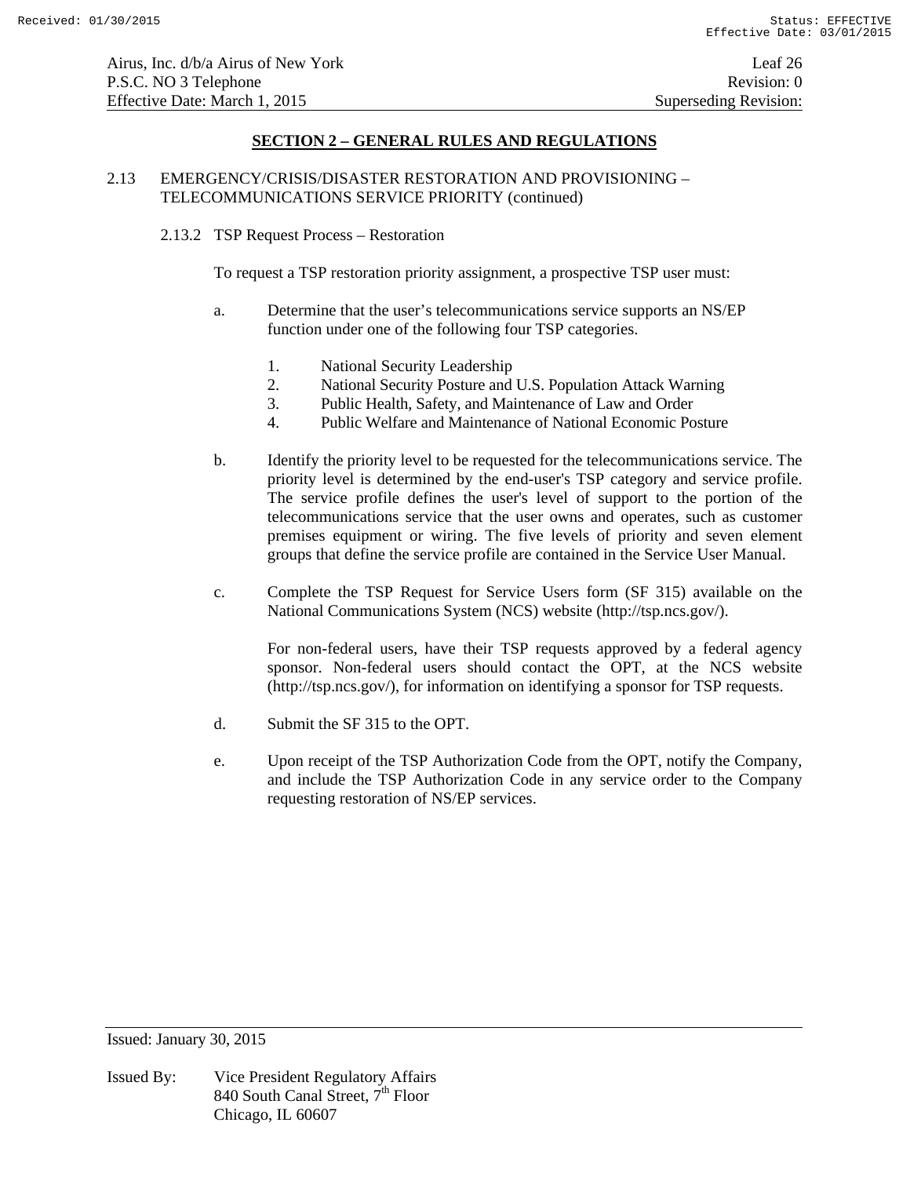## SECTION 2 – GENERAL RULES AND REGULATIONS

2.13 EMERGENCY/CRISIS/DISASTER RESTORATION AND PROVISIONING – TELECOMMUNICATIONS SERVICE PRIORITY (continued)

2.13.2 TSP Request Process – Restoration

To request a TSP restoration priority assignment, a prospective TSP user must:

a. Determine that the user's telecommunications service supports an NS/EP function under one of the following four TSP categories.

   1. National Security Leadership
   2. National Security Posture and U.S. Population Attack Warning
   3. Public Health, Safety, and Maintenance of Law and Order
   4. Public Welfare and Maintenance of National Economic Posture

b. Identify the priority level to be requested for the telecommunications service. The priority level is determined by the end-user's TSP category and service profile. The service profile defines the user's level of support to the portion of the telecommunications service that the user owns and operates, such as customer premises equipment or wiring. The five levels of priority and seven element groups that define the service profile are contained in the Service User Manual.

c. Complete the TSP Request for Service Users form (SF 315) available on the National Communications System (NCS) website (http://tsp.ncs.gov/).

   For non-federal users, have their TSP requests approved by a federal agency sponsor. Non-federal users should contact the OPT, at the NCS website (http://tsp.ncs.gov/), for information on identifying a sponsor for TSP requests.

d. Submit the SF 315 to the OPT.

e. Upon receipt of the TSP Authorization Code from the OPT, notify the Company, and include the TSP Authorization Code in any service order to the Company requesting restoration of NS/EP services.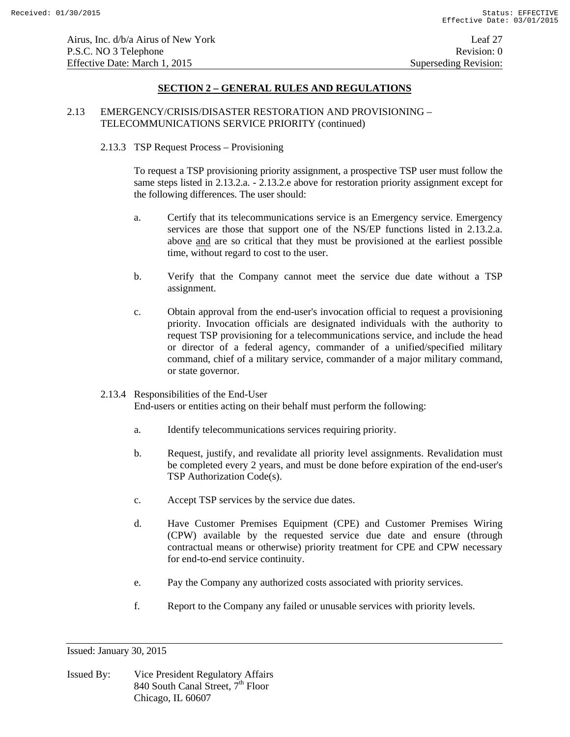## SECTION 2 – GENERAL RULES AND REGULATIONS

2.13 EMERGENCY/CRISIS/DISASTER RESTORATION AND PROVISIONING – TELECOMMUNICATIONS SERVICE PRIORITY (continued)

2.13.3 TSP Request Process – Provisioning

To request a TSP provisioning priority assignment, a prospective TSP user must follow the same steps listed in 2.13.2.a. - 2.13.2.e above for restoration priority assignment except for the following differences. The user should:

a. Certify that its telecommunications service is an Emergency service. Emergency services are those that support one of the NS/EP functions listed in 2.13.2.a. above <u>and</u> are so critical that they must be provisioned at the earliest possible time, without regard to cost to the user.

b. Verify that the Company cannot meet the service due date without a TSP assignment.

c. Obtain approval from the end-user's invocation official to request a provisioning priority. Invocation officials are designated individuals with the authority to request TSP provisioning for a telecommunications service, and include the head or director of a federal agency, commander of a unified/specified military command, chief of a military service, commander of a major military command, or state governor.

2.13.4 Responsibilities of the End-User

End-users or entities acting on their behalf must perform the following:

a. Identify telecommunications services requiring priority.

b. Request, justify, and revalidate all priority level assignments. Revalidation must be completed every 2 years, and must be done before expiration of the end-user's TSP Authorization Code(s).

c. Accept TSP services by the service due dates.

d. Have Customer Premises Equipment (CPE) and Customer Premises Wiring (CPW) available by the requested service due date and ensure (through contractual means or otherwise) priority treatment for CPE and CPW necessary for end-to-end service continuity.

e. Pay the Company any authorized costs associated with priority services.

f. Report to the Company any failed or unusable services with priority levels.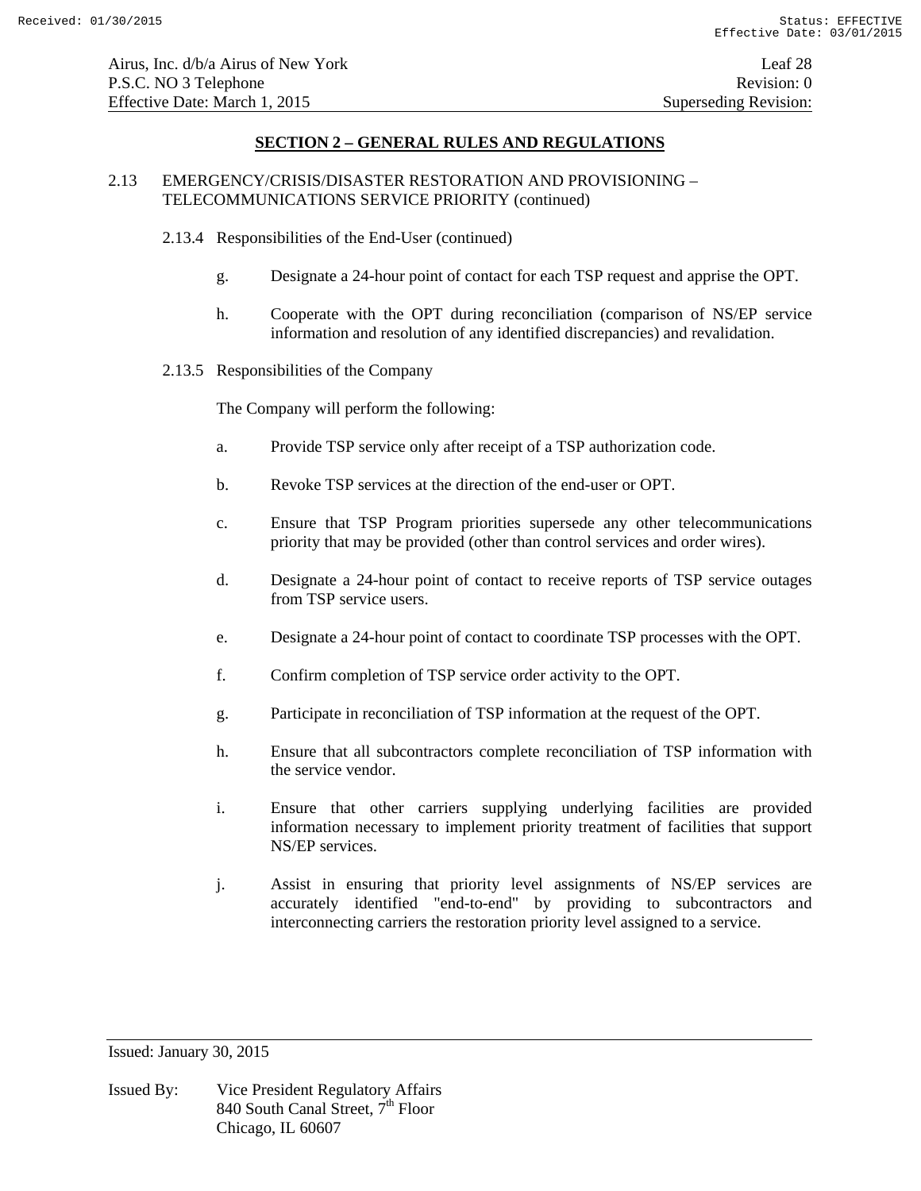## SECTION 2 – GENERAL RULES AND REGULATIONS

2.13 EMERGENCY/CRISIS/DISASTER RESTORATION AND PROVISIONING – TELECOMMUNICATIONS SERVICE PRIORITY (continued)

2.13.4 Responsibilities of the End-User (continued)

g. Designate a 24-hour point of contact for each TSP request and apprise the OPT.

h. Cooperate with the OPT during reconciliation (comparison of NS/EP service information and resolution of any identified discrepancies) and revalidation.

2.13.5 Responsibilities of the Company

The Company will perform the following:

a. Provide TSP service only after receipt of a TSP authorization code.

b. Revoke TSP services at the direction of the end-user or OPT.

c. Ensure that TSP Program priorities supersede any other telecommunications priority that may be provided (other than control services and order wires).

d. Designate a 24-hour point of contact to receive reports of TSP service outages from TSP service users.

e. Designate a 24-hour point of contact to coordinate TSP processes with the OPT.

f. Confirm completion of TSP service order activity to the OPT.

g. Participate in reconciliation of TSP information at the request of the OPT.

h. Ensure that all subcontractors complete reconciliation of TSP information with the service vendor.

i. Ensure that other carriers supplying underlying facilities are provided information necessary to implement priority treatment of facilities that support NS/EP services.

j. Assist in ensuring that priority level assignments of NS/EP services are accurately identified "end-to-end" by providing to subcontractors and interconnecting carriers the restoration priority level assigned to a service.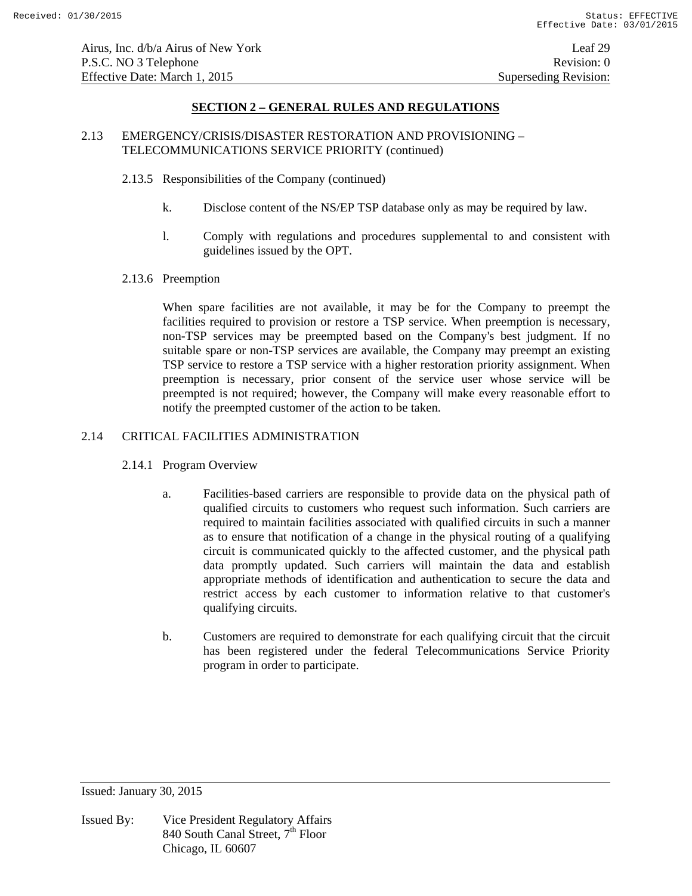## SECTION 2 – GENERAL RULES AND REGULATIONS

2.13 EMERGENCY/CRISIS/DISASTER RESTORATION AND PROVISIONING – TELECOMMUNICATIONS SERVICE PRIORITY (continued)

2.13.5 Responsibilities of the Company (continued)

k. Disclose content of the NS/EP TSP database only as may be required by law.

l. Comply with regulations and procedures supplemental to and consistent with guidelines issued by the OPT.

2.13.6 Preemption

When spare facilities are not available, it may be for the Company to preempt the facilities required to provision or restore a TSP service. When preemption is necessary, non-TSP services may be preempted based on the Company's best judgment. If no suitable spare or non-TSP services are available, the Company may preempt an existing TSP service to restore a TSP service with a higher restoration priority assignment. When preemption is necessary, prior consent of the service user whose service will be preempted is not required; however, the Company will make every reasonable effort to notify the preempted customer of the action to be taken.

2.14 CRITICAL FACILITIES ADMINISTRATION

2.14.1 Program Overview

a. Facilities-based carriers are responsible to provide data on the physical path of qualified circuits to customers who request such information. Such carriers are required to maintain facilities associated with qualified circuits in such a manner as to ensure that notification of a change in the physical routing of a qualifying circuit is communicated quickly to the affected customer, and the physical path data promptly updated. Such carriers will maintain the data and establish appropriate methods of identification and authentication to secure the data and restrict access by each customer to information relative to that customer's qualifying circuits.

b. Customers are required to demonstrate for each qualifying circuit that the circuit has been registered under the federal Telecommunications Service Priority program in order to participate.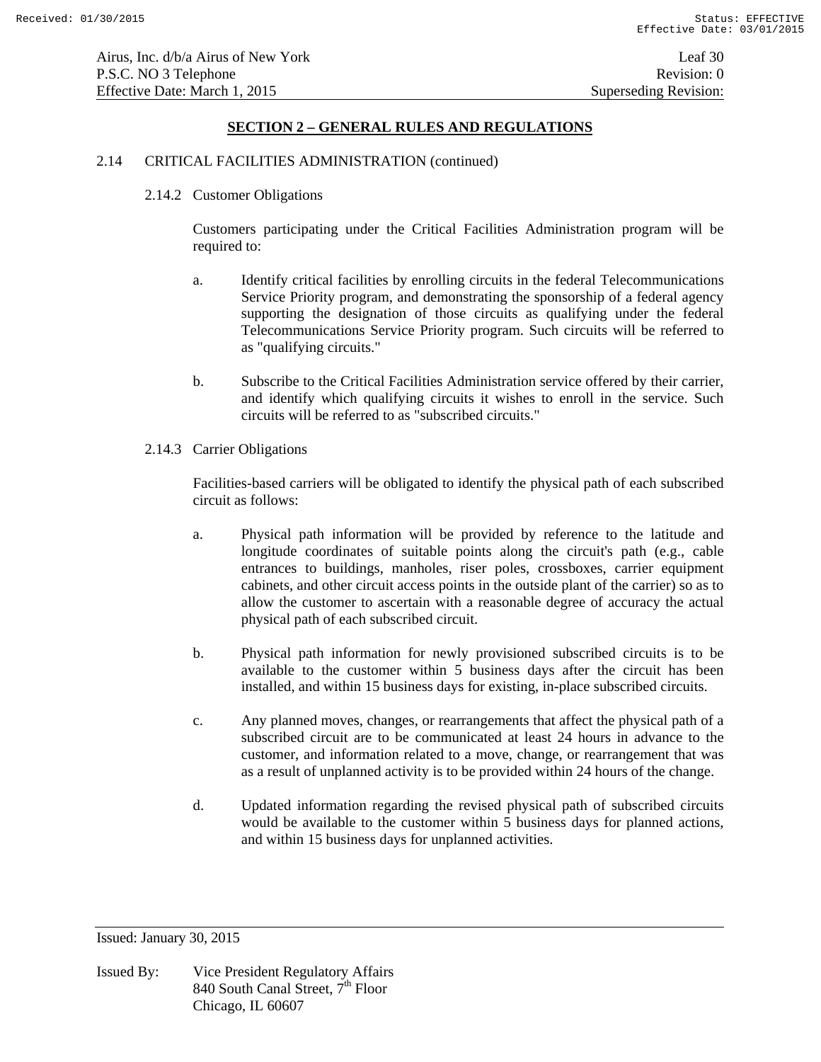## SECTION 2 – GENERAL RULES AND REGULATIONS

2.14 CRITICAL FACILITIES ADMINISTRATION (continued)

2.14.2 Customer Obligations

Customers participating under the Critical Facilities Administration program will be required to:

a. Identify critical facilities by enrolling circuits in the federal Telecommunications Service Priority program, and demonstrating the sponsorship of a federal agency supporting the designation of those circuits as qualifying under the federal Telecommunications Service Priority program. Such circuits will be referred to as "qualifying circuits."

b. Subscribe to the Critical Facilities Administration service offered by their carrier, and identify which qualifying circuits it wishes to enroll in the service. Such circuits will be referred to as "subscribed circuits."

2.14.3 Carrier Obligations

Facilities-based carriers will be obligated to identify the physical path of each subscribed circuit as follows:

a. Physical path information will be provided by reference to the latitude and longitude coordinates of suitable points along the circuit's path (e.g., cable entrances to buildings, manholes, riser poles, crossboxes, carrier equipment cabinets, and other circuit access points in the outside plant of the carrier) so as to allow the customer to ascertain with a reasonable degree of accuracy the actual physical path of each subscribed circuit.

b. Physical path information for newly provisioned subscribed circuits is to be available to the customer within 5 business days after the circuit has been installed, and within 15 business days for existing, in-place subscribed circuits.

c. Any planned moves, changes, or rearrangements that affect the physical path of a subscribed circuit are to be communicated at least 24 hours in advance to the customer, and information related to a move, change, or rearrangement that was as a result of unplanned activity is to be provided within 24 hours of the change.

d. Updated information regarding the revised physical path of subscribed circuits would be available to the customer within 5 business days for planned actions, and within 15 business days for unplanned activities.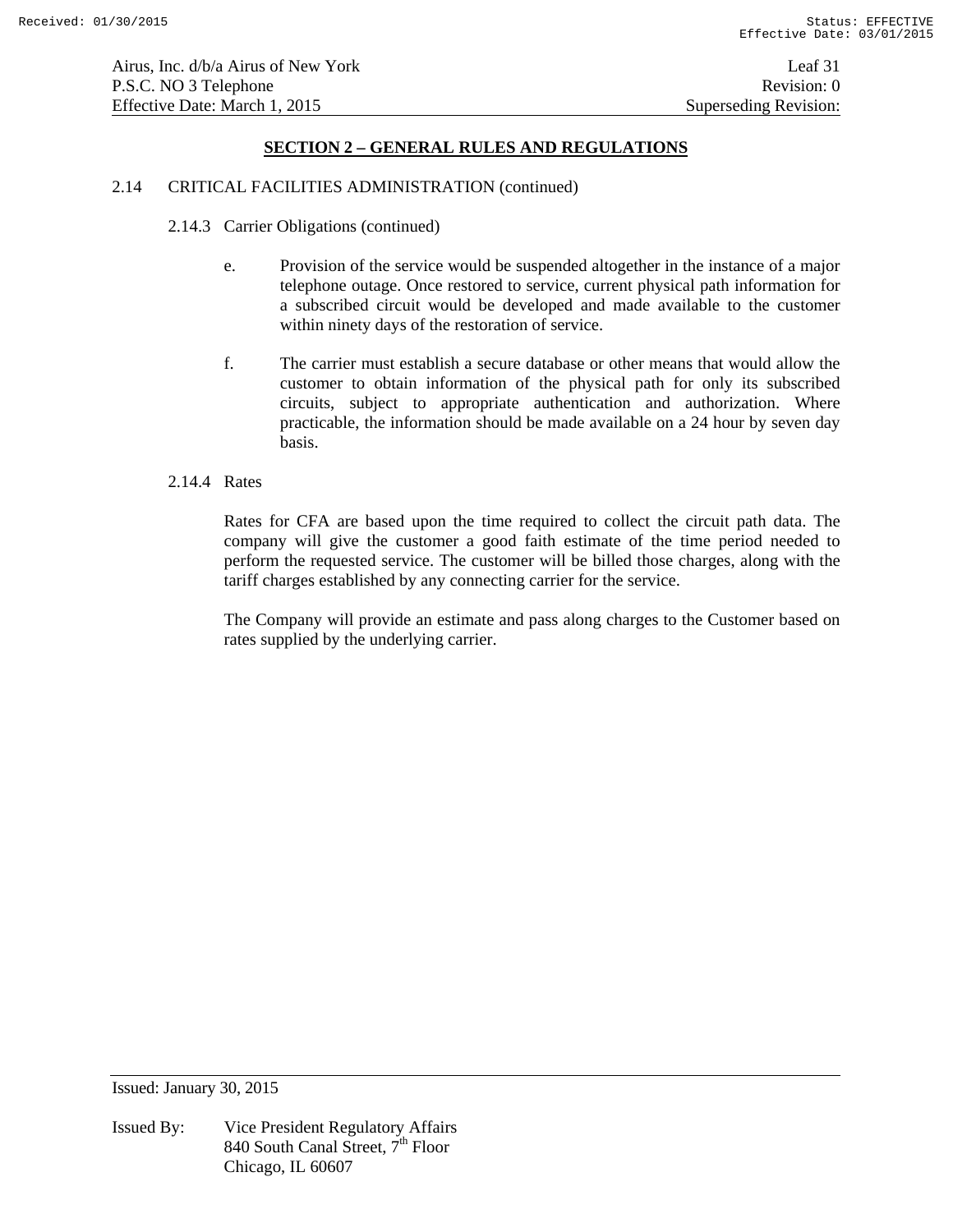## SECTION 2 – GENERAL RULES AND REGULATIONS

2.14 CRITICAL FACILITIES ADMINISTRATION (continued)

2.14.3 Carrier Obligations (continued)

e. Provision of the service would be suspended altogether in the instance of a major telephone outage. Once restored to service, current physical path information for a subscribed circuit would be developed and made available to the customer within ninety days of the restoration of service.

f. The carrier must establish a secure database or other means that would allow the customer to obtain information of the physical path for only its subscribed circuits, subject to appropriate authentication and authorization. Where practicable, the information should be made available on a 24 hour by seven day basis.

2.14.4 Rates

Rates for CFA are based upon the time required to collect the circuit path data. The company will give the customer a good faith estimate of the time period needed to perform the requested service. The customer will be billed those charges, along with the tariff charges established by any connecting carrier for the service.

The Company will provide an estimate and pass along charges to the Customer based on rates supplied by the underlying carrier.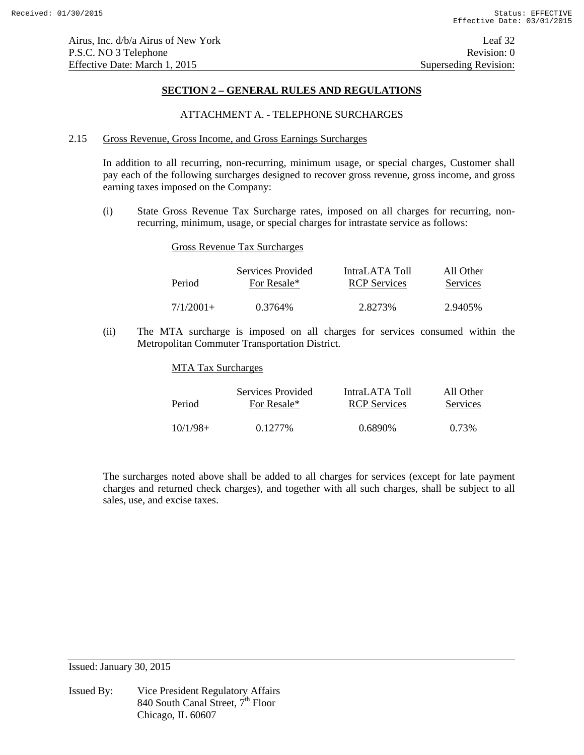Airus, Inc. d/b/a Airus of New York
P.S.C. NO 3 Telephone
Effective Date: March 1, 2015

Leaf 32
Revision: 0
Superseding Revision:

## SECTION 2 – GENERAL RULES AND REGULATIONS

ATTACHMENT A. - TELEPHONE SURCHARGES

2.15 Gross Revenue, Gross Income, and Gross Earnings Surcharges

In addition to all recurring, non-recurring, minimum usage, or special charges, Customer shall pay each of the following surcharges designed to recover gross revenue, gross income, and gross earning taxes imposed on the Company:

(i) State Gross Revenue Tax Surcharge rates, imposed on all charges for recurring, non-recurring, minimum, usage, or special charges for intrastate service as follows:

Gross Revenue Tax Surcharges

| Period | Services Provided For Resale* | IntraLATA Toll RCP Services | All Other Services |
|---|---|---|---|
| 7/1/2001+ | 0.3764% | 2.8273% | 2.9405% |

(ii) The MTA surcharge is imposed on all charges for services consumed within the Metropolitan Commuter Transportation District.

MTA Tax Surcharges

| Period | Services Provided For Resale* | IntraLATA Toll RCP Services | All Other Services |
|---|---|---|---|
| 10/1/98+ | 0.1277% | 0.6890% | 0.73% |

The surcharges noted above shall be added to all charges for services (except for late payment charges and returned check charges), and together with all such charges, shall be subject to all sales, use, and excise taxes.

Issued: January 30, 2015

Issued By: Vice President Regulatory Affairs
840 South Canal Street, 7th Floor
Chicago, IL 60607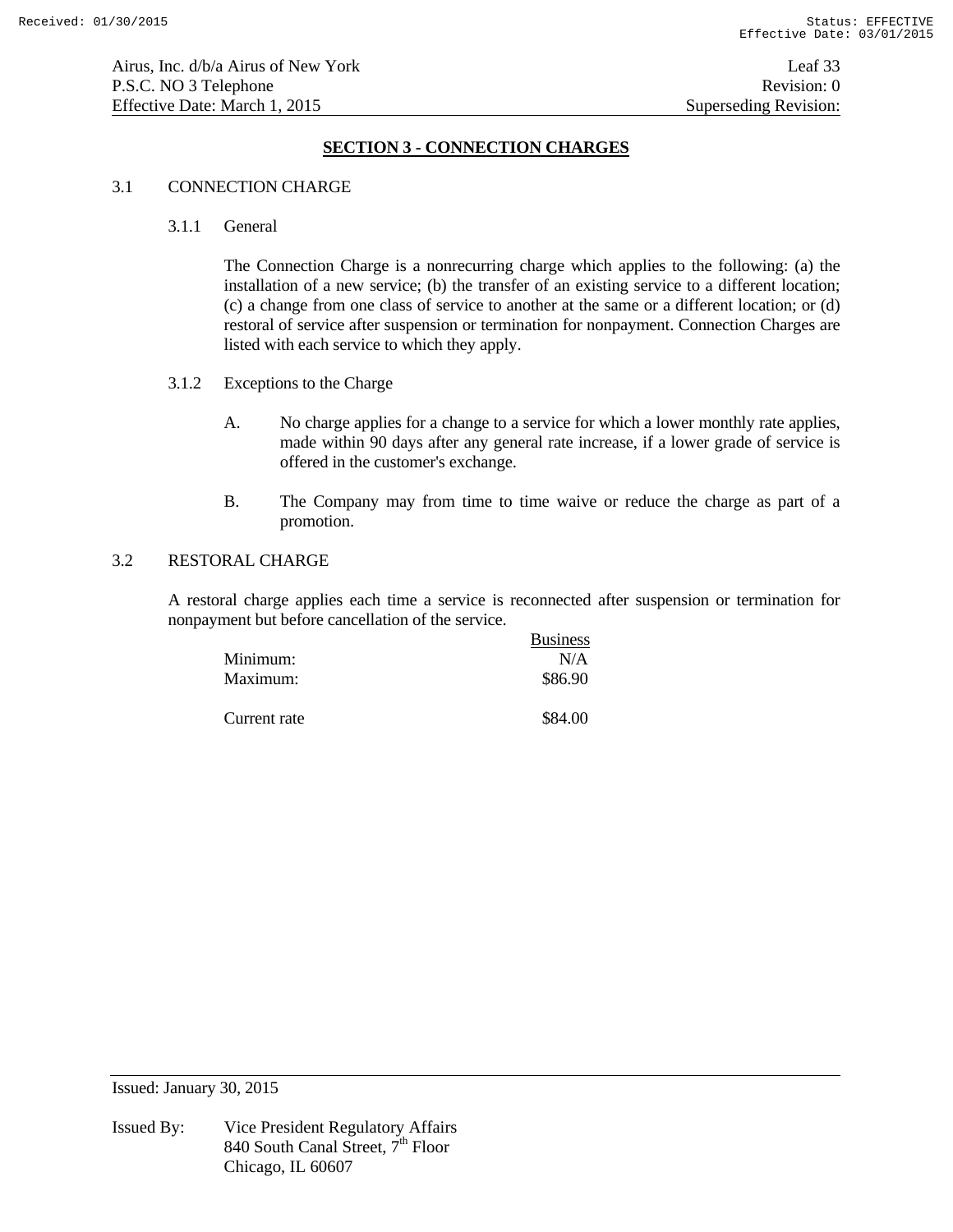## SECTION 3 - CONNECTION CHARGES

### 3.1 CONNECTION CHARGE

#### 3.1.1 General

The Connection Charge is a nonrecurring charge which applies to the following: (a) the installation of a new service; (b) the transfer of an existing service to a different location; (c) a change from one class of service to another at the same or a different location; or (d) restoral of service after suspension or termination for nonpayment. Connection Charges are listed with each service to which they apply.

#### 3.1.2 Exceptions to the Charge

A. No charge applies for a change to a service for which a lower monthly rate applies, made within 90 days after any general rate increase, if a lower grade of service is offered in the customer's exchange.

B. The Company may from time to time waive or reduce the charge as part of a promotion.

### 3.2 RESTORAL CHARGE

A restoral charge applies each time a service is reconnected after suspension or termination for nonpayment but before cancellation of the service.

| | Business |
|---|---|
| Minimum: | N/A |
| Maximum: | \$86.90 |
| Current rate | \$84.00 |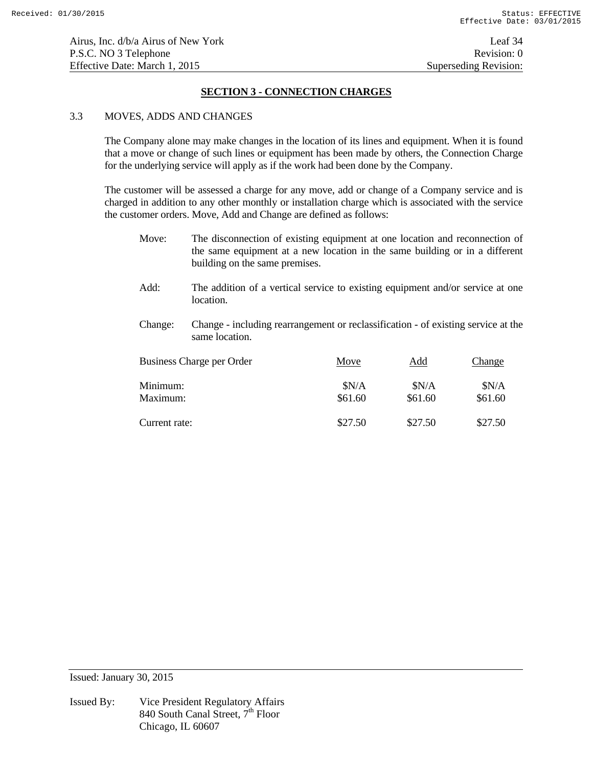## SECTION 3 - CONNECTION CHARGES

3.3 MOVES, ADDS AND CHANGES

The Company alone may make changes in the location of its lines and equipment. When it is found that a move or change of such lines or equipment has been made by others, the Connection Charge for the underlying service will apply as if the work had been done by the Company.

The customer will be assessed a charge for any move, add or change of a Company service and is charged in addition to any other monthly or installation charge which is associated with the service the customer orders. Move, Add and Change are defined as follows:

Move: The disconnection of existing equipment at one location and reconnection of the same equipment at a new location in the same building or in a different building on the same premises.

Add: The addition of a vertical service to existing equipment and/or service at one location.

Change: Change - including rearrangement or reclassification - of existing service at the same location.

| Business Charge per Order | Move | Add | Change |
|---|---|---|---|
| Minimum: | $N/A | $N/A | $N/A |
| Maximum: | $61.60 | $61.60 | $61.60 |
| Current rate: | $27.50 | $27.50 | $27.50 |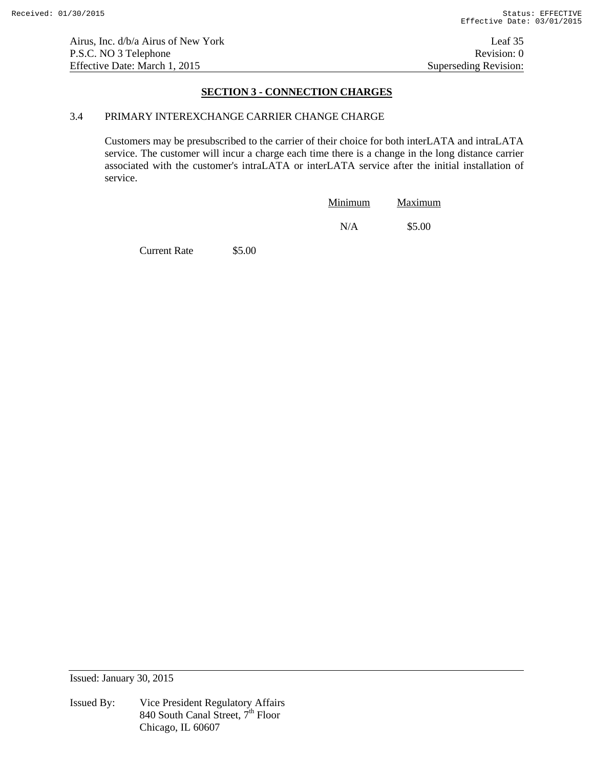## SECTION 3 - CONNECTION CHARGES

3.4 PRIMARY INTEREXCHANGE CARRIER CHANGE CHARGE

Customers may be presubscribed to the carrier of their choice for both interLATA and intraLATA service. The customer will incur a charge each time there is a change in the long distance carrier associated with the customer's intraLATA or interLATA service after the initial installation of service.

| | Minimum | Maximum |
|---|---|---|
| | N/A | $5.00 |

Current Rate $5.00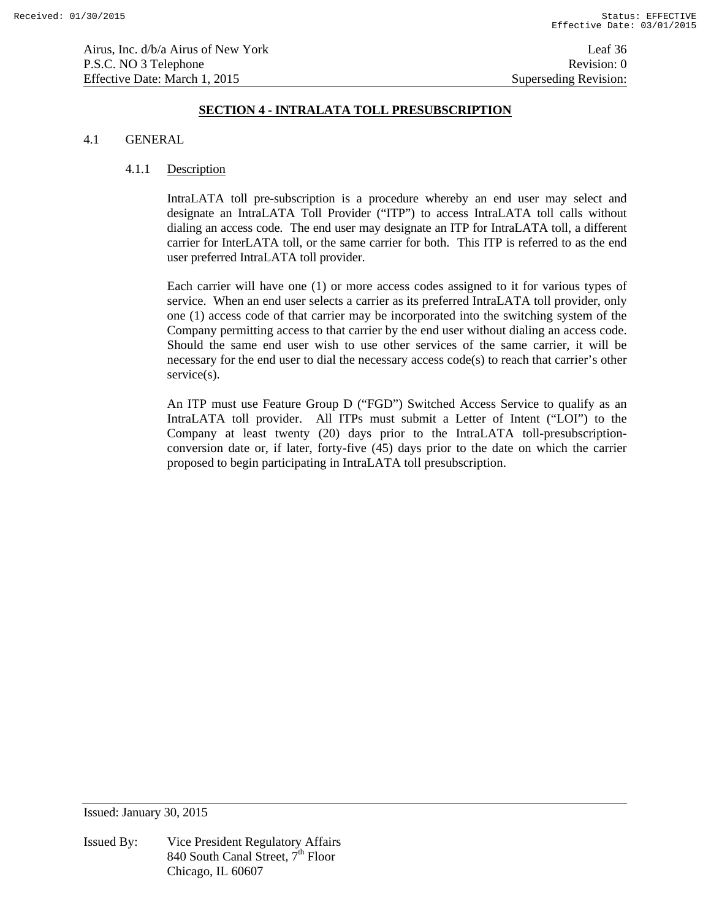## SECTION 4 - INTRALATA TOLL PRESUBSCRIPTION

4.1 GENERAL

4.1.1 Description

IntraLATA toll pre-subscription is a procedure whereby an end user may select and designate an IntraLATA Toll Provider (“ITP”) to access IntraLATA toll calls without dialing an access code. The end user may designate an ITP for IntraLATA toll, a different carrier for InterLATA toll, or the same carrier for both. This ITP is referred to as the end user preferred IntraLATA toll provider.

Each carrier will have one (1) or more access codes assigned to it for various types of service. When an end user selects a carrier as its preferred IntraLATA toll provider, only one (1) access code of that carrier may be incorporated into the switching system of the Company permitting access to that carrier by the end user without dialing an access code. Should the same end user wish to use other services of the same carrier, it will be necessary for the end user to dial the necessary access code(s) to reach that carrier’s other service(s).

An ITP must use Feature Group D (“FGD”) Switched Access Service to qualify as an IntraLATA toll provider. All ITPs must submit a Letter of Intent (“LOI”) to the Company at least twenty (20) days prior to the IntraLATA toll-presubscription-conversion date or, if later, forty-five (45) days prior to the date on which the carrier proposed to begin participating in IntraLATA toll presubscription.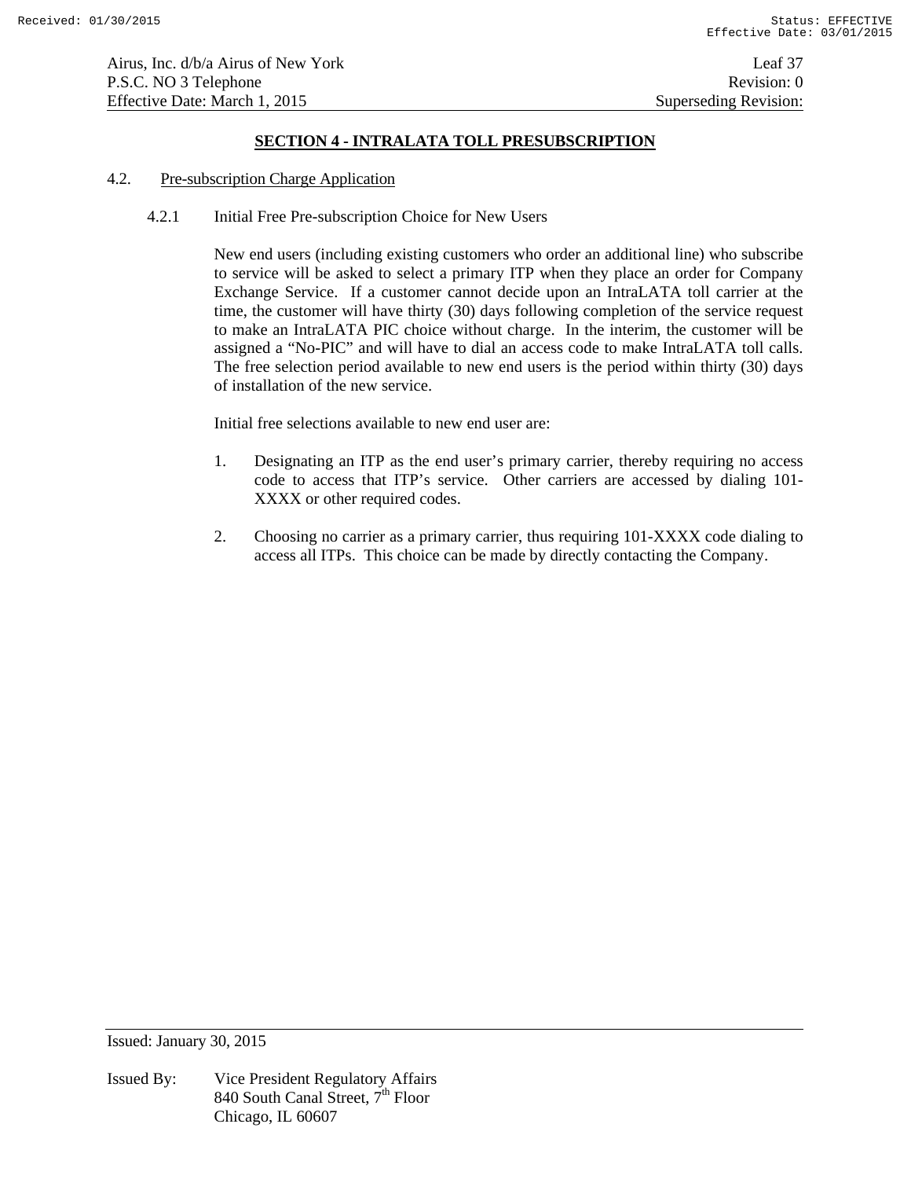## SECTION 4 - INTRALATA TOLL PRESUBSCRIPTION

4.2. Pre-subscription Charge Application

4.2.1 Initial Free Pre-subscription Choice for New Users

New end users (including existing customers who order an additional line) who subscribe to service will be asked to select a primary ITP when they place an order for Company Exchange Service. If a customer cannot decide upon an IntraLATA toll carrier at the time, the customer will have thirty (30) days following completion of the service request to make an IntraLATA PIC choice without charge. In the interim, the customer will be assigned a "No-PIC" and will have to dial an access code to make IntraLATA toll calls. The free selection period available to new end users is the period within thirty (30) days of installation of the new service.

Initial free selections available to new end user are:

1. Designating an ITP as the end user's primary carrier, thereby requiring no access code to access that ITP's service. Other carriers are accessed by dialing 101-XXXX or other required codes.

2. Choosing no carrier as a primary carrier, thus requiring 101-XXXX code dialing to access all ITPs. This choice can be made by directly contacting the Company.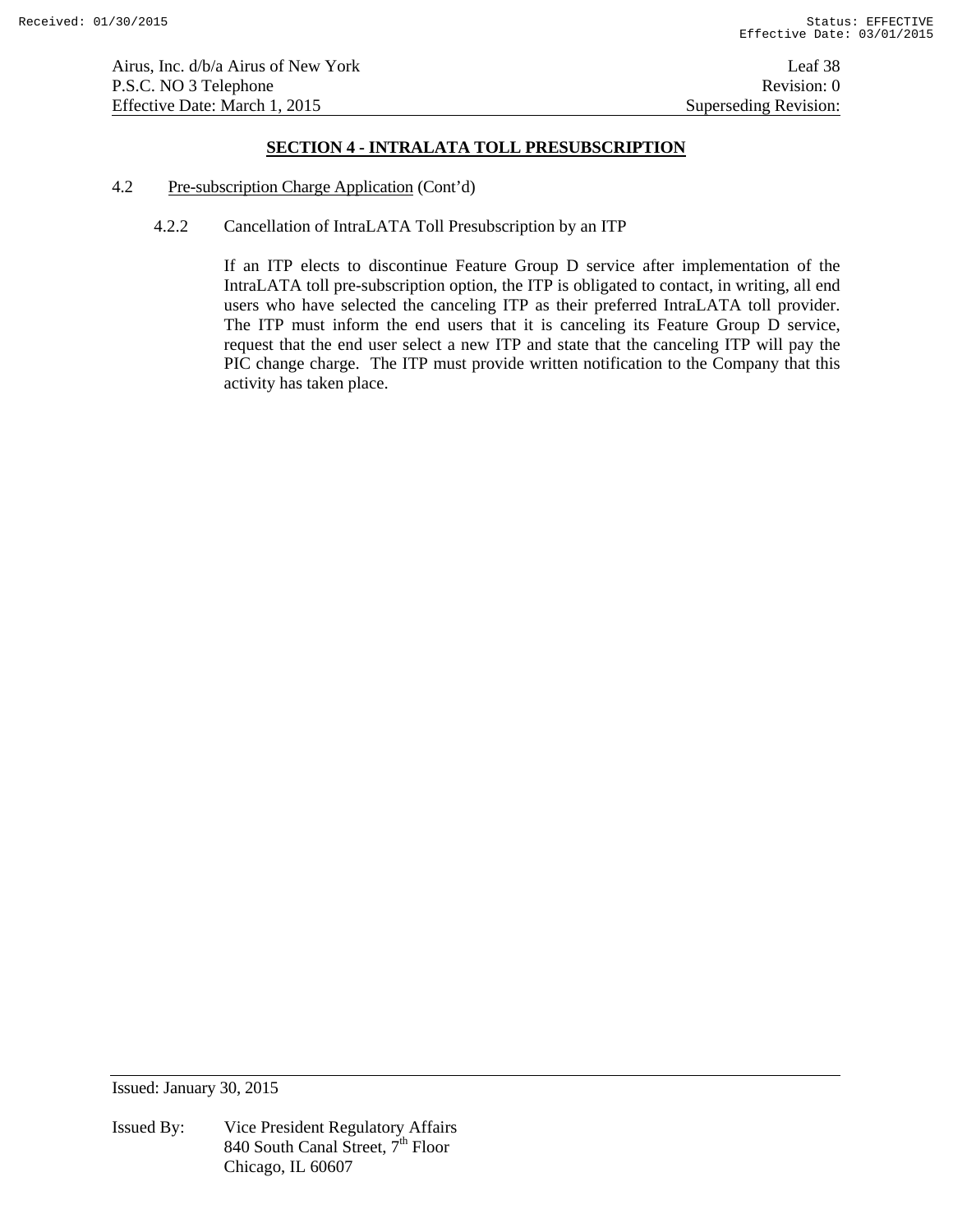## SECTION 4 - INTRALATA TOLL PRESUBSCRIPTION

4.2 Pre-subscription Charge Application (Cont'd)

4.2.2 Cancellation of IntraLATA Toll Presubscription by an ITP

If an ITP elects to discontinue Feature Group D service after implementation of the IntraLATA toll pre-subscription option, the ITP is obligated to contact, in writing, all end users who have selected the canceling ITP as their preferred IntraLATA toll provider. The ITP must inform the end users that it is canceling its Feature Group D service, request that the end user select a new ITP and state that the canceling ITP will pay the PIC change charge. The ITP must provide written notification to the Company that this activity has taken place.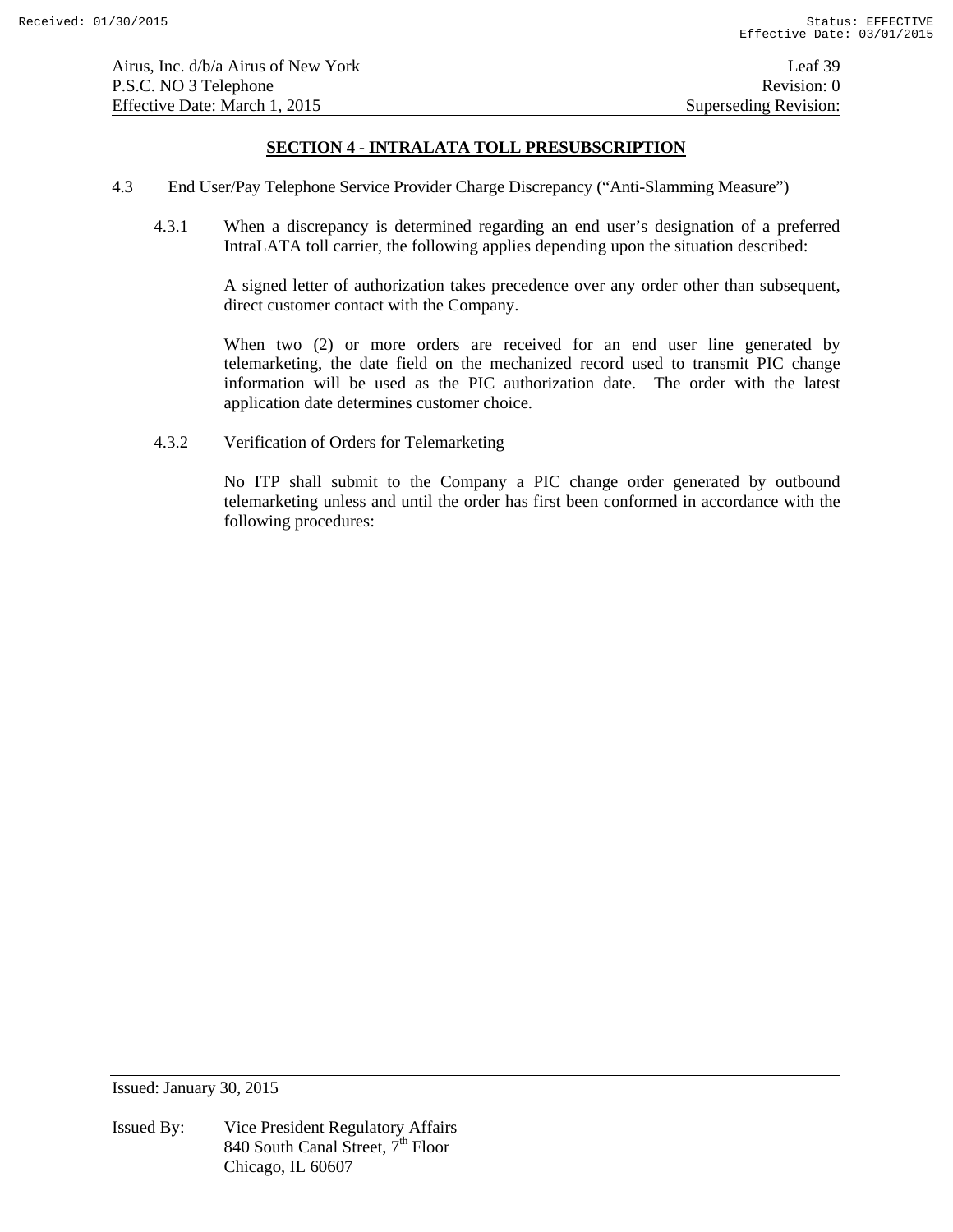## SECTION 4 - INTRALATA TOLL PRESUBSCRIPTION

4.3 End User/Pay Telephone Service Provider Charge Discrepancy ("Anti-Slamming Measure")

4.3.1 When a discrepancy is determined regarding an end user's designation of a preferred IntraLATA toll carrier, the following applies depending upon the situation described:

A signed letter of authorization takes precedence over any order other than subsequent, direct customer contact with the Company.

When two (2) or more orders are received for an end user line generated by telemarketing, the date field on the mechanized record used to transmit PIC change information will be used as the PIC authorization date. The order with the latest application date determines customer choice.

4.3.2 Verification of Orders for Telemarketing

No ITP shall submit to the Company a PIC change order generated by outbound telemarketing unless and until the order has first been conformed in accordance with the following procedures: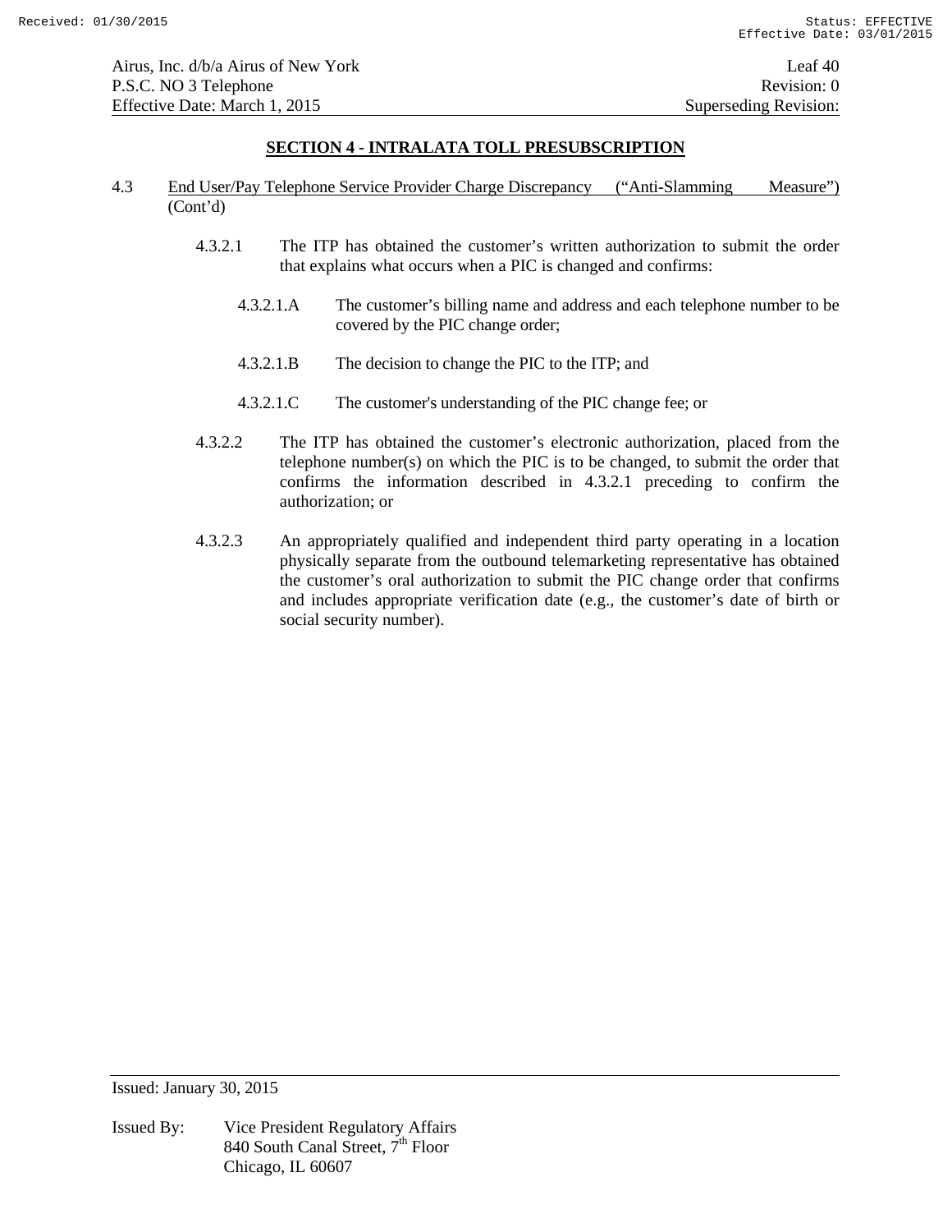## SECTION 4 - INTRALATA TOLL PRESUBSCRIPTION

4.3 End User/Pay Telephone Service Provider Charge Discrepancy ("Anti-Slamming Measure") (Cont'd)

4.3.2.1 The ITP has obtained the customer's written authorization to submit the order that explains what occurs when a PIC is changed and confirms:

4.3.2.1.A The customer's billing name and address and each telephone number to be covered by the PIC change order;

4.3.2.1.B The decision to change the PIC to the ITP; and

4.3.2.1.C The customer's understanding of the PIC change fee; or

4.3.2.2 The ITP has obtained the customer's electronic authorization, placed from the telephone number(s) on which the PIC is to be changed, to submit the order that confirms the information described in 4.3.2.1 preceding to confirm the authorization; or

4.3.2.3 An appropriately qualified and independent third party operating in a location physically separate from the outbound telemarketing representative has obtained the customer's oral authorization to submit the PIC change order that confirms and includes appropriate verification date (e.g., the customer's date of birth or social security number).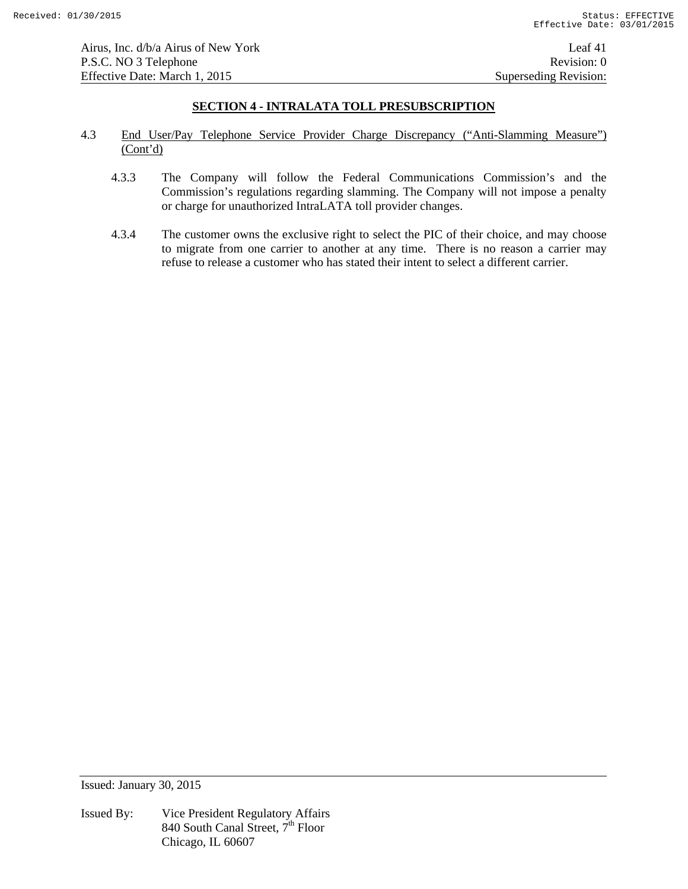## SECTION 4 - INTRALATA TOLL PRESUBSCRIPTION

4.3 End User/Pay Telephone Service Provider Charge Discrepancy (“Anti-Slamming Measure”) (Cont’d)

4.3.3 The Company will follow the Federal Communications Commission’s and the Commission’s regulations regarding slamming. The Company will not impose a penalty or charge for unauthorized IntraLATA toll provider changes.

4.3.4 The customer owns the exclusive right to select the PIC of their choice, and may choose to migrate from one carrier to another at any time. There is no reason a carrier may refuse to release a customer who has stated their intent to select a different carrier.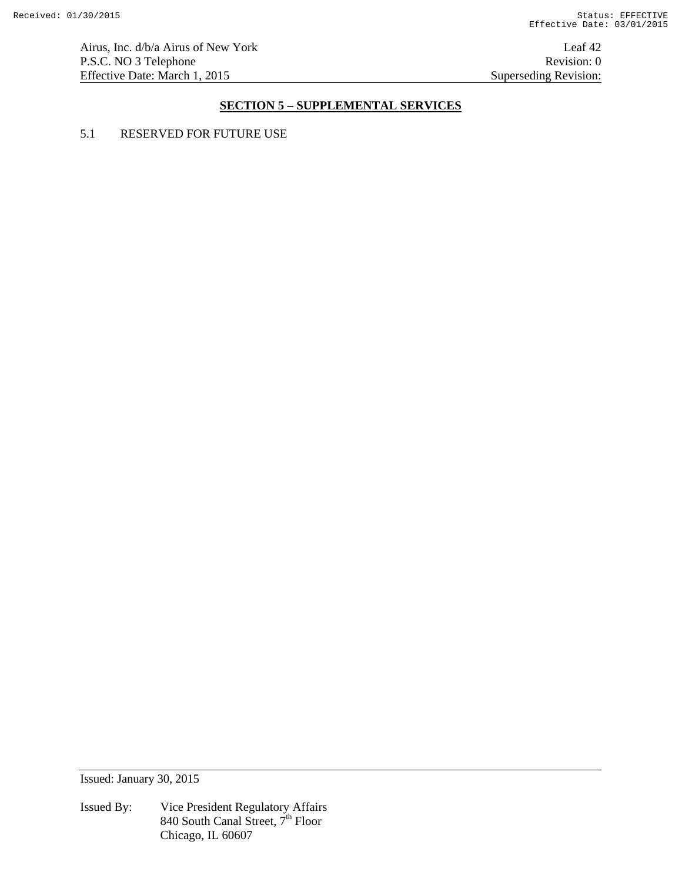## SECTION 5 – SUPPLEMENTAL SERVICES

5.1 RESERVED FOR FUTURE USE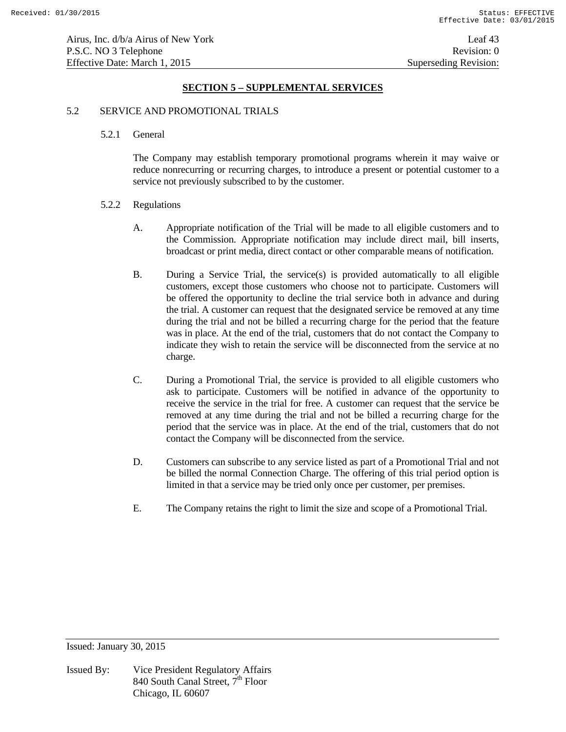## SECTION 5 – SUPPLEMENTAL SERVICES

### 5.2 SERVICE AND PROMOTIONAL TRIALS

#### 5.2.1 General

The Company may establish temporary promotional programs wherein it may waive or reduce nonrecurring or recurring charges, to introduce a present or potential customer to a service not previously subscribed to by the customer.

#### 5.2.2 Regulations

A. Appropriate notification of the Trial will be made to all eligible customers and to the Commission. Appropriate notification may include direct mail, bill inserts, broadcast or print media, direct contact or other comparable means of notification.

B. During a Service Trial, the service(s) is provided automatically to all eligible customers, except those customers who choose not to participate. Customers will be offered the opportunity to decline the trial service both in advance and during the trial. A customer can request that the designated service be removed at any time during the trial and not be billed a recurring charge for the period that the feature was in place. At the end of the trial, customers that do not contact the Company to indicate they wish to retain the service will be disconnected from the service at no charge.

C. During a Promotional Trial, the service is provided to all eligible customers who ask to participate. Customers will be notified in advance of the opportunity to receive the service in the trial for free. A customer can request that the service be removed at any time during the trial and not be billed a recurring charge for the period that the service was in place. At the end of the trial, customers that do not contact the Company will be disconnected from the service.

D. Customers can subscribe to any service listed as part of a Promotional Trial and not be billed the normal Connection Charge. The offering of this trial period option is limited in that a service may be tried only once per customer, per premises.

E. The Company retains the right to limit the size and scope of a Promotional Trial.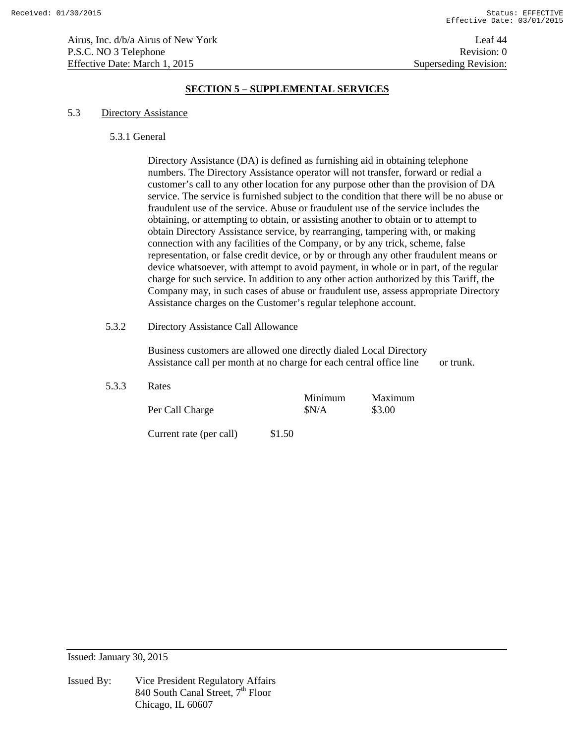## SECTION 5 – SUPPLEMENTAL SERVICES

### 5.3 Directory Assistance

#### 5.3.1 General

Directory Assistance (DA) is defined as furnishing aid in obtaining telephone numbers. The Directory Assistance operator will not transfer, forward or redial a customer's call to any other location for any purpose other than the provision of DA service. The service is furnished subject to the condition that there will be no abuse or fraudulent use of the service. Abuse or fraudulent use of the service includes the obtaining, or attempting to obtain, or assisting another to obtain or to attempt to obtain Directory Assistance service, by rearranging, tampering with, or making connection with any facilities of the Company, or by any trick, scheme, false representation, or false credit device, or by or through any other fraudulent means or device whatsoever, with attempt to avoid payment, in whole or in part, of the regular charge for such service. In addition to any other action authorized by this Tariff, the Company may, in such cases of abuse or fraudulent use, assess appropriate Directory Assistance charges on the Customer's regular telephone account.

#### 5.3.2 Directory Assistance Call Allowance

Business customers are allowed one directly dialed Local Directory Assistance call per month at no charge for each central office line or trunk.

#### 5.3.3 Rates

| | Minimum | Maximum |
|---|---|---|
| Per Call Charge | $N/A | $3.00 |

Current rate (per call) $1.50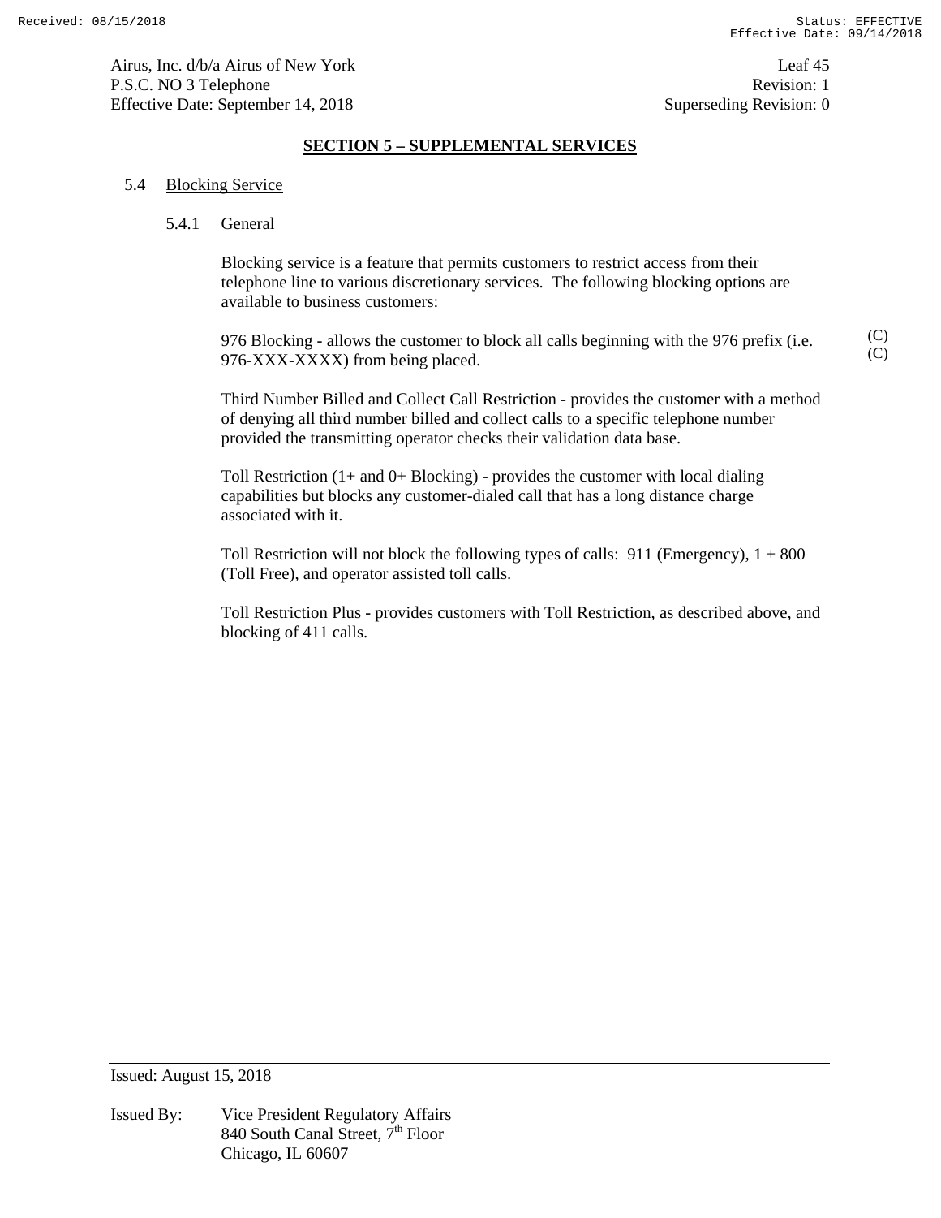## SECTION 5 – SUPPLEMENTAL SERVICES

5.4 Blocking Service

5.4.1 General

Blocking service is a feature that permits customers to restrict access from their telephone line to various discretionary services. The following blocking options are available to business customers:

976 Blocking - allows the customer to block all calls beginning with the 976 prefix (i.e. 976-XXX-XXXX) from being placed. (C) (C)

Third Number Billed and Collect Call Restriction - provides the customer with a method of denying all third number billed and collect calls to a specific telephone number provided the transmitting operator checks their validation data base.

Toll Restriction (1+ and 0+ Blocking) - provides the customer with local dialing capabilities but blocks any customer-dialed call that has a long distance charge associated with it.

Toll Restriction will not block the following types of calls: 911 (Emergency), 1 + 800 (Toll Free), and operator assisted toll calls.

Toll Restriction Plus - provides customers with Toll Restriction, as described above, and blocking of 411 calls.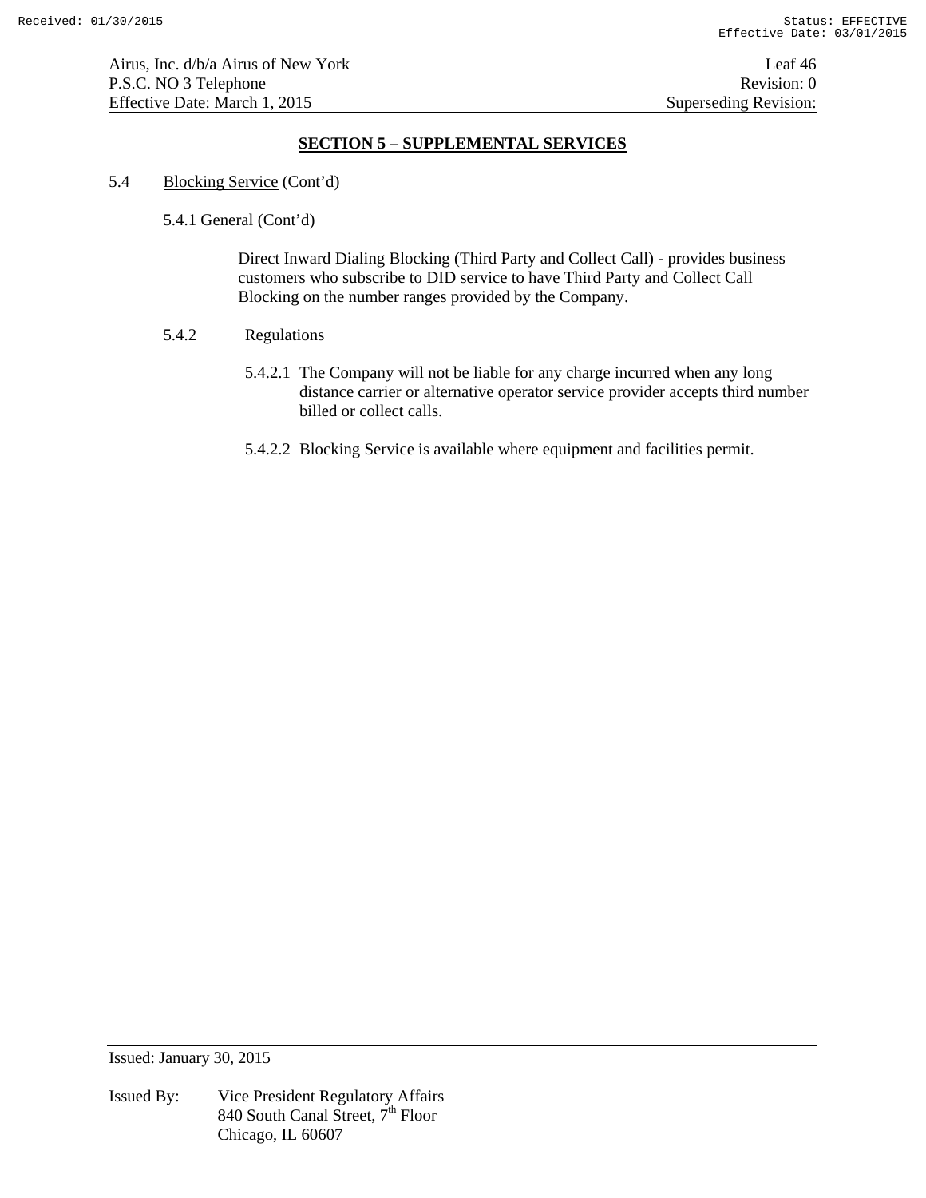## SECTION 5 – SUPPLEMENTAL SERVICES

5.4 Blocking Service (Cont'd)

5.4.1 General (Cont'd)

Direct Inward Dialing Blocking (Third Party and Collect Call) - provides business customers who subscribe to DID service to have Third Party and Collect Call Blocking on the number ranges provided by the Company.

5.4.2 Regulations

5.4.2.1 The Company will not be liable for any charge incurred when any long distance carrier or alternative operator service provider accepts third number billed or collect calls.

5.4.2.2 Blocking Service is available where equipment and facilities permit.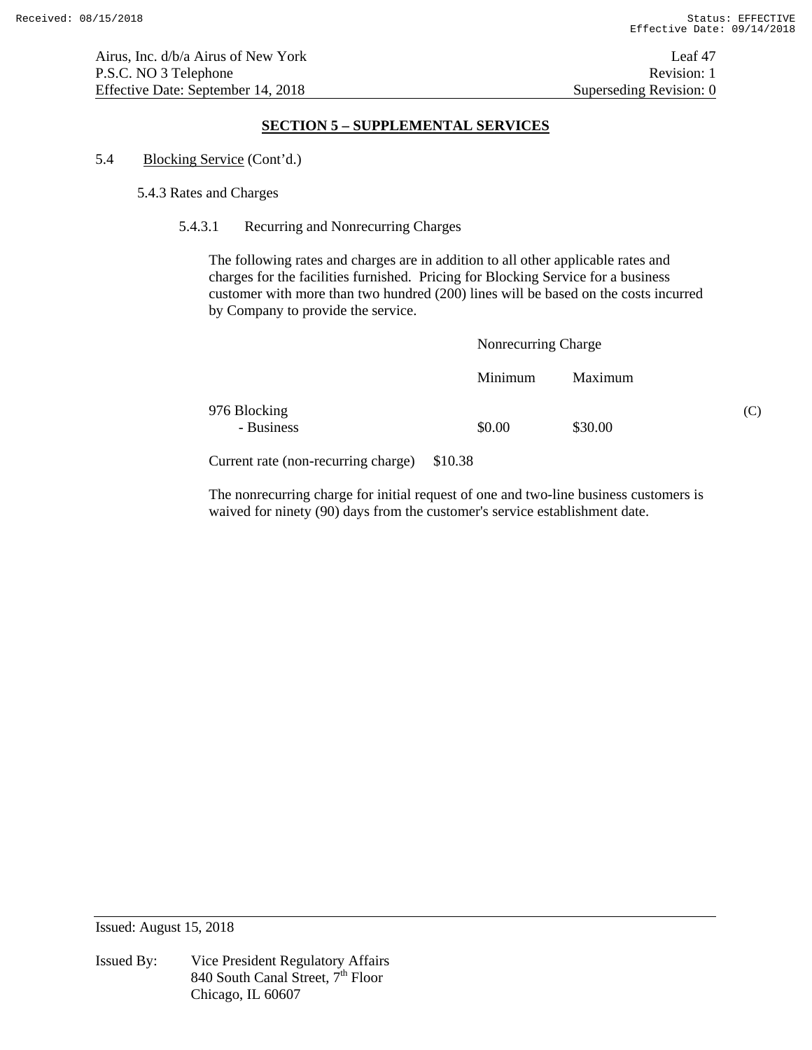## SECTION 5 – SUPPLEMENTAL SERVICES

5.4 Blocking Service (Cont'd.)

5.4.3 Rates and Charges

5.4.3.1 Recurring and Nonrecurring Charges

The following rates and charges are in addition to all other applicable rates and charges for the facilities furnished. Pricing for Blocking Service for a business customer with more than two hundred (200) lines will be based on the costs incurred by Company to provide the service.

| | Nonrecurring Charge | | |
|---|---|---|---|
| | Minimum | Maximum | |
| 976 Blocking | | | (C) |
| - Business | $0.00 | $30.00 | |

Current rate (non-recurring charge) $10.38

The nonrecurring charge for initial request of one and two-line business customers is waived for ninety (90) days from the customer's service establishment date.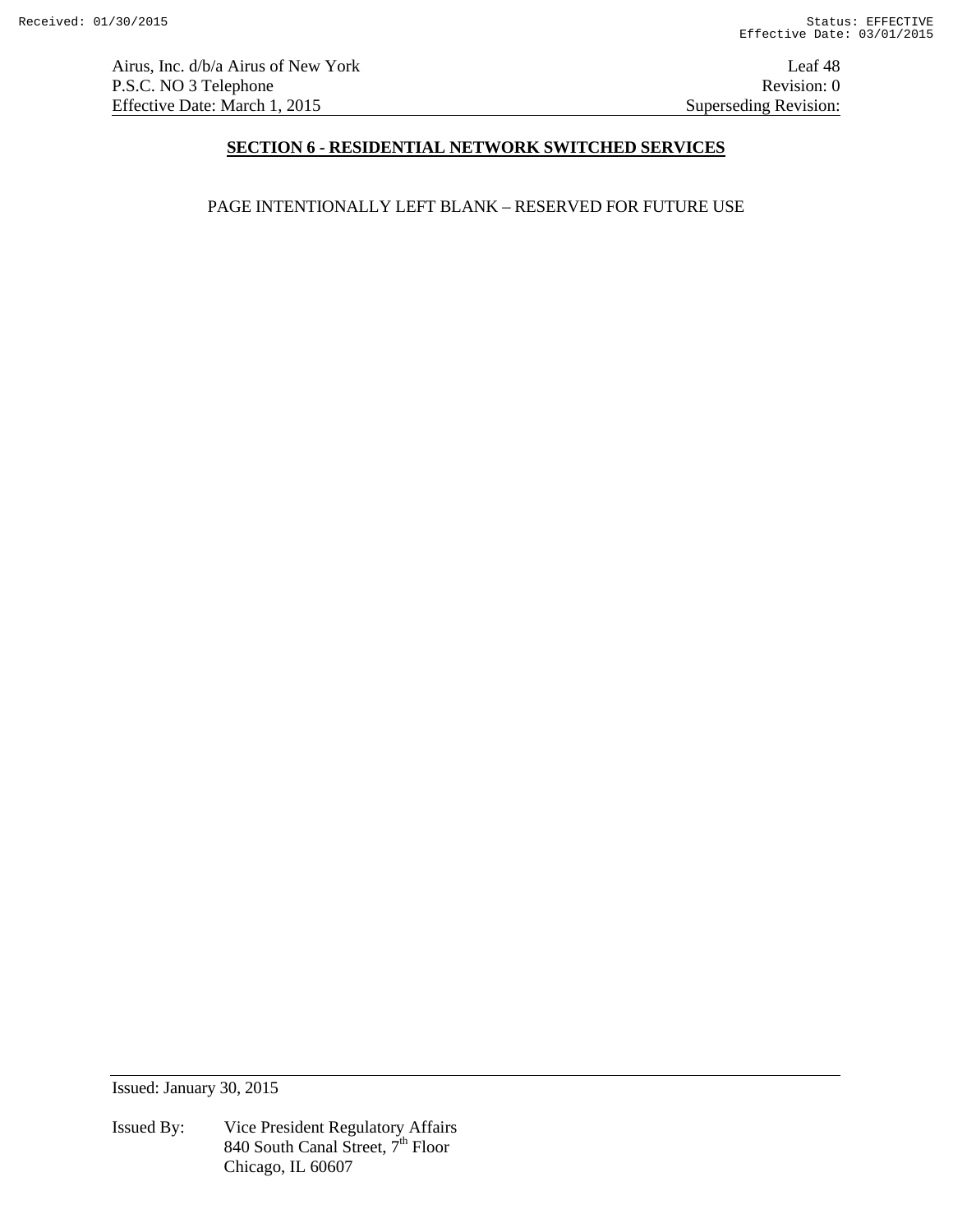## SECTION 6 - RESIDENTIAL NETWORK SWITCHED SERVICES

PAGE INTENTIONALLY LEFT BLANK – RESERVED FOR FUTURE USE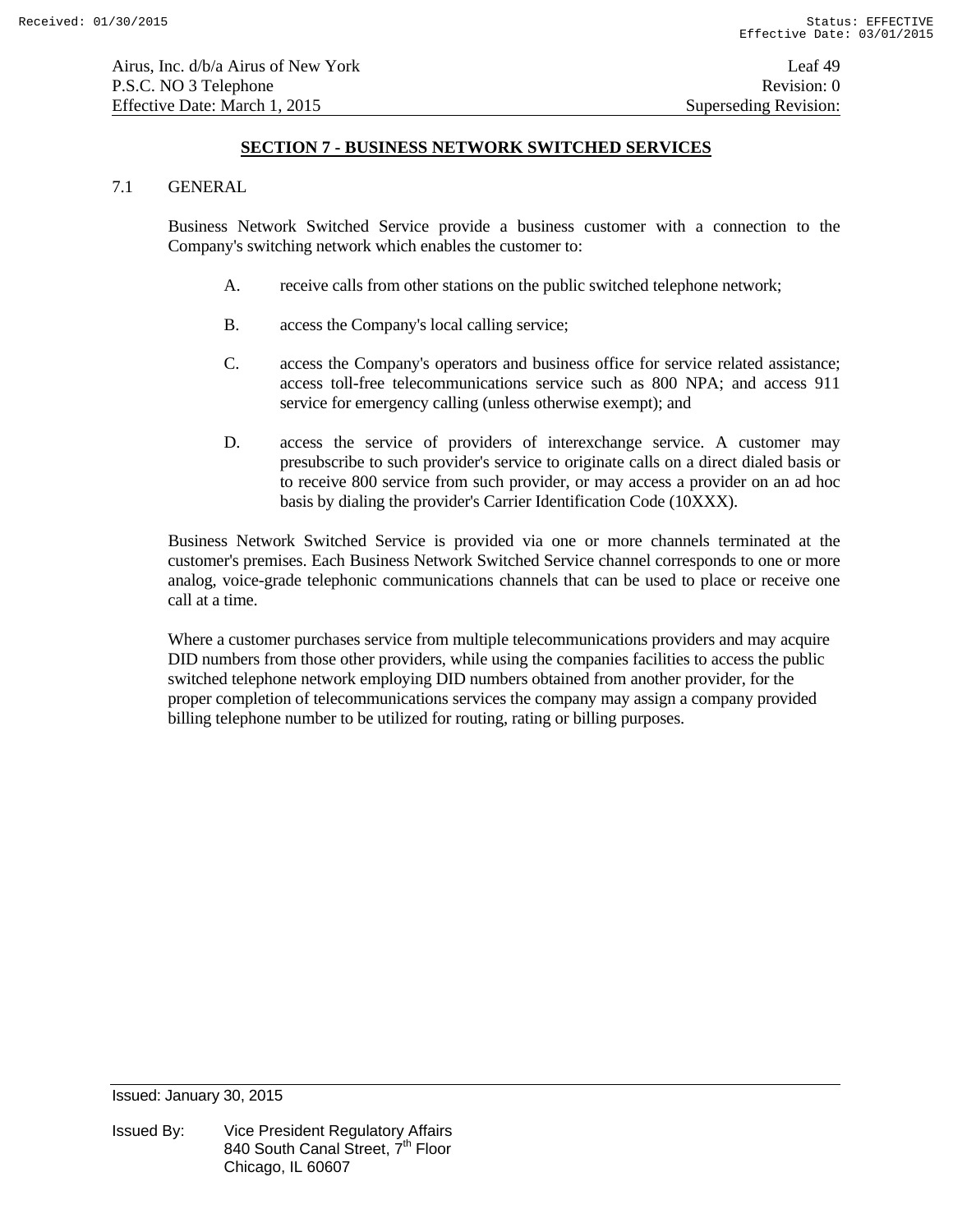## SECTION 7 - BUSINESS NETWORK SWITCHED SERVICES

7.1 GENERAL

Business Network Switched Service provide a business customer with a connection to the Company's switching network which enables the customer to:

A. receive calls from other stations on the public switched telephone network;

B. access the Company's local calling service;

C. access the Company's operators and business office for service related assistance; access toll-free telecommunications service such as 800 NPA; and access 911 service for emergency calling (unless otherwise exempt); and

D. access the service of providers of interexchange service. A customer may presubscribe to such provider's service to originate calls on a direct dialed basis or to receive 800 service from such provider, or may access a provider on an ad hoc basis by dialing the provider's Carrier Identification Code (10XXX).

Business Network Switched Service is provided via one or more channels terminated at the customer's premises. Each Business Network Switched Service channel corresponds to one or more analog, voice-grade telephonic communications channels that can be used to place or receive one call at a time.

Where a customer purchases service from multiple telecommunications providers and may acquire DID numbers from those other providers, while using the companies facilities to access the public switched telephone network employing DID numbers obtained from another provider, for the proper completion of telecommunications services the company may assign a company provided billing telephone number to be utilized for routing, rating or billing purposes.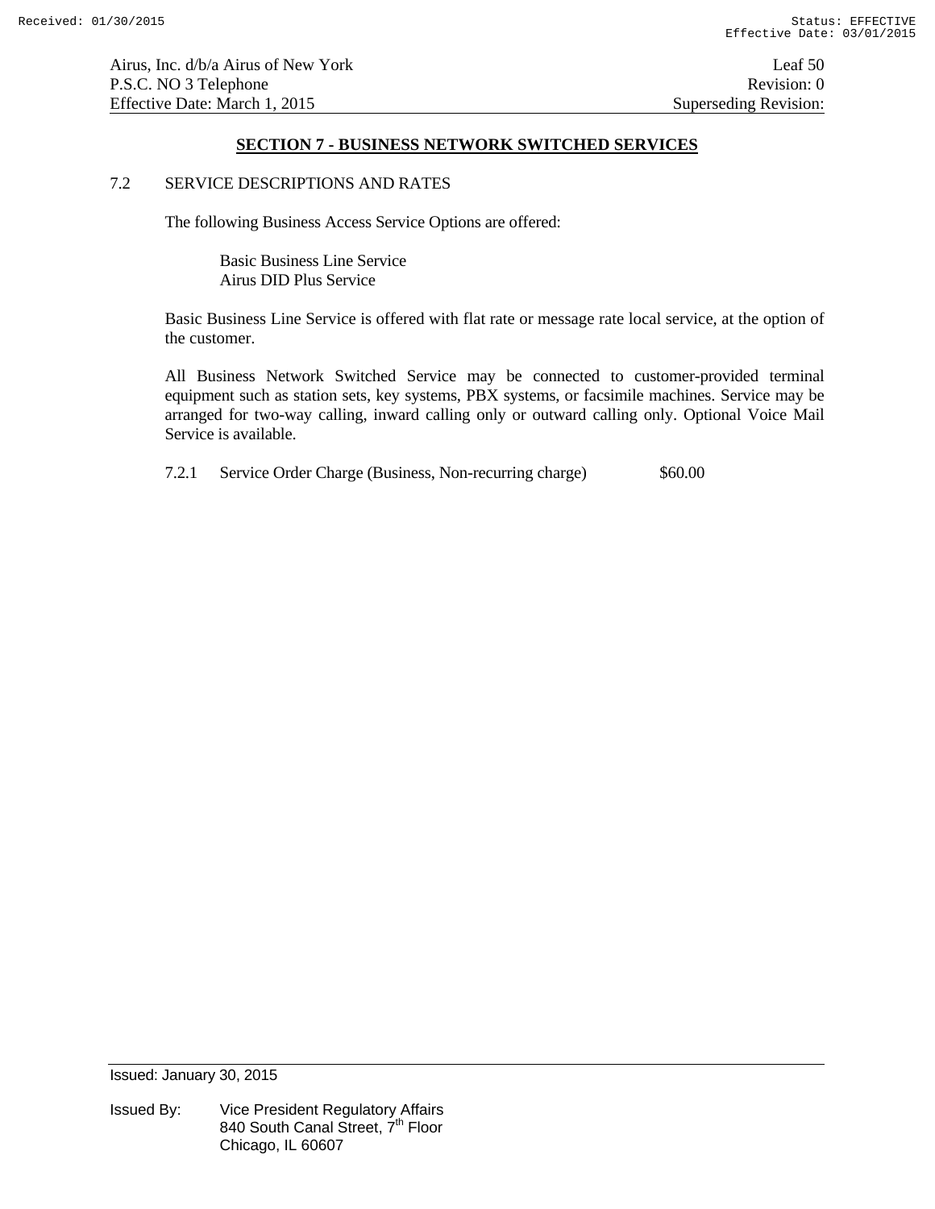## SECTION 7 - BUSINESS NETWORK SWITCHED SERVICES

7.2 SERVICE DESCRIPTIONS AND RATES

The following Business Access Service Options are offered:

Basic Business Line Service
Airus DID Plus Service

Basic Business Line Service is offered with flat rate or message rate local service, at the option of the customer.

All Business Network Switched Service may be connected to customer-provided terminal equipment such as station sets, key systems, PBX systems, or facsimile machines. Service may be arranged for two-way calling, inward calling only or outward calling only. Optional Voice Mail Service is available.

7.2.1 Service Order Charge (Business, Non-recurring charge) $60.00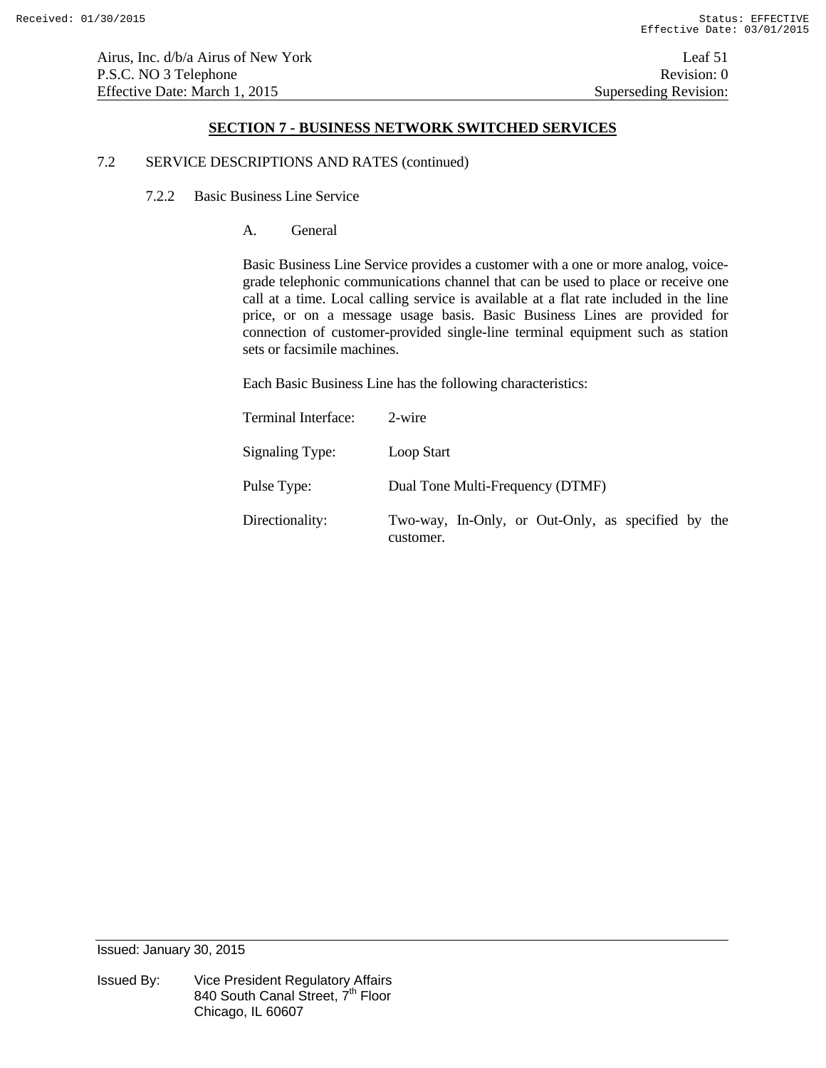## SECTION 7 - BUSINESS NETWORK SWITCHED SERVICES

7.2 SERVICE DESCRIPTIONS AND RATES (continued)

7.2.2 Basic Business Line Service

A. General

Basic Business Line Service provides a customer with a one or more analog, voice-grade telephonic communications channel that can be used to place or receive one call at a time. Local calling service is available at a flat rate included in the line price, or on a message usage basis. Basic Business Lines are provided for connection of customer-provided single-line terminal equipment such as station sets or facsimile machines.

Each Basic Business Line has the following characteristics:

| | |
|---|---|
| Terminal Interface: | 2-wire |
| Signaling Type: | Loop Start |
| Pulse Type: | Dual Tone Multi-Frequency (DTMF) |
| Directionality: | Two-way, In-Only, or Out-Only, as specified by the customer. |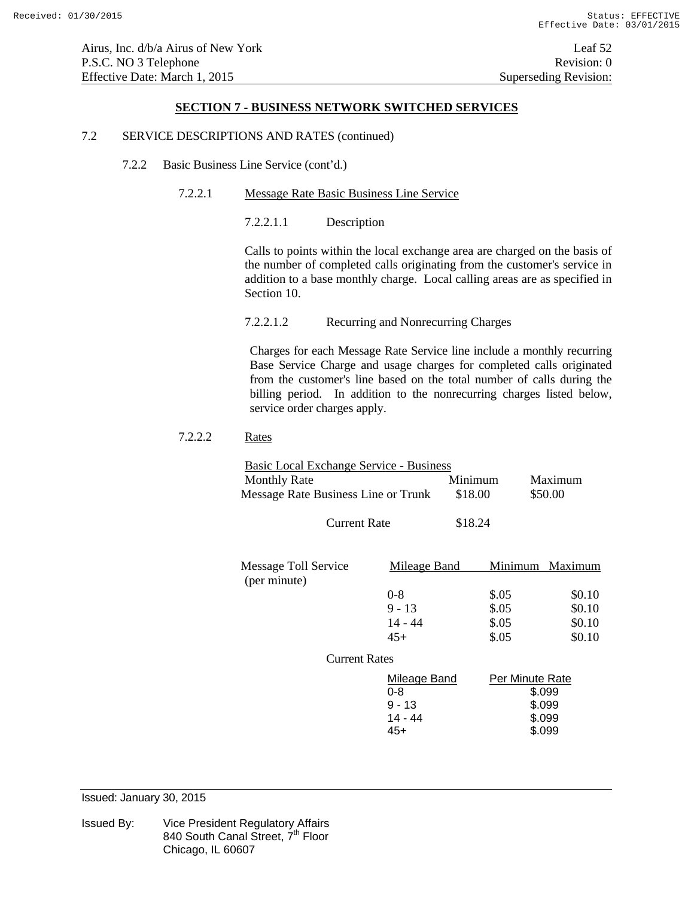Airus, Inc. d/b/a Airus of New York
P.S.C. NO 3 Telephone
Effective Date: March 1, 2015

Leaf 52
Revision: 0
Superseding Revision:

## SECTION 7 - BUSINESS NETWORK SWITCHED SERVICES

7.2 SERVICE DESCRIPTIONS AND RATES (continued)

7.2.2 Basic Business Line Service (cont'd.)

7.2.2.1 Message Rate Basic Business Line Service

7.2.2.1.1 Description

Calls to points within the local exchange area are charged on the basis of the number of completed calls originating from the customer's service in addition to a base monthly charge. Local calling areas are as specified in Section 10.

7.2.2.1.2 Recurring and Nonrecurring Charges

Charges for each Message Rate Service line include a monthly recurring Base Service Charge and usage charges for completed calls originated from the customer's line based on the total number of calls during the billing period. In addition to the nonrecurring charges listed below, service order charges apply.

7.2.2.2 Rates

Basic Local Exchange Service - Business

| Monthly Rate | Minimum | Maximum |
|---|---|---|
| Message Rate Business Line or Trunk | $18.00 | $50.00 |

Current Rate $18.24

| Message Toll Service (per minute) | Mileage Band | Minimum | Maximum |
|---|---|---|---|
| | 0-8 | $.05 | $0.10 |
| | 9 - 13 | $.05 | $0.10 |
| | 14 - 44 | $.05 | $0.10 |
| | 45+ | $.05 | $0.10 |

Current Rates

| Mileage Band | Per Minute Rate |
|---|---|
| 0-8 | $.099 |
| 9 - 13 | $.099 |
| 14 - 44 | $.099 |
| 45+ | $.099 |

Issued: January 30, 2015

Issued By: Vice President Regulatory Affairs
840 South Canal Street, 7th Floor
Chicago, IL 60607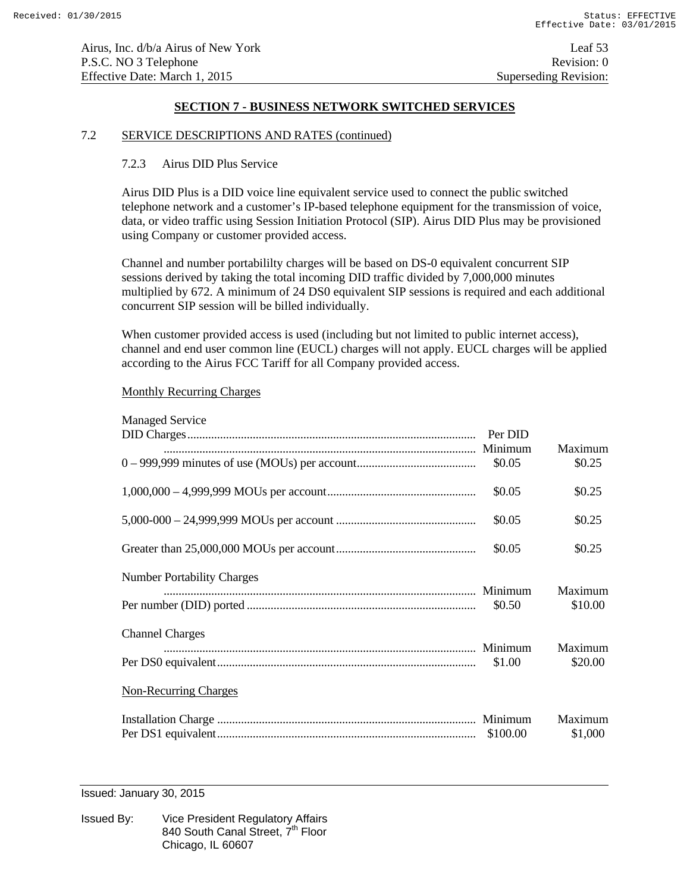## SECTION 7 - BUSINESS NETWORK SWITCHED SERVICES

7.2 SERVICE DESCRIPTIONS AND RATES (continued)

### 7.2.3 Airus DID Plus Service

Airus DID Plus is a DID voice line equivalent service used to connect the public switched telephone network and a customer's IP-based telephone equipment for the transmission of voice, data, or video traffic using Session Initiation Protocol (SIP). Airus DID Plus may be provisioned using Company or customer provided access.

Channel and number portabililty charges will be based on DS-0 equivalent concurrent SIP sessions derived by taking the total incoming DID traffic divided by 7,000,000 minutes multiplied by 672. A minimum of 24 DS0 equivalent SIP sessions is required and each additional concurrent SIP session will be billed individually.

When customer provided access is used (including but not limited to public internet access), channel and end user common line (EUCL) charges will not apply. EUCL charges will be applied according to the Airus FCC Tariff for all Company provided access.

Monthly Recurring Charges

Managed Service

| DID Charges | Per DID Minimum | Maximum |
|---|---|---|
| 0 – 999,999 minutes of use (MOUs) per account | $0.05 | $0.25 |
| 1,000,000 – 4,999,999 MOUs per account | $0.05 | $0.25 |
| 5,000-000 – 24,999,999 MOUs per account | $0.05 | $0.25 |
| Greater than 25,000,000 MOUs per account | $0.05 | $0.25 |

Number Portability Charges

| | Minimum | Maximum |
|---|---|---|
| Per number (DID) ported | $0.50 | $10.00 |

Channel Charges

| | Minimum | Maximum |
|---|---|---|
| Per DS0 equivalent | $1.00 | $20.00 |

Non-Recurring Charges

| Installation Charge | Minimum | Maximum |
|---|---|---|
| Per DS1 equivalent | $100.00 | $1,000 |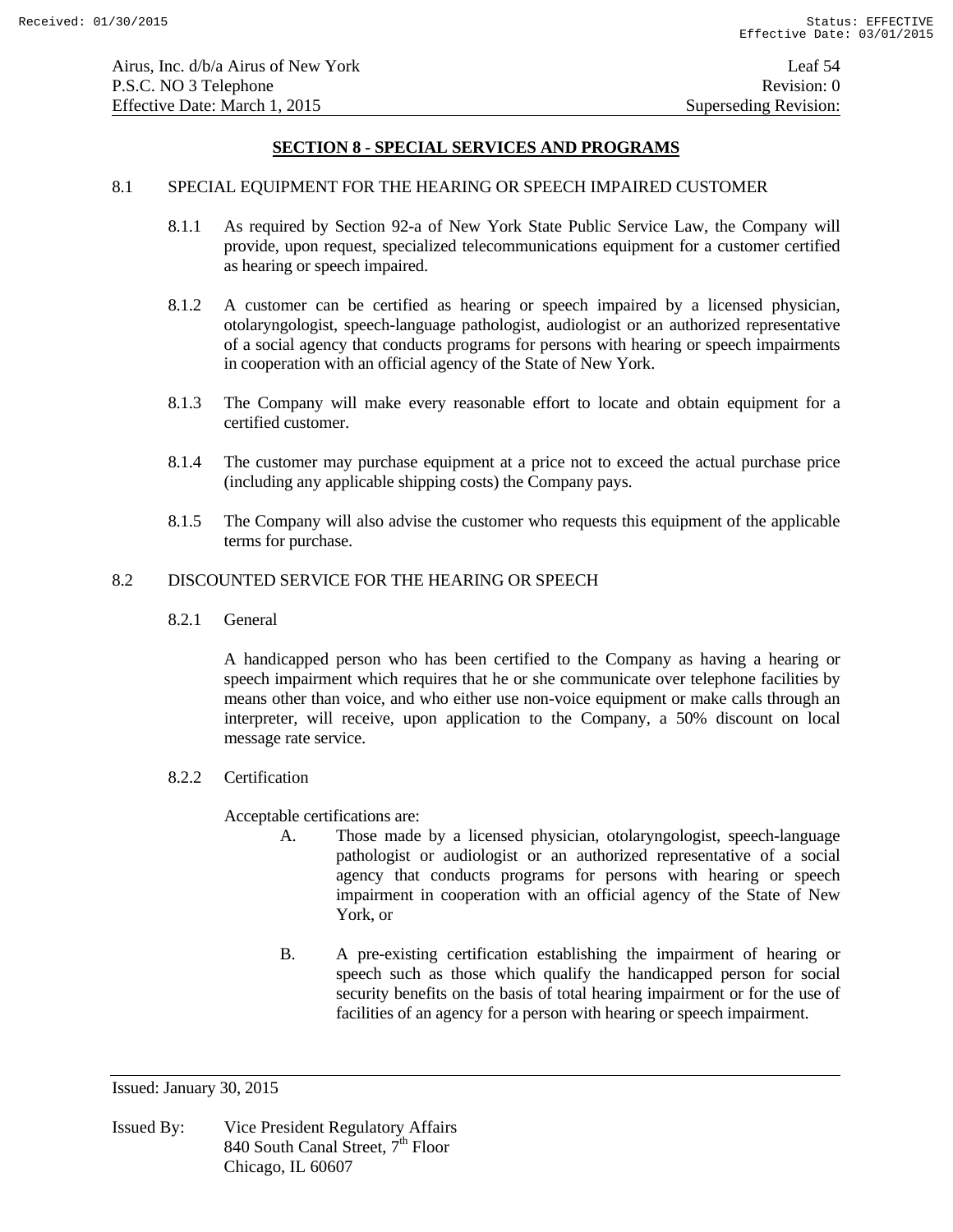## SECTION 8 - SPECIAL SERVICES AND PROGRAMS

### 8.1 SPECIAL EQUIPMENT FOR THE HEARING OR SPEECH IMPAIRED CUSTOMER

8.1.1 As required by Section 92-a of New York State Public Service Law, the Company will provide, upon request, specialized telecommunications equipment for a customer certified as hearing or speech impaired.

8.1.2 A customer can be certified as hearing or speech impaired by a licensed physician, otolaryngologist, speech-language pathologist, audiologist or an authorized representative of a social agency that conducts programs for persons with hearing or speech impairments in cooperation with an official agency of the State of New York.

8.1.3 The Company will make every reasonable effort to locate and obtain equipment for a certified customer.

8.1.4 The customer may purchase equipment at a price not to exceed the actual purchase price (including any applicable shipping costs) the Company pays.

8.1.5 The Company will also advise the customer who requests this equipment of the applicable terms for purchase.

### 8.2 DISCOUNTED SERVICE FOR THE HEARING OR SPEECH

8.2.1 General

A handicapped person who has been certified to the Company as having a hearing or speech impairment which requires that he or she communicate over telephone facilities by means other than voice, and who either use non-voice equipment or make calls through an interpreter, will receive, upon application to the Company, a 50% discount on local message rate service.

8.2.2 Certification

Acceptable certifications are:

A. Those made by a licensed physician, otolaryngologist, speech-language pathologist or audiologist or an authorized representative of a social agency that conducts programs for persons with hearing or speech impairment in cooperation with an official agency of the State of New York, or

B. A pre-existing certification establishing the impairment of hearing or speech such as those which qualify the handicapped person for social security benefits on the basis of total hearing impairment or for the use of facilities of an agency for a person with hearing or speech impairment.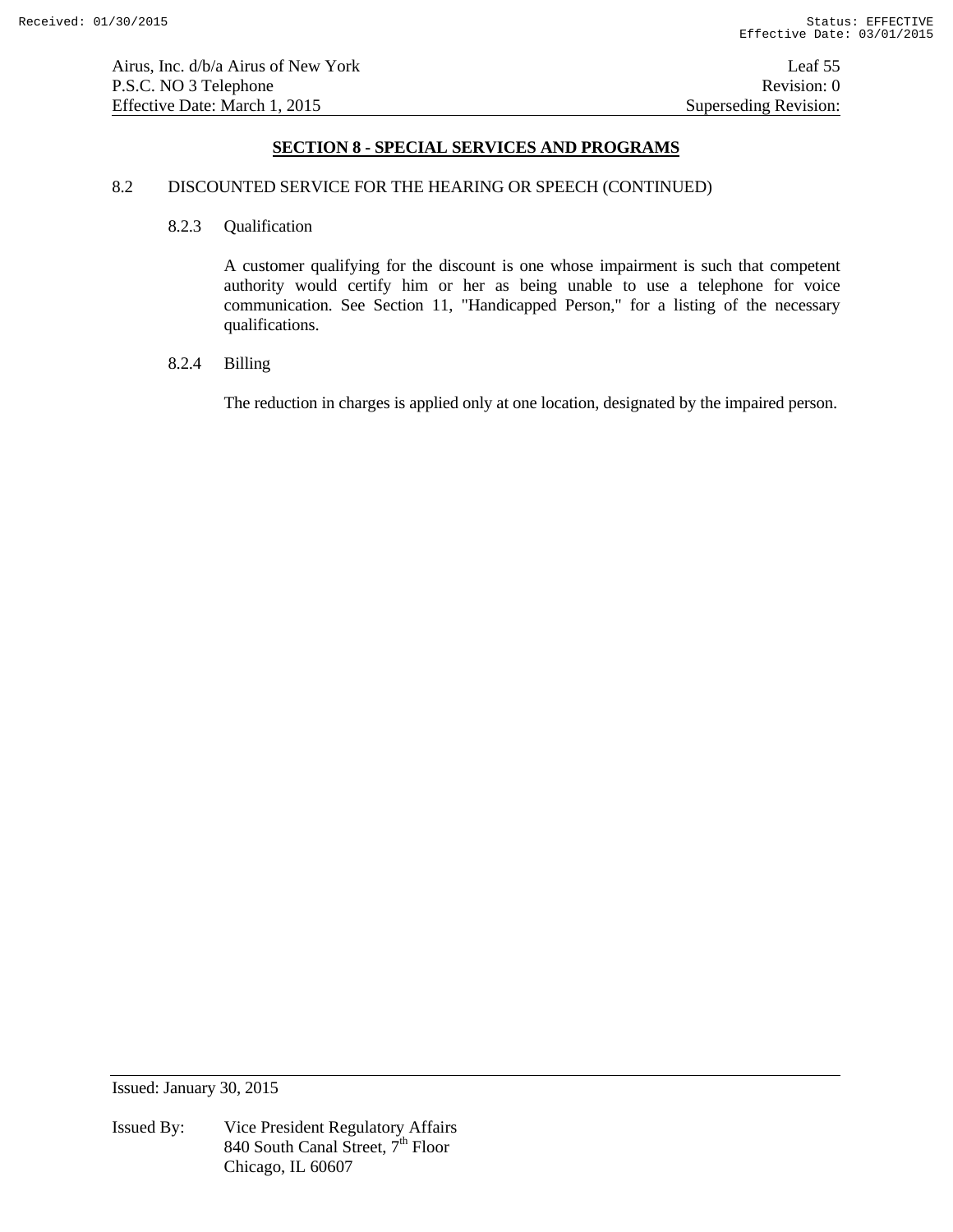## SECTION 8 - SPECIAL SERVICES AND PROGRAMS

8.2 DISCOUNTED SERVICE FOR THE HEARING OR SPEECH (CONTINUED)

8.2.3 Qualification

A customer qualifying for the discount is one whose impairment is such that competent authority would certify him or her as being unable to use a telephone for voice communication. See Section 11, "Handicapped Person," for a listing of the necessary qualifications.

8.2.4 Billing

The reduction in charges is applied only at one location, designated by the impaired person.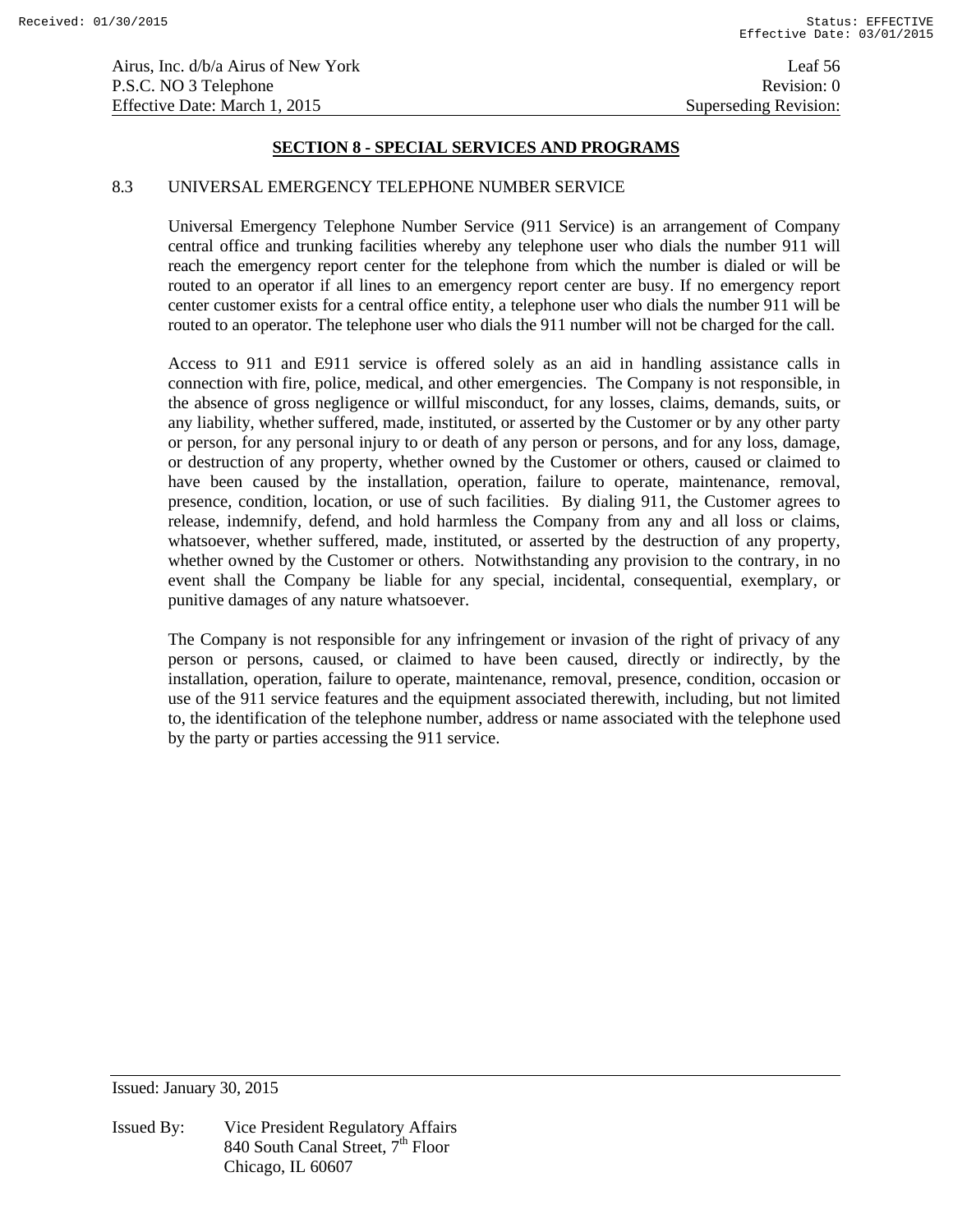## SECTION 8 - SPECIAL SERVICES AND PROGRAMS

### 8.3 UNIVERSAL EMERGENCY TELEPHONE NUMBER SERVICE

Universal Emergency Telephone Number Service (911 Service) is an arrangement of Company central office and trunking facilities whereby any telephone user who dials the number 911 will reach the emergency report center for the telephone from which the number is dialed or will be routed to an operator if all lines to an emergency report center are busy. If no emergency report center customer exists for a central office entity, a telephone user who dials the number 911 will be routed to an operator. The telephone user who dials the 911 number will not be charged for the call.

Access to 911 and E911 service is offered solely as an aid in handling assistance calls in connection with fire, police, medical, and other emergencies. The Company is not responsible, in the absence of gross negligence or willful misconduct, for any losses, claims, demands, suits, or any liability, whether suffered, made, instituted, or asserted by the Customer or by any other party or person, for any personal injury to or death of any person or persons, and for any loss, damage, or destruction of any property, whether owned by the Customer or others, caused or claimed to have been caused by the installation, operation, failure to operate, maintenance, removal, presence, condition, location, or use of such facilities. By dialing 911, the Customer agrees to release, indemnify, defend, and hold harmless the Company from any and all loss or claims, whatsoever, whether suffered, made, instituted, or asserted by the destruction of any property, whether owned by the Customer or others. Notwithstanding any provision to the contrary, in no event shall the Company be liable for any special, incidental, consequential, exemplary, or punitive damages of any nature whatsoever.

The Company is not responsible for any infringement or invasion of the right of privacy of any person or persons, caused, or claimed to have been caused, directly or indirectly, by the installation, operation, failure to operate, maintenance, removal, presence, condition, occasion or use of the 911 service features and the equipment associated therewith, including, but not limited to, the identification of the telephone number, address or name associated with the telephone used by the party or parties accessing the 911 service.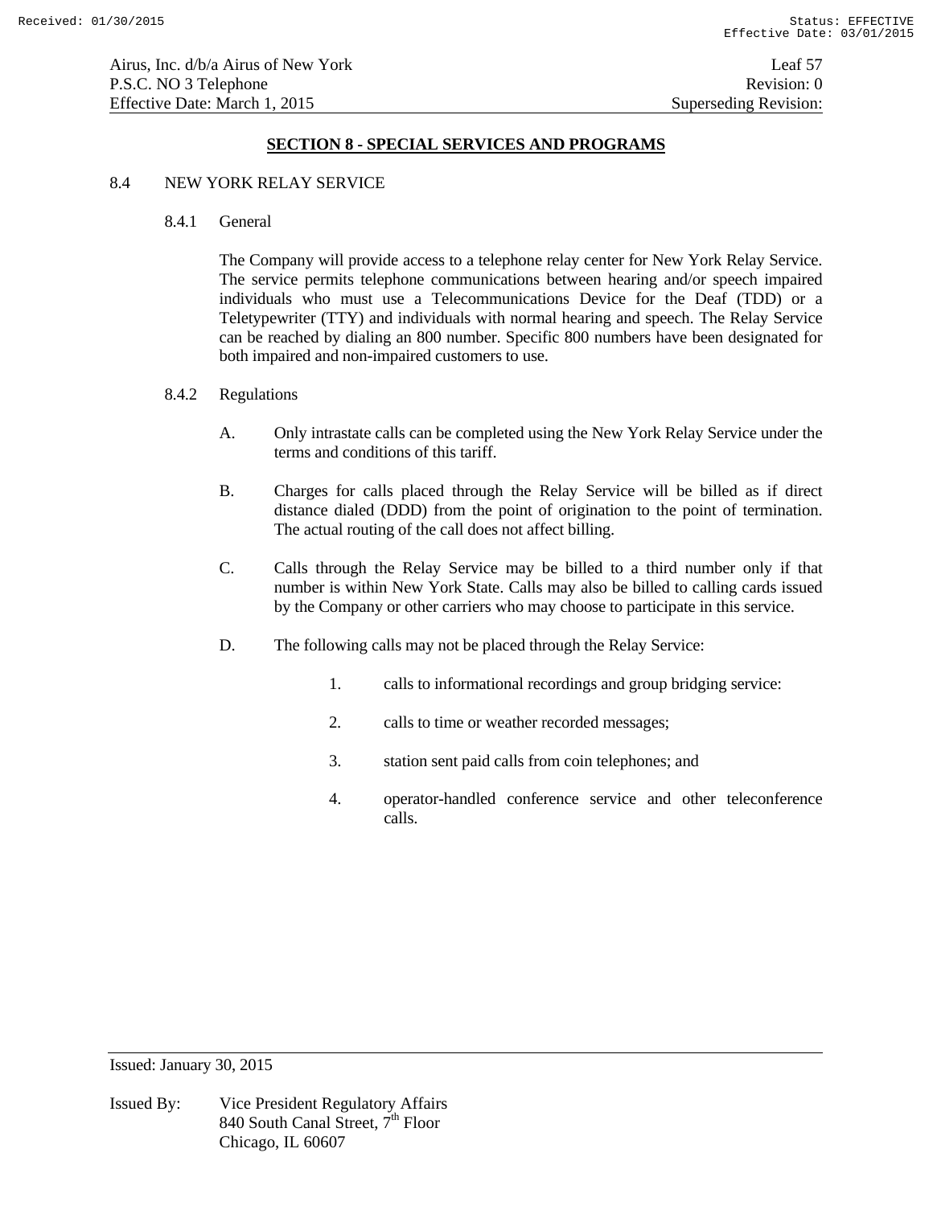## SECTION 8 - SPECIAL SERVICES AND PROGRAMS

8.4 NEW YORK RELAY SERVICE

8.4.1 General

The Company will provide access to a telephone relay center for New York Relay Service. The service permits telephone communications between hearing and/or speech impaired individuals who must use a Telecommunications Device for the Deaf (TDD) or a Teletypewriter (TTY) and individuals with normal hearing and speech. The Relay Service can be reached by dialing an 800 number. Specific 800 numbers have been designated for both impaired and non-impaired customers to use.

8.4.2 Regulations

A. Only intrastate calls can be completed using the New York Relay Service under the terms and conditions of this tariff.

B. Charges for calls placed through the Relay Service will be billed as if direct distance dialed (DDD) from the point of origination to the point of termination. The actual routing of the call does not affect billing.

C. Calls through the Relay Service may be billed to a third number only if that number is within New York State. Calls may also be billed to calling cards issued by the Company or other carriers who may choose to participate in this service.

D. The following calls may not be placed through the Relay Service:

1. calls to informational recordings and group bridging service:

2. calls to time or weather recorded messages;

3. station sent paid calls from coin telephones; and

4. operator-handled conference service and other teleconference calls.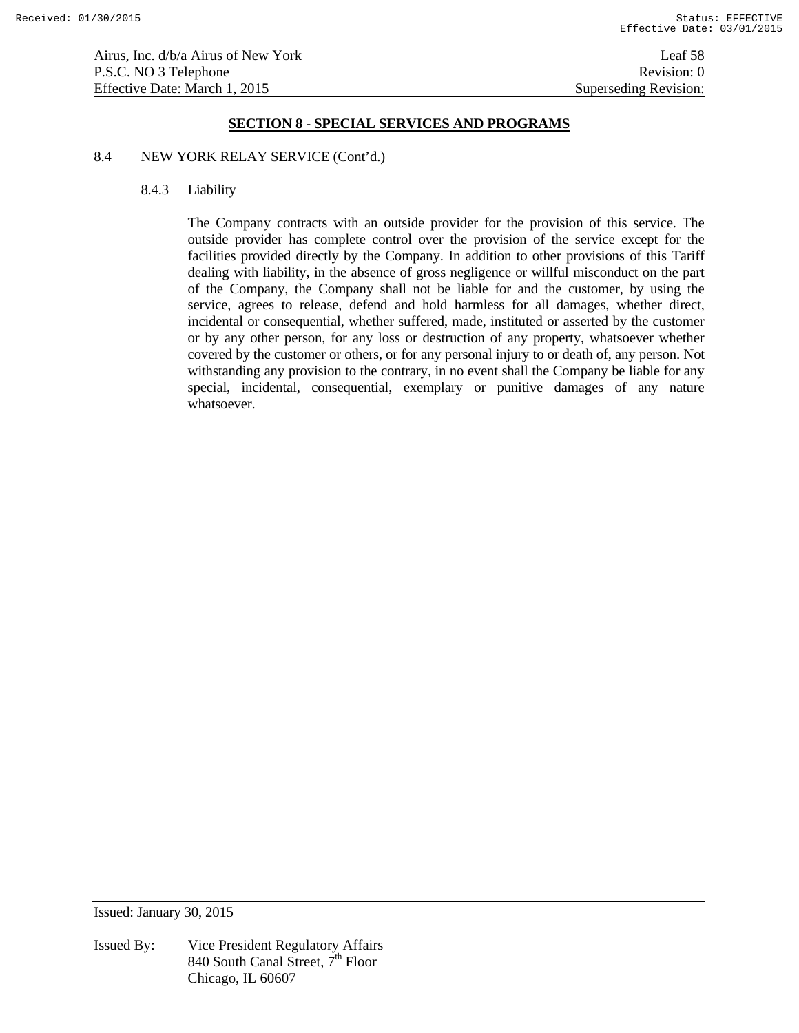## SECTION 8 - SPECIAL SERVICES AND PROGRAMS

8.4 NEW YORK RELAY SERVICE (Cont'd.)

8.4.3 Liability

The Company contracts with an outside provider for the provision of this service. The outside provider has complete control over the provision of the service except for the facilities provided directly by the Company. In addition to other provisions of this Tariff dealing with liability, in the absence of gross negligence or willful misconduct on the part of the Company, the Company shall not be liable for and the customer, by using the service, agrees to release, defend and hold harmless for all damages, whether direct, incidental or consequential, whether suffered, made, instituted or asserted by the customer or by any other person, for any loss or destruction of any property, whatsoever whether covered by the customer or others, or for any personal injury to or death of, any person. Not withstanding any provision to the contrary, in no event shall the Company be liable for any special, incidental, consequential, exemplary or punitive damages of any nature whatsoever.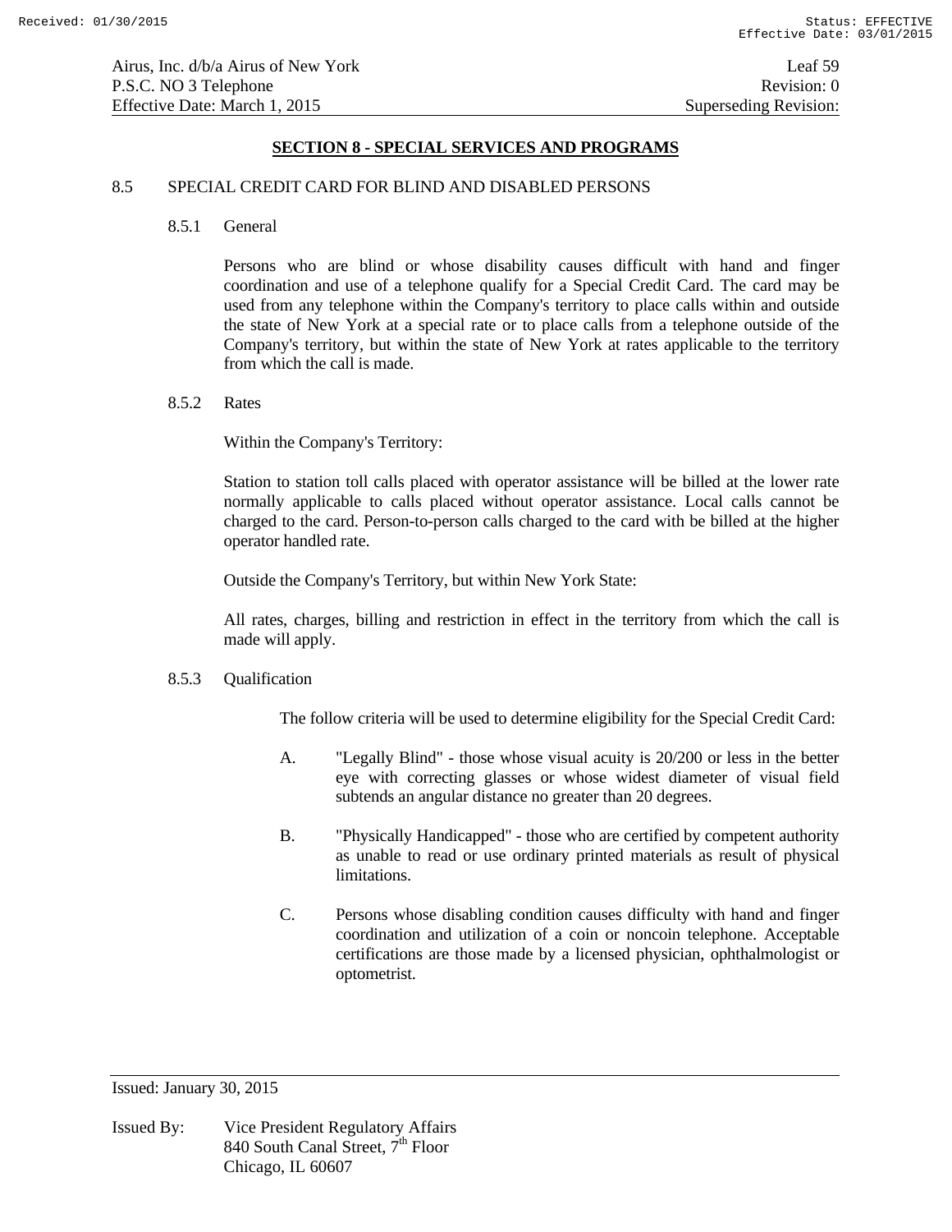## SECTION 8 - SPECIAL SERVICES AND PROGRAMS

8.5 SPECIAL CREDIT CARD FOR BLIND AND DISABLED PERSONS

8.5.1 General

Persons who are blind or whose disability causes difficult with hand and finger coordination and use of a telephone qualify for a Special Credit Card. The card may be used from any telephone within the Company's territory to place calls within and outside the state of New York at a special rate or to place calls from a telephone outside of the Company's territory, but within the state of New York at rates applicable to the territory from which the call is made.

8.5.2 Rates

Within the Company's Territory:

Station to station toll calls placed with operator assistance will be billed at the lower rate normally applicable to calls placed without operator assistance. Local calls cannot be charged to the card. Person-to-person calls charged to the card with be billed at the higher operator handled rate.

Outside the Company's Territory, but within New York State:

All rates, charges, billing and restriction in effect in the territory from which the call is made will apply.

8.5.3 Qualification

The follow criteria will be used to determine eligibility for the Special Credit Card:

A. "Legally Blind" - those whose visual acuity is 20/200 or less in the better eye with correcting glasses or whose widest diameter of visual field subtends an angular distance no greater than 20 degrees.

B. "Physically Handicapped" - those who are certified by competent authority as unable to read or use ordinary printed materials as result of physical limitations.

C. Persons whose disabling condition causes difficulty with hand and finger coordination and utilization of a coin or noncoin telephone. Acceptable certifications are those made by a licensed physician, ophthalmologist or optometrist.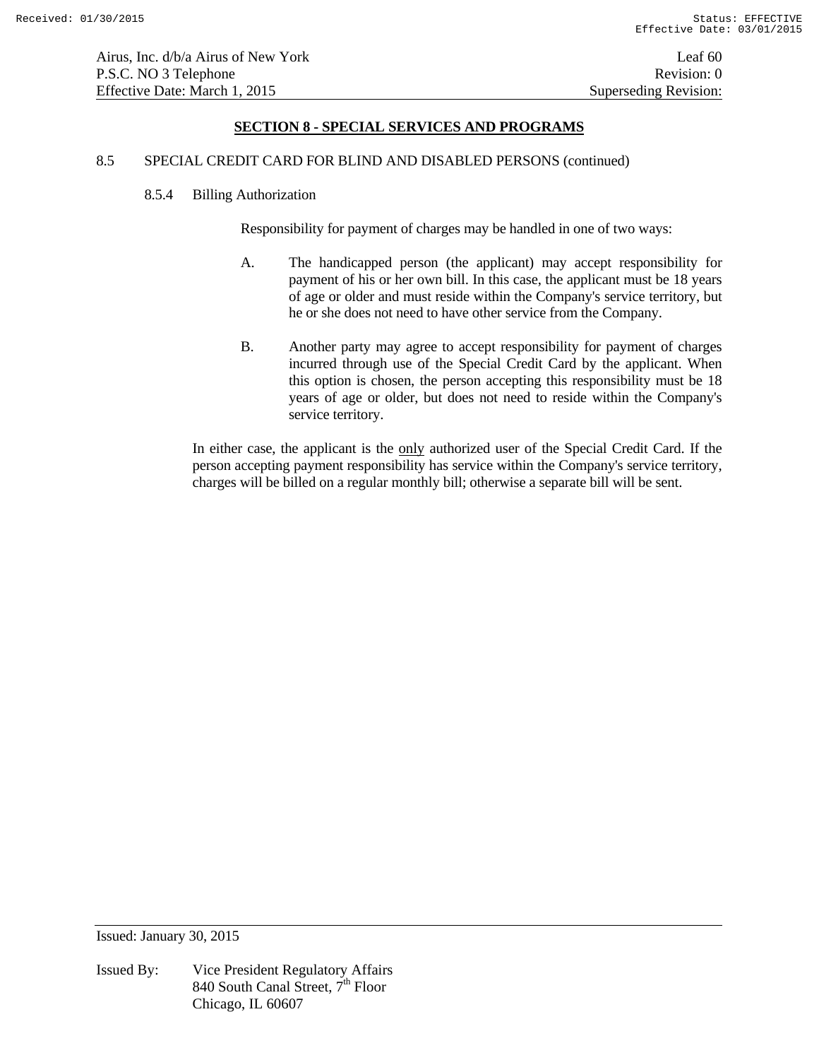## SECTION 8 - SPECIAL SERVICES AND PROGRAMS

8.5 SPECIAL CREDIT CARD FOR BLIND AND DISABLED PERSONS (continued)

8.5.4 Billing Authorization

Responsibility for payment of charges may be handled in one of two ways:

A. The handicapped person (the applicant) may accept responsibility for payment of his or her own bill. In this case, the applicant must be 18 years of age or older and must reside within the Company's service territory, but he or she does not need to have other service from the Company.

B. Another party may agree to accept responsibility for payment of charges incurred through use of the Special Credit Card by the applicant. When this option is chosen, the person accepting this responsibility must be 18 years of age or older, but does not need to reside within the Company's service territory.

In either case, the applicant is the <u>only</u> authorized user of the Special Credit Card. If the person accepting payment responsibility has service within the Company's service territory, charges will be billed on a regular monthly bill; otherwise a separate bill will be sent.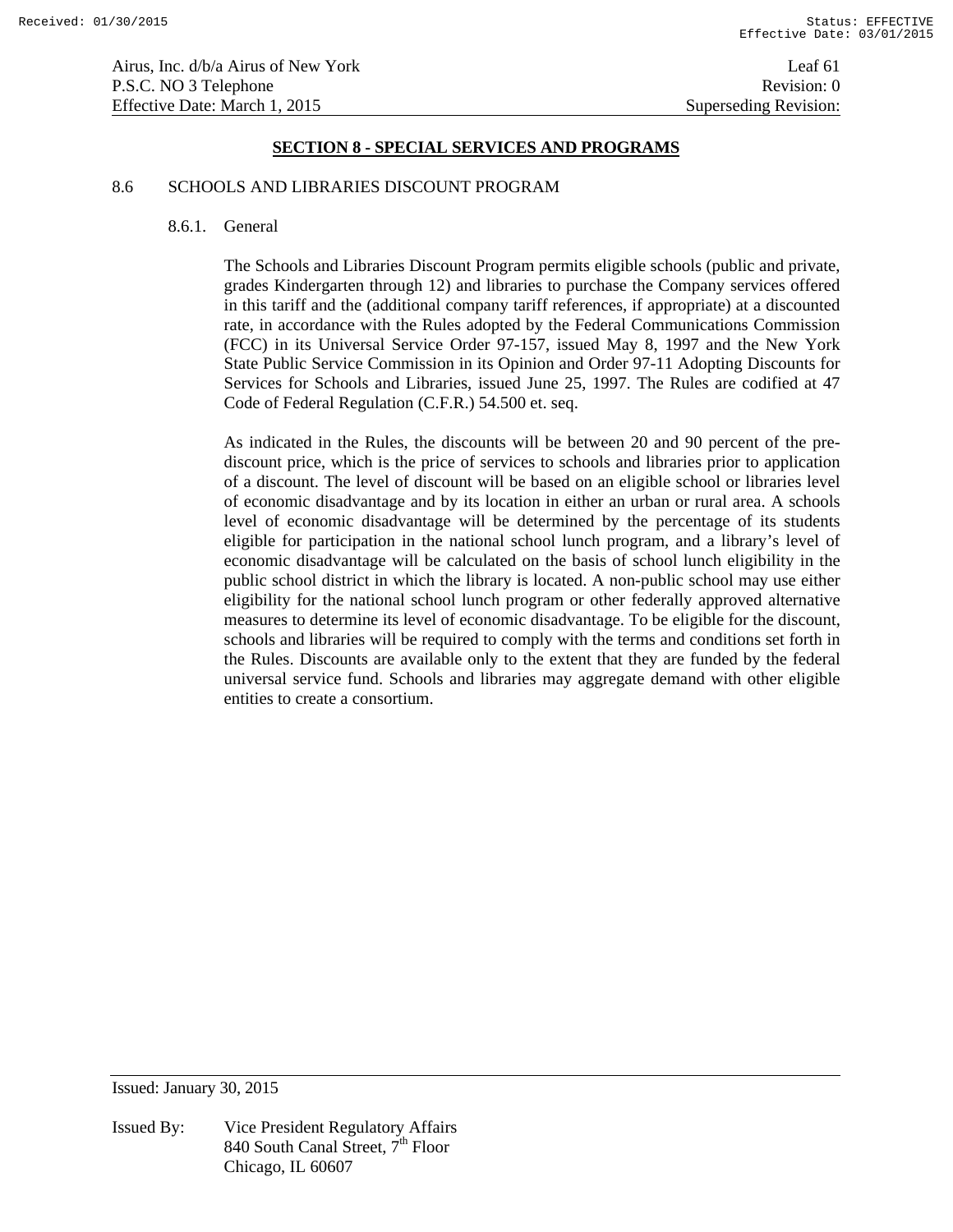## SECTION 8 - SPECIAL SERVICES AND PROGRAMS

8.6 SCHOOLS AND LIBRARIES DISCOUNT PROGRAM

8.6.1. General

The Schools and Libraries Discount Program permits eligible schools (public and private, grades Kindergarten through 12) and libraries to purchase the Company services offered in this tariff and the (additional company tariff references, if appropriate) at a discounted rate, in accordance with the Rules adopted by the Federal Communications Commission (FCC) in its Universal Service Order 97-157, issued May 8, 1997 and the New York State Public Service Commission in its Opinion and Order 97-11 Adopting Discounts for Services for Schools and Libraries, issued June 25, 1997. The Rules are codified at 47 Code of Federal Regulation (C.F.R.) 54.500 et. seq.

As indicated in the Rules, the discounts will be between 20 and 90 percent of the pre-discount price, which is the price of services to schools and libraries prior to application of a discount. The level of discount will be based on an eligible school or libraries level of economic disadvantage and by its location in either an urban or rural area. A schools level of economic disadvantage will be determined by the percentage of its students eligible for participation in the national school lunch program, and a library's level of economic disadvantage will be calculated on the basis of school lunch eligibility in the public school district in which the library is located. A non-public school may use either eligibility for the national school lunch program or other federally approved alternative measures to determine its level of economic disadvantage. To be eligible for the discount, schools and libraries will be required to comply with the terms and conditions set forth in the Rules. Discounts are available only to the extent that they are funded by the federal universal service fund. Schools and libraries may aggregate demand with other eligible entities to create a consortium.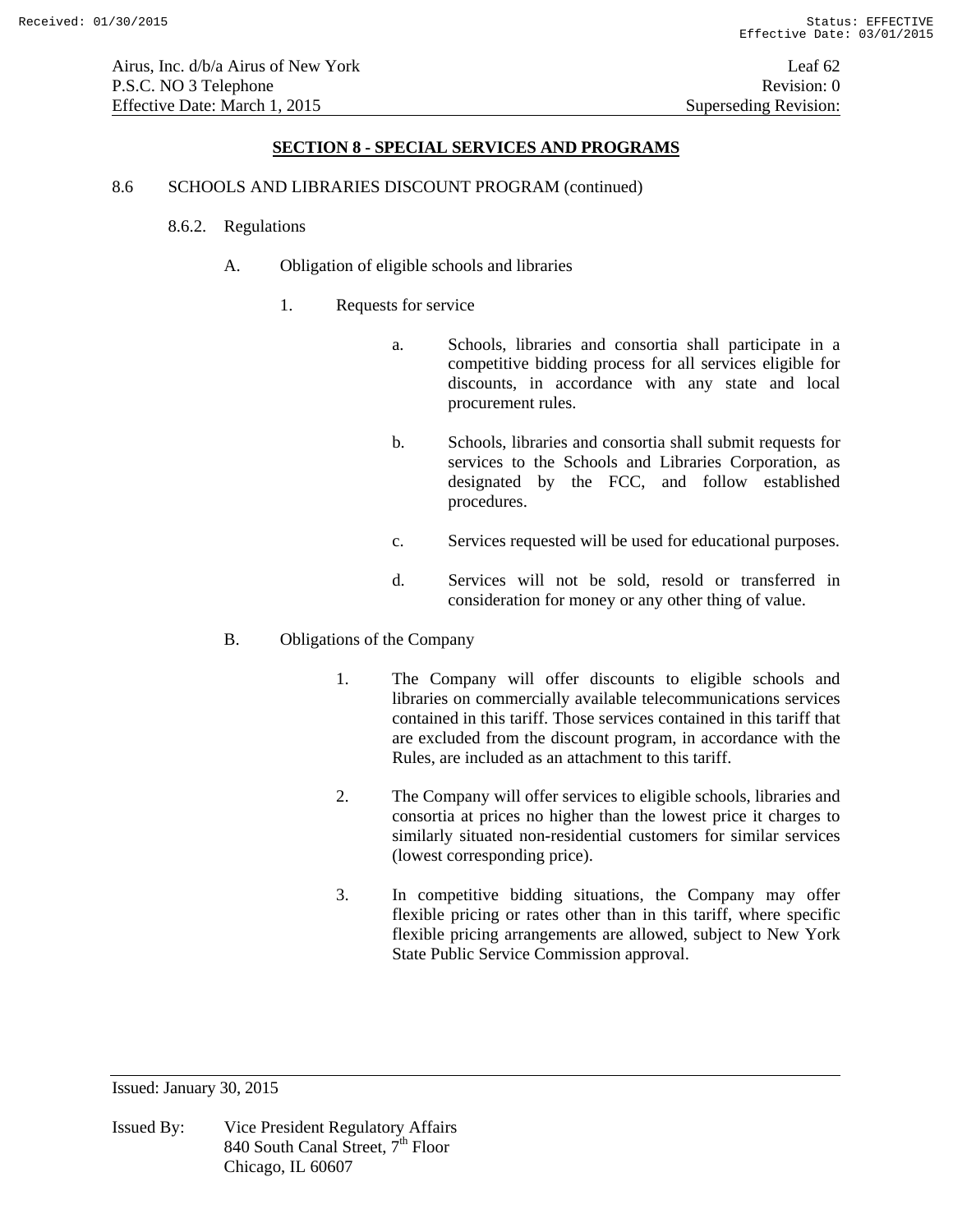## SECTION 8 - SPECIAL SERVICES AND PROGRAMS

8.6 SCHOOLS AND LIBRARIES DISCOUNT PROGRAM (continued)

8.6.2. Regulations

A. Obligation of eligible schools and libraries

1. Requests for service

a. Schools, libraries and consortia shall participate in a competitive bidding process for all services eligible for discounts, in accordance with any state and local procurement rules.

b. Schools, libraries and consortia shall submit requests for services to the Schools and Libraries Corporation, as designated by the FCC, and follow established procedures.

c. Services requested will be used for educational purposes.

d. Services will not be sold, resold or transferred in consideration for money or any other thing of value.

B. Obligations of the Company

1. The Company will offer discounts to eligible schools and libraries on commercially available telecommunications services contained in this tariff. Those services contained in this tariff that are excluded from the discount program, in accordance with the Rules, are included as an attachment to this tariff.

2. The Company will offer services to eligible schools, libraries and consortia at prices no higher than the lowest price it charges to similarly situated non-residential customers for similar services (lowest corresponding price).

3. In competitive bidding situations, the Company may offer flexible pricing or rates other than in this tariff, where specific flexible pricing arrangements are allowed, subject to New York State Public Service Commission approval.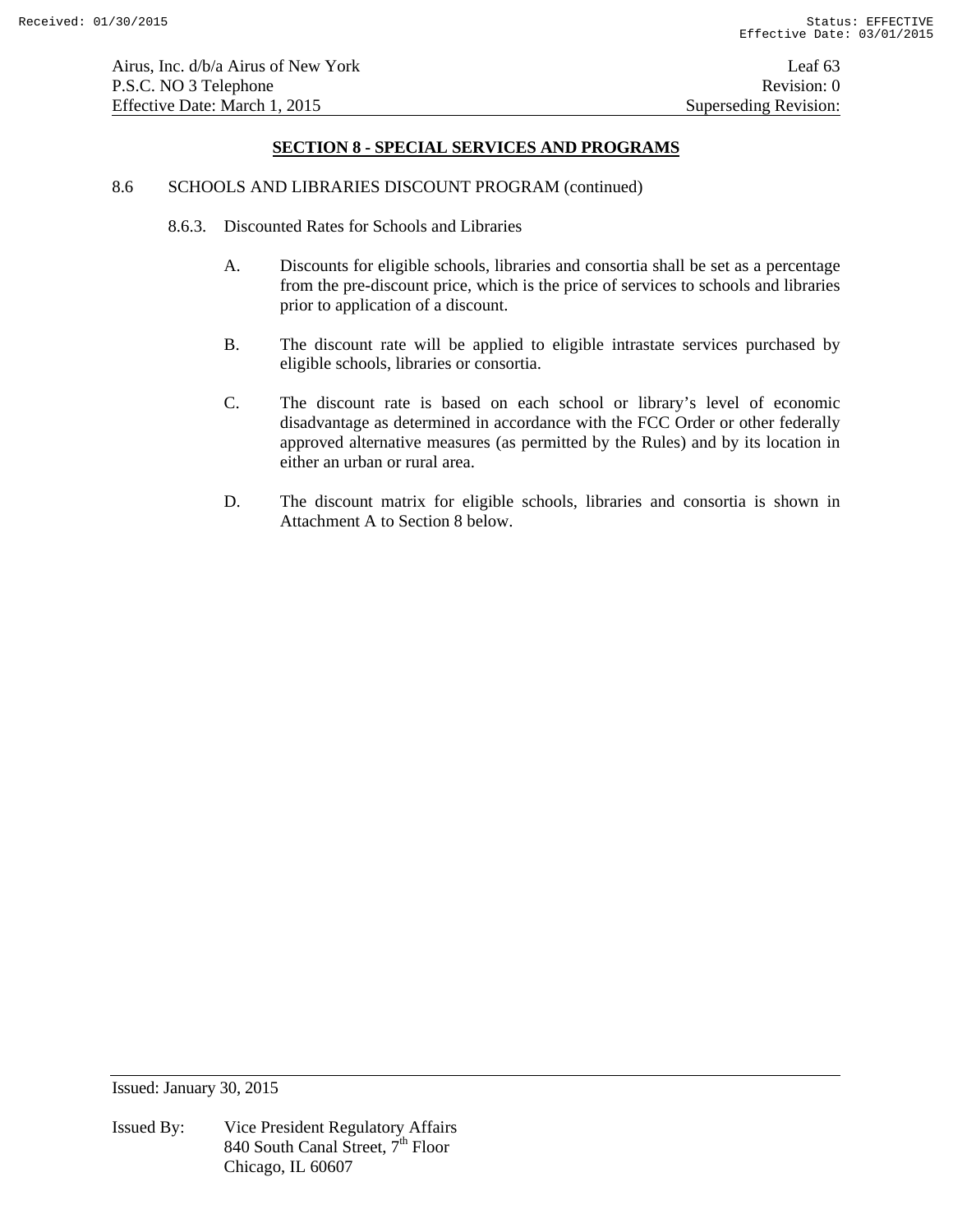## SECTION 8 - SPECIAL SERVICES AND PROGRAMS

8.6 SCHOOLS AND LIBRARIES DISCOUNT PROGRAM (continued)

8.6.3. Discounted Rates for Schools and Libraries

A. Discounts for eligible schools, libraries and consortia shall be set as a percentage from the pre-discount price, which is the price of services to schools and libraries prior to application of a discount.

B. The discount rate will be applied to eligible intrastate services purchased by eligible schools, libraries or consortia.

C. The discount rate is based on each school or library's level of economic disadvantage as determined in accordance with the FCC Order or other federally approved alternative measures (as permitted by the Rules) and by its location in either an urban or rural area.

D. The discount matrix for eligible schools, libraries and consortia is shown in Attachment A to Section 8 below.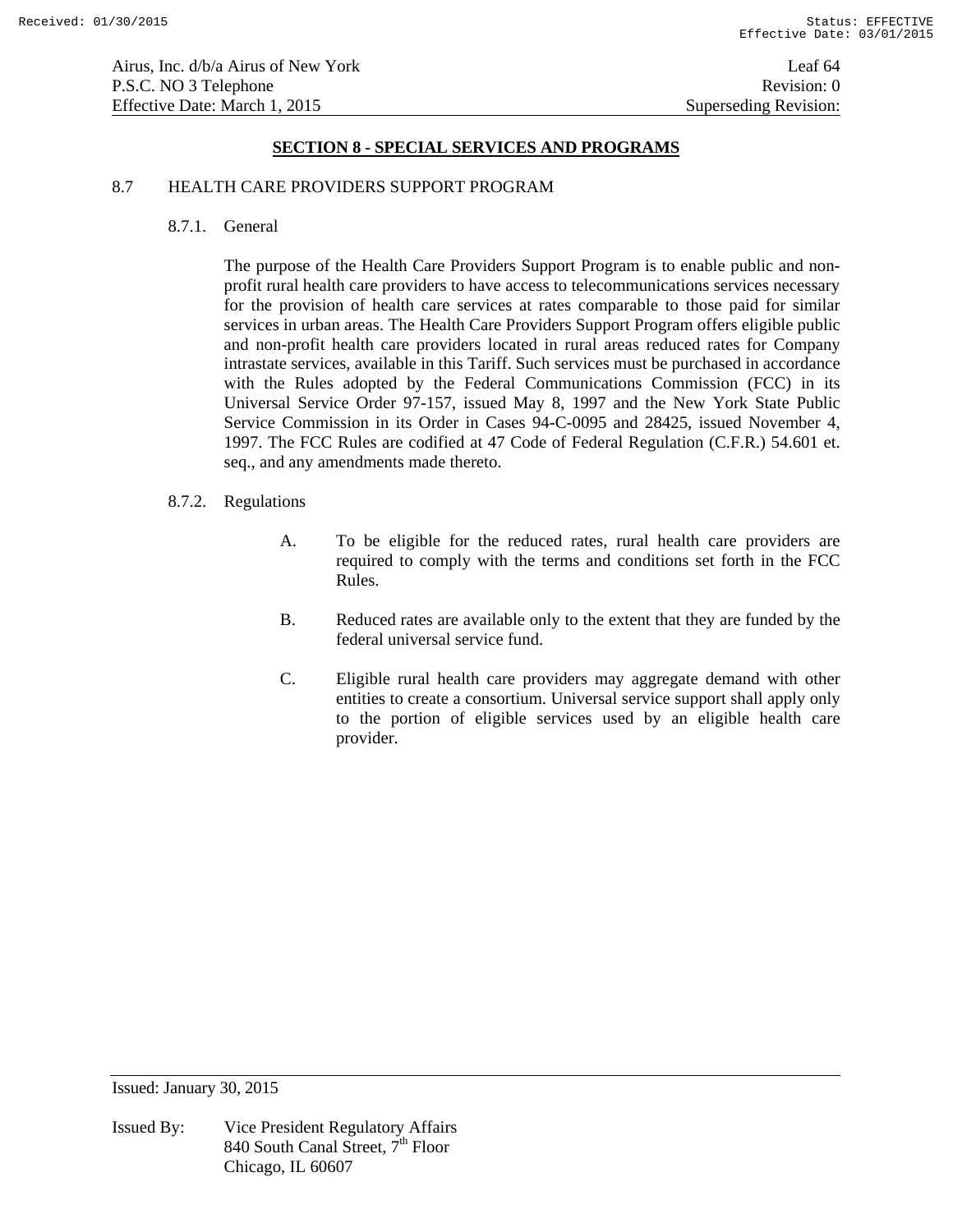## SECTION 8 - SPECIAL SERVICES AND PROGRAMS

8.7 HEALTH CARE PROVIDERS SUPPORT PROGRAM

8.7.1. General

The purpose of the Health Care Providers Support Program is to enable public and non-profit rural health care providers to have access to telecommunications services necessary for the provision of health care services at rates comparable to those paid for similar services in urban areas. The Health Care Providers Support Program offers eligible public and non-profit health care providers located in rural areas reduced rates for Company intrastate services, available in this Tariff. Such services must be purchased in accordance with the Rules adopted by the Federal Communications Commission (FCC) in its Universal Service Order 97-157, issued May 8, 1997 and the New York State Public Service Commission in its Order in Cases 94-C-0095 and 28425, issued November 4, 1997. The FCC Rules are codified at 47 Code of Federal Regulation (C.F.R.) 54.601 et. seq., and any amendments made thereto.

8.7.2. Regulations

A. To be eligible for the reduced rates, rural health care providers are required to comply with the terms and conditions set forth in the FCC Rules.

B. Reduced rates are available only to the extent that they are funded by the federal universal service fund.

C. Eligible rural health care providers may aggregate demand with other entities to create a consortium. Universal service support shall apply only to the portion of eligible services used by an eligible health care provider.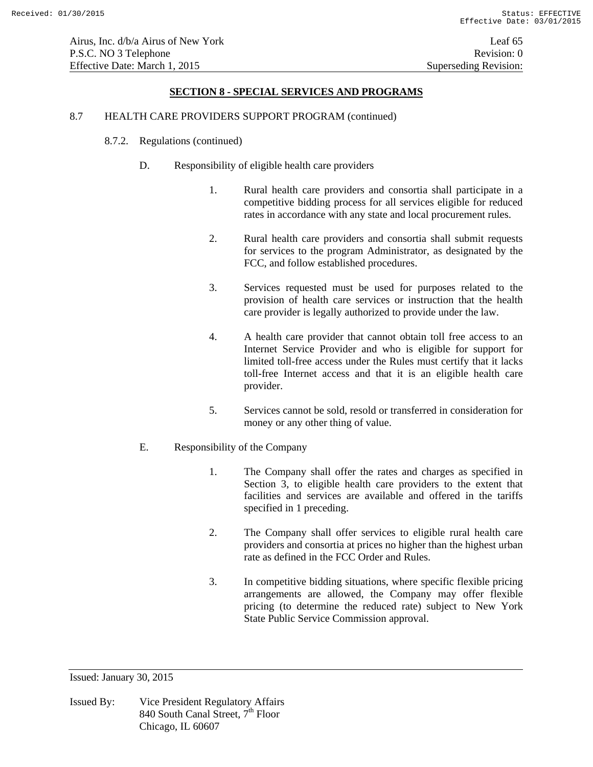## SECTION 8 - SPECIAL SERVICES AND PROGRAMS

8.7 HEALTH CARE PROVIDERS SUPPORT PROGRAM (continued)

8.7.2. Regulations (continued)

D. Responsibility of eligible health care providers

1. Rural health care providers and consortia shall participate in a competitive bidding process for all services eligible for reduced rates in accordance with any state and local procurement rules.

2. Rural health care providers and consortia shall submit requests for services to the program Administrator, as designated by the FCC, and follow established procedures.

3. Services requested must be used for purposes related to the provision of health care services or instruction that the health care provider is legally authorized to provide under the law.

4. A health care provider that cannot obtain toll free access to an Internet Service Provider and who is eligible for support for limited toll-free access under the Rules must certify that it lacks toll-free Internet access and that it is an eligible health care provider.

5. Services cannot be sold, resold or transferred in consideration for money or any other thing of value.

E. Responsibility of the Company

1. The Company shall offer the rates and charges as specified in Section 3, to eligible health care providers to the extent that facilities and services are available and offered in the tariffs specified in 1 preceding.

2. The Company shall offer services to eligible rural health care providers and consortia at prices no higher than the highest urban rate as defined in the FCC Order and Rules.

3. In competitive bidding situations, where specific flexible pricing arrangements are allowed, the Company may offer flexible pricing (to determine the reduced rate) subject to New York State Public Service Commission approval.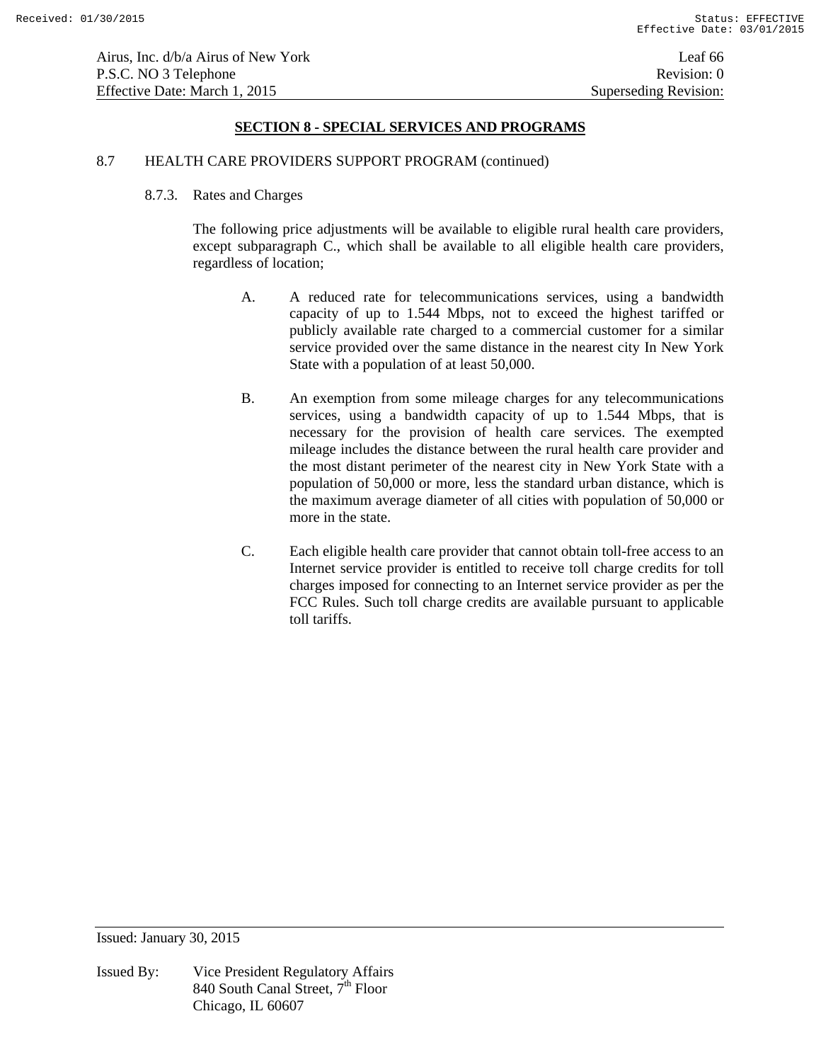## SECTION 8 - SPECIAL SERVICES AND PROGRAMS

8.7 HEALTH CARE PROVIDERS SUPPORT PROGRAM (continued)

8.7.3. Rates and Charges

The following price adjustments will be available to eligible rural health care providers, except subparagraph C., which shall be available to all eligible health care providers, regardless of location;

A. A reduced rate for telecommunications services, using a bandwidth capacity of up to 1.544 Mbps, not to exceed the highest tariffed or publicly available rate charged to a commercial customer for a similar service provided over the same distance in the nearest city In New York State with a population of at least 50,000.

B. An exemption from some mileage charges for any telecommunications services, using a bandwidth capacity of up to 1.544 Mbps, that is necessary for the provision of health care services. The exempted mileage includes the distance between the rural health care provider and the most distant perimeter of the nearest city in New York State with a population of 50,000 or more, less the standard urban distance, which is the maximum average diameter of all cities with population of 50,000 or more in the state.

C. Each eligible health care provider that cannot obtain toll-free access to an Internet service provider is entitled to receive toll charge credits for toll charges imposed for connecting to an Internet service provider as per the FCC Rules. Such toll charge credits are available pursuant to applicable toll tariffs.

Issued: January 30, 2015

Issued By: Vice President Regulatory Affairs
840 South Canal Street, 7th Floor
Chicago, IL 60607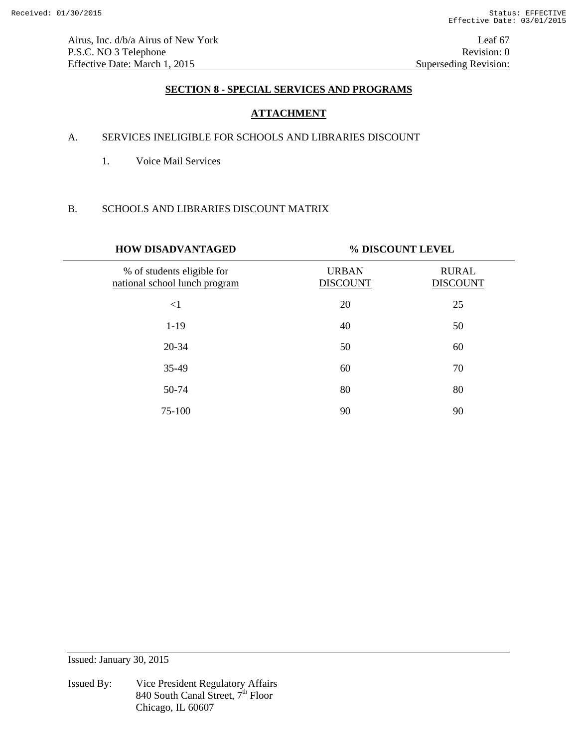## SECTION 8 - SPECIAL SERVICES AND PROGRAMS

### ATTACHMENT

A. SERVICES INELIGIBLE FOR SCHOOLS AND LIBRARIES DISCOUNT

1. Voice Mail Services

B. SCHOOLS AND LIBRARIES DISCOUNT MATRIX

| **HOW DISADVANTAGED** | **% DISCOUNT LEVEL** | |
|---|---|---|
| % of students eligible for national school lunch program | URBAN DISCOUNT | RURAL DISCOUNT |
| <1 | 20 | 25 |
| 1-19 | 40 | 50 |
| 20-34 | 50 | 60 |
| 35-49 | 60 | 70 |
| 50-74 | 80 | 80 |
| 75-100 | 90 | 90 |

Issued: January 30, 2015

Issued By: Vice President Regulatory Affairs
840 South Canal Street, 7th Floor
Chicago, IL 60607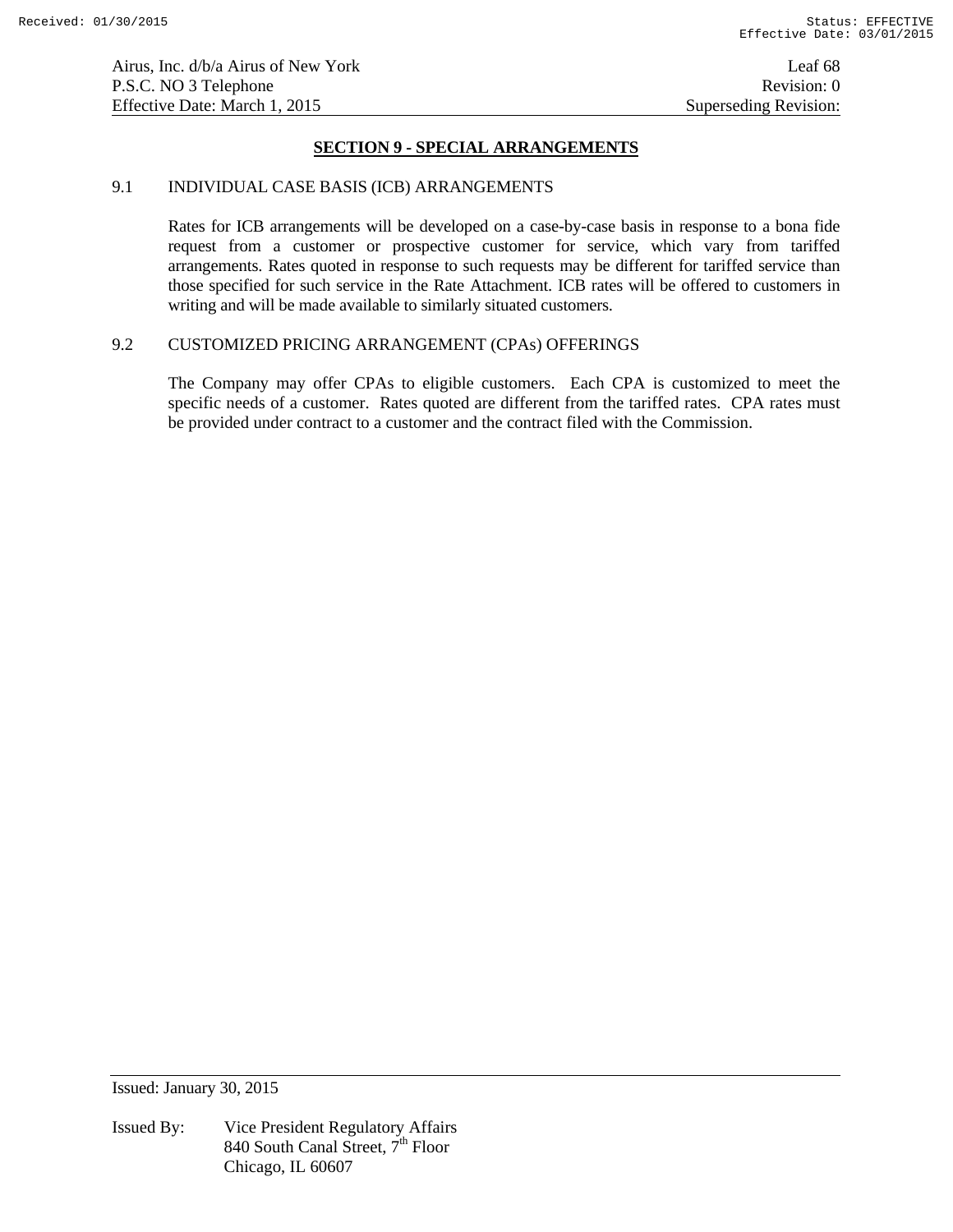## SECTION 9 - SPECIAL ARRANGEMENTS

### 9.1 INDIVIDUAL CASE BASIS (ICB) ARRANGEMENTS

Rates for ICB arrangements will be developed on a case-by-case basis in response to a bona fide request from a customer or prospective customer for service, which vary from tariffed arrangements. Rates quoted in response to such requests may be different for tariffed service than those specified for such service in the Rate Attachment. ICB rates will be offered to customers in writing and will be made available to similarly situated customers.

### 9.2 CUSTOMIZED PRICING ARRANGEMENT (CPAs) OFFERINGS

The Company may offer CPAs to eligible customers. Each CPA is customized to meet the specific needs of a customer. Rates quoted are different from the tariffed rates. CPA rates must be provided under contract to a customer and the contract filed with the Commission.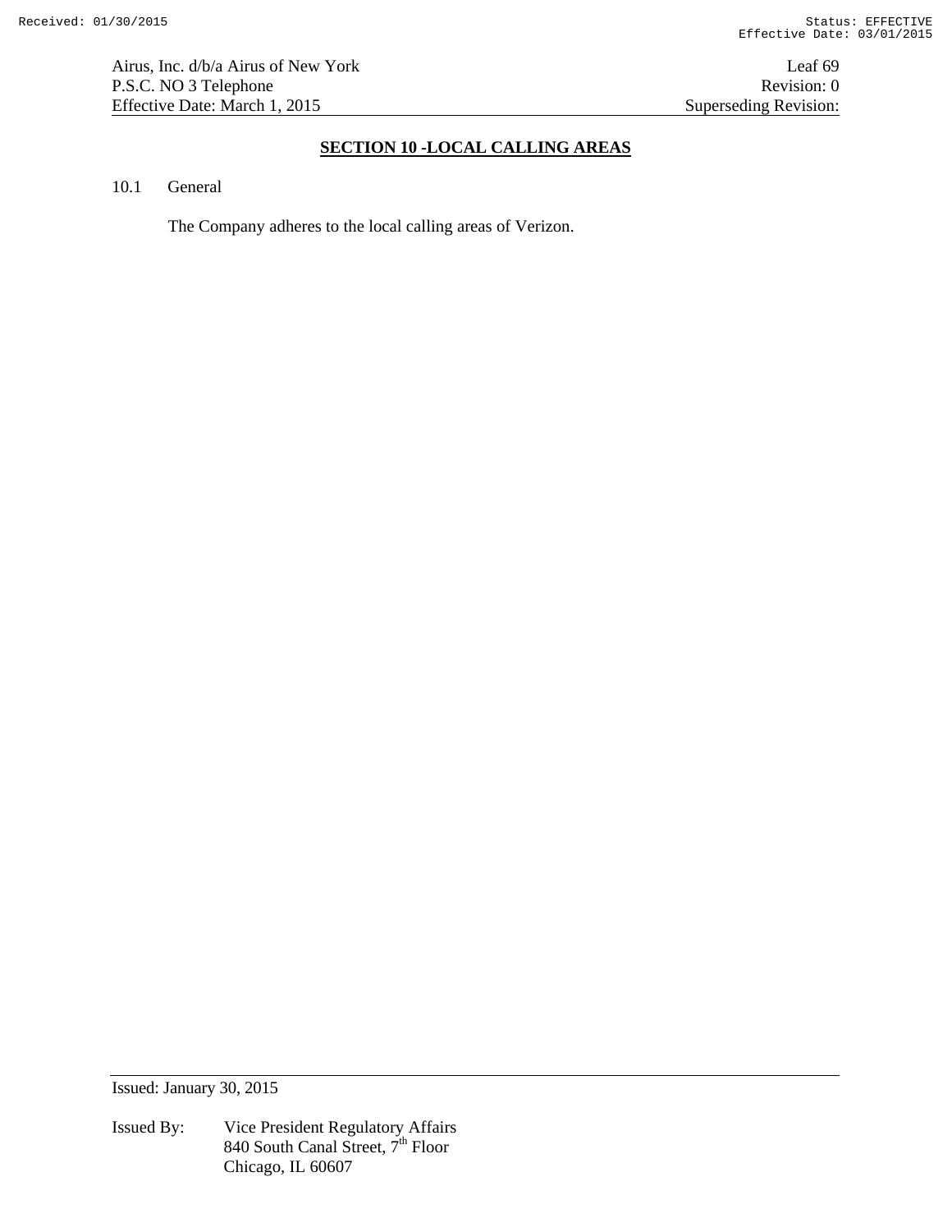## SECTION 10 -LOCAL CALLING AREAS

10.1 General

The Company adheres to the local calling areas of Verizon.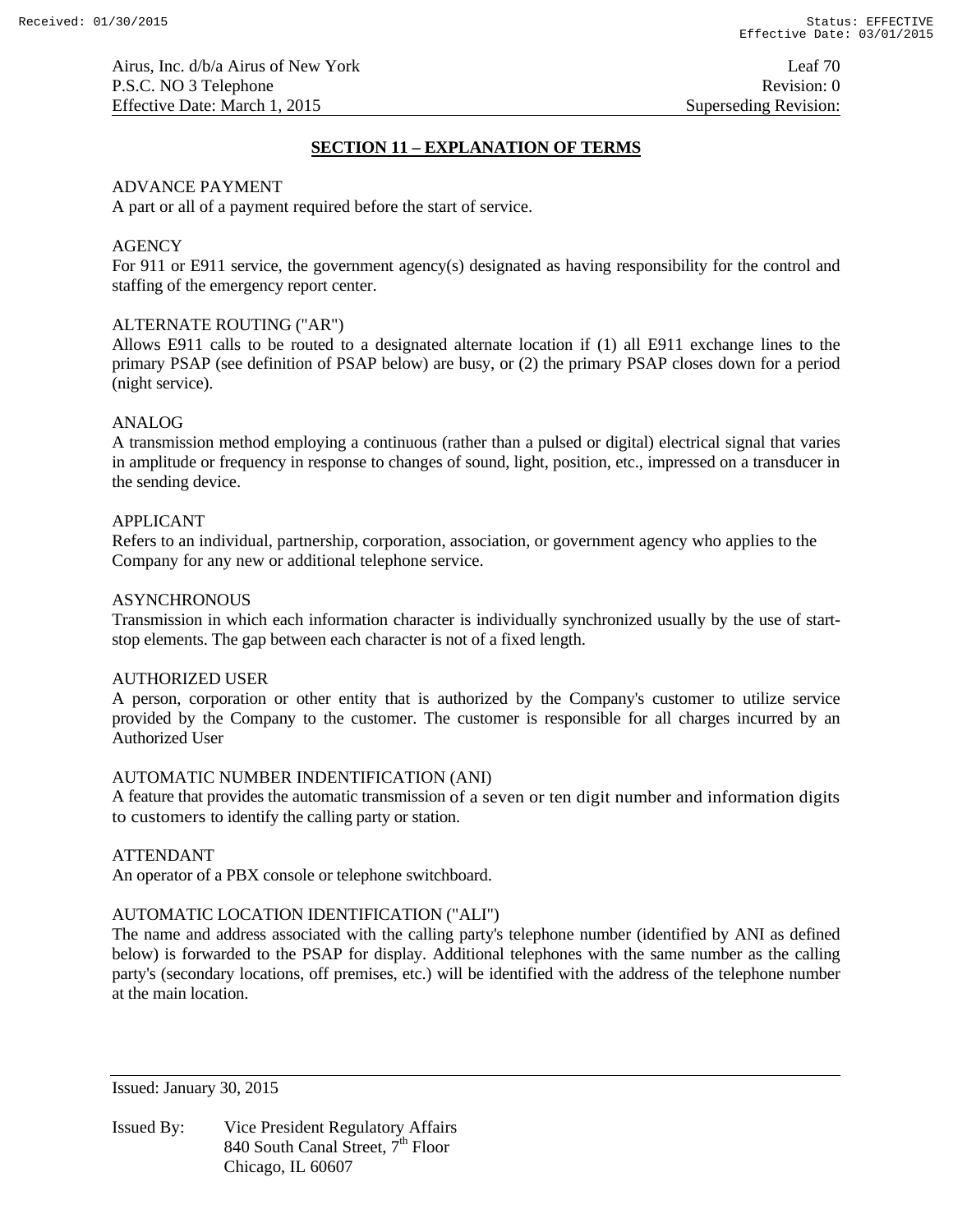## SECTION 11 – EXPLANATION OF TERMS

ADVANCE PAYMENT
A part or all of a payment required before the start of service.

AGENCY
For 911 or E911 service, the government agency(s) designated as having responsibility for the control and staffing of the emergency report center.

ALTERNATE ROUTING ("AR")
Allows E911 calls to be routed to a designated alternate location if (1) all E911 exchange lines to the primary PSAP (see definition of PSAP below) are busy, or (2) the primary PSAP closes down for a period (night service).

ANALOG
A transmission method employing a continuous (rather than a pulsed or digital) electrical signal that varies in amplitude or frequency in response to changes of sound, light, position, etc., impressed on a transducer in the sending device.

APPLICANT
Refers to an individual, partnership, corporation, association, or government agency who applies to the Company for any new or additional telephone service.

ASYNCHRONOUS
Transmission in which each information character is individually synchronized usually by the use of start-stop elements. The gap between each character is not of a fixed length.

AUTHORIZED USER
A person, corporation or other entity that is authorized by the Company's customer to utilize service provided by the Company to the customer. The customer is responsible for all charges incurred by an Authorized User

AUTOMATIC NUMBER INDENTIFICATION (ANI)
A feature that provides the automatic transmission of a seven or ten digit number and information digits to customers to identify the calling party or station.

ATTENDANT
An operator of a PBX console or telephone switchboard.

AUTOMATIC LOCATION IDENTIFICATION ("ALI")
The name and address associated with the calling party's telephone number (identified by ANI as defined below) is forwarded to the PSAP for display. Additional telephones with the same number as the calling party's (secondary locations, off premises, etc.) will be identified with the address of the telephone number at the main location.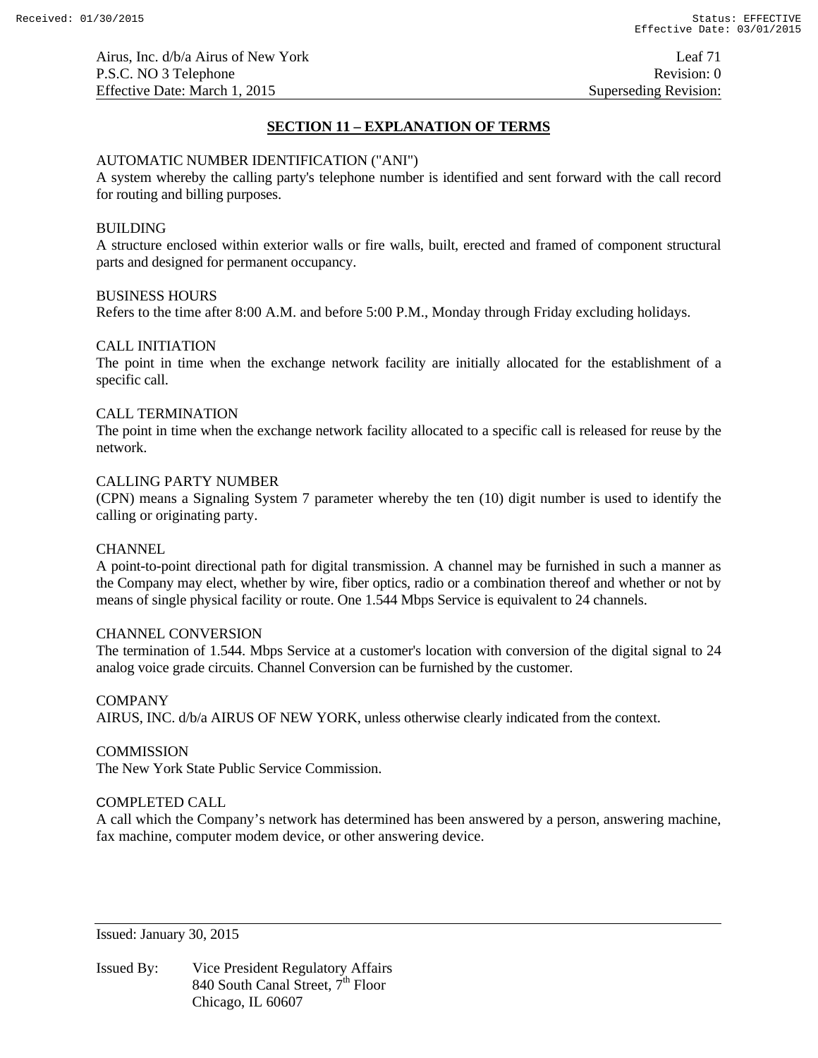## SECTION 11 – EXPLANATION OF TERMS

AUTOMATIC NUMBER IDENTIFICATION ("ANI")
A system whereby the calling party's telephone number is identified and sent forward with the call record for routing and billing purposes.

BUILDING
A structure enclosed within exterior walls or fire walls, built, erected and framed of component structural parts and designed for permanent occupancy.

BUSINESS HOURS
Refers to the time after 8:00 A.M. and before 5:00 P.M., Monday through Friday excluding holidays.

CALL INITIATION
The point in time when the exchange network facility are initially allocated for the establishment of a specific call.

CALL TERMINATION
The point in time when the exchange network facility allocated to a specific call is released for reuse by the network.

CALLING PARTY NUMBER
(CPN) means a Signaling System 7 parameter whereby the ten (10) digit number is used to identify the calling or originating party.

CHANNEL
A point-to-point directional path for digital transmission. A channel may be furnished in such a manner as the Company may elect, whether by wire, fiber optics, radio or a combination thereof and whether or not by means of single physical facility or route. One 1.544 Mbps Service is equivalent to 24 channels.

CHANNEL CONVERSION
The termination of 1.544. Mbps Service at a customer's location with conversion of the digital signal to 24 analog voice grade circuits. Channel Conversion can be furnished by the customer.

COMPANY
AIRUS, INC. d/b/a AIRUS OF NEW YORK, unless otherwise clearly indicated from the context.

COMMISSION
The New York State Public Service Commission.

COMPLETED CALL
A call which the Company's network has determined has been answered by a person, answering machine, fax machine, computer modem device, or other answering device.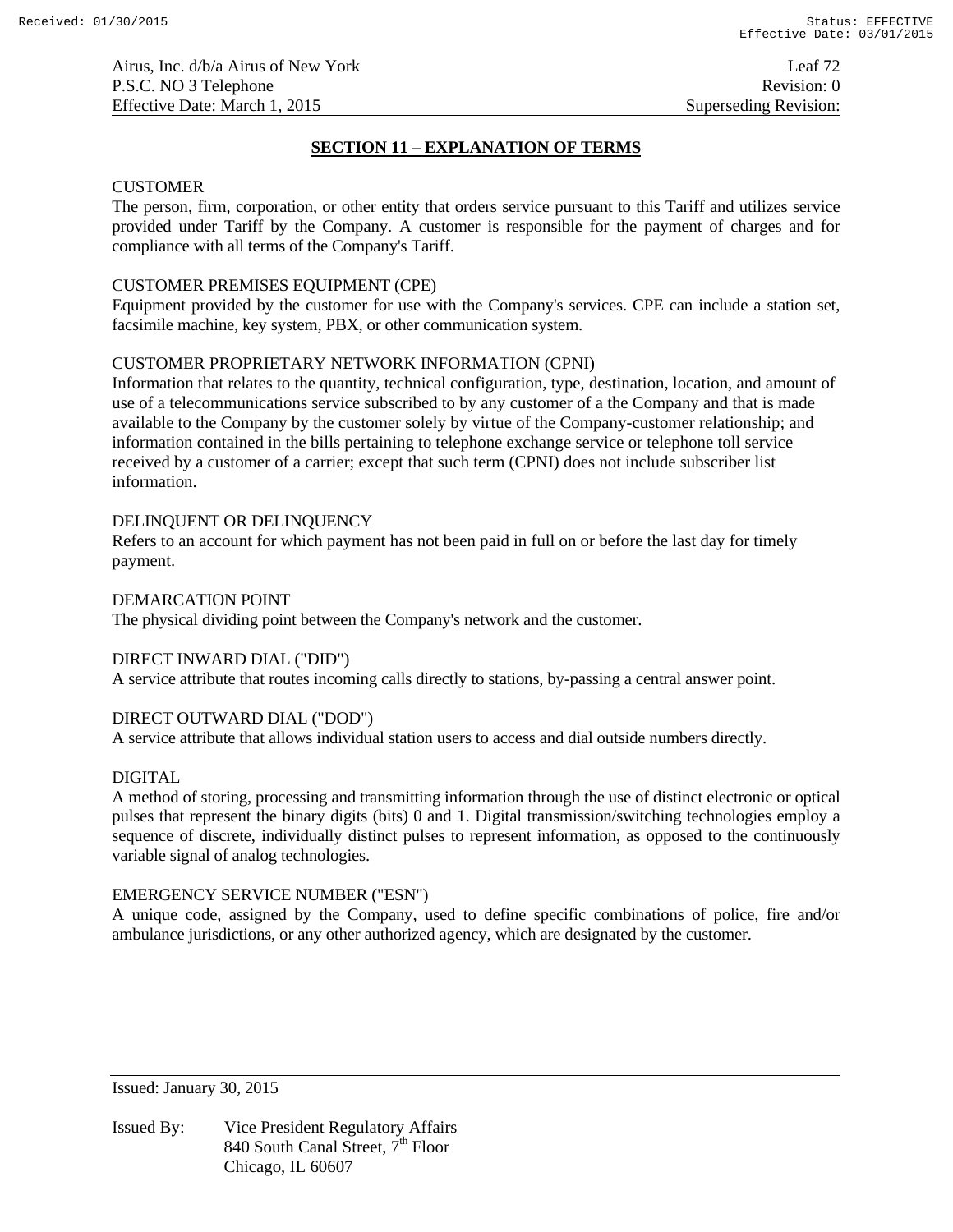## SECTION 11 – EXPLANATION OF TERMS

CUSTOMER
The person, firm, corporation, or other entity that orders service pursuant to this Tariff and utilizes service provided under Tariff by the Company. A customer is responsible for the payment of charges and for compliance with all terms of the Company's Tariff.

CUSTOMER PREMISES EQUIPMENT (CPE)
Equipment provided by the customer for use with the Company's services. CPE can include a station set, facsimile machine, key system, PBX, or other communication system.

CUSTOMER PROPRIETARY NETWORK INFORMATION (CPNI)
Information that relates to the quantity, technical configuration, type, destination, location, and amount of use of a telecommunications service subscribed to by any customer of a the Company and that is made available to the Company by the customer solely by virtue of the Company-customer relationship; and information contained in the bills pertaining to telephone exchange service or telephone toll service received by a customer of a carrier; except that such term (CPNI) does not include subscriber list information.

DELINQUENT OR DELINQUENCY
Refers to an account for which payment has not been paid in full on or before the last day for timely payment.

DEMARCATION POINT
The physical dividing point between the Company's network and the customer.

DIRECT INWARD DIAL ("DID")
A service attribute that routes incoming calls directly to stations, by-passing a central answer point.

DIRECT OUTWARD DIAL ("DOD")
A service attribute that allows individual station users to access and dial outside numbers directly.

DIGITAL
A method of storing, processing and transmitting information through the use of distinct electronic or optical pulses that represent the binary digits (bits) 0 and 1. Digital transmission/switching technologies employ a sequence of discrete, individually distinct pulses to represent information, as opposed to the continuously variable signal of analog technologies.

EMERGENCY SERVICE NUMBER ("ESN")
A unique code, assigned by the Company, used to define specific combinations of police, fire and/or ambulance jurisdictions, or any other authorized agency, which are designated by the customer.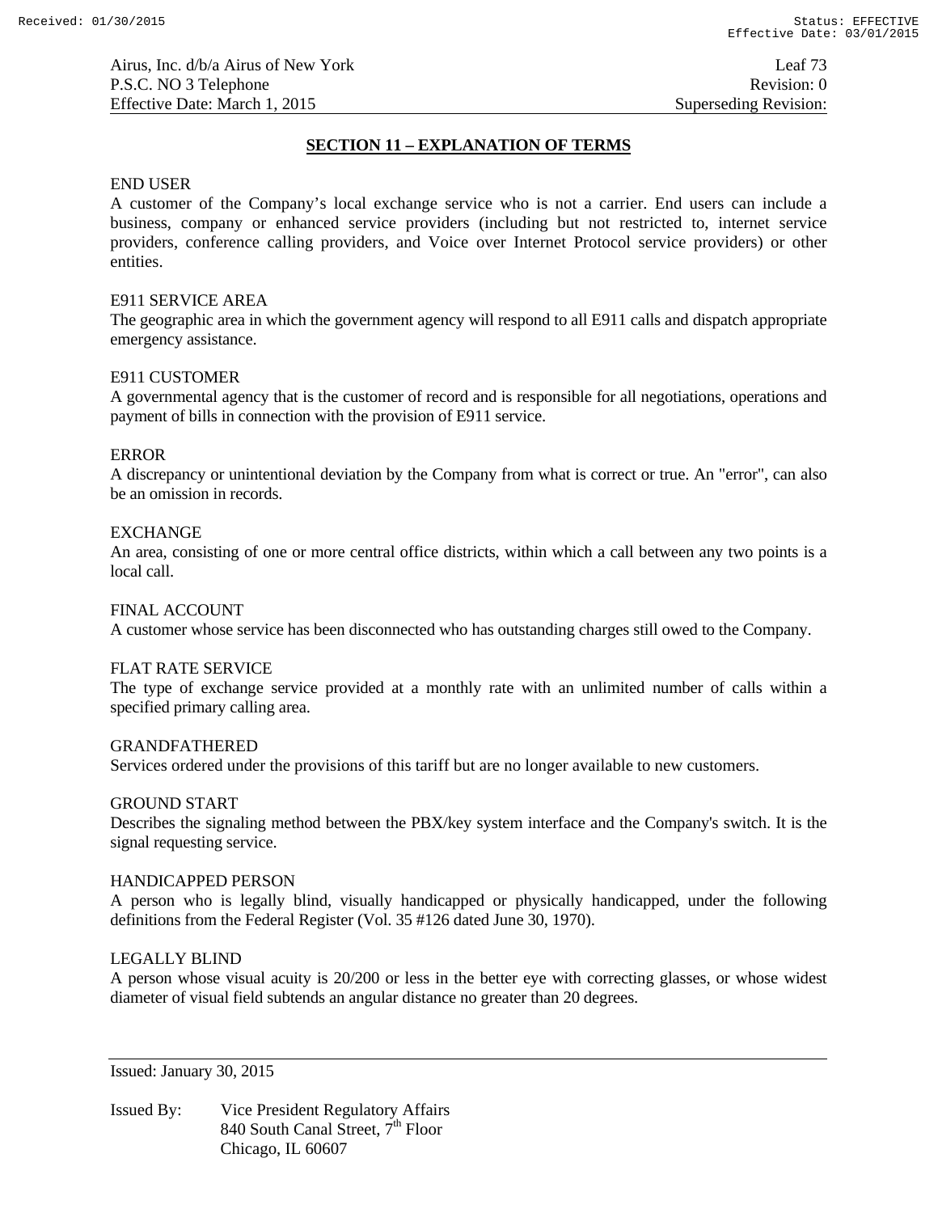## SECTION 11 – EXPLANATION OF TERMS

END USER
A customer of the Company's local exchange service who is not a carrier. End users can include a business, company or enhanced service providers (including but not restricted to, internet service providers, conference calling providers, and Voice over Internet Protocol service providers) or other entities.

E911 SERVICE AREA
The geographic area in which the government agency will respond to all E911 calls and dispatch appropriate emergency assistance.

E911 CUSTOMER
A governmental agency that is the customer of record and is responsible for all negotiations, operations and payment of bills in connection with the provision of E911 service.

ERROR
A discrepancy or unintentional deviation by the Company from what is correct or true. An "error", can also be an omission in records.

EXCHANGE
An area, consisting of one or more central office districts, within which a call between any two points is a local call.

FINAL ACCOUNT
A customer whose service has been disconnected who has outstanding charges still owed to the Company.

FLAT RATE SERVICE
The type of exchange service provided at a monthly rate with an unlimited number of calls within a specified primary calling area.

GRANDFATHERED
Services ordered under the provisions of this tariff but are no longer available to new customers.

GROUND START
Describes the signaling method between the PBX/key system interface and the Company's switch. It is the signal requesting service.

HANDICAPPED PERSON
A person who is legally blind, visually handicapped or physically handicapped, under the following definitions from the Federal Register (Vol. 35 #126 dated June 30, 1970).

LEGALLY BLIND
A person whose visual acuity is 20/200 or less in the better eye with correcting glasses, or whose widest diameter of visual field subtends an angular distance no greater than 20 degrees.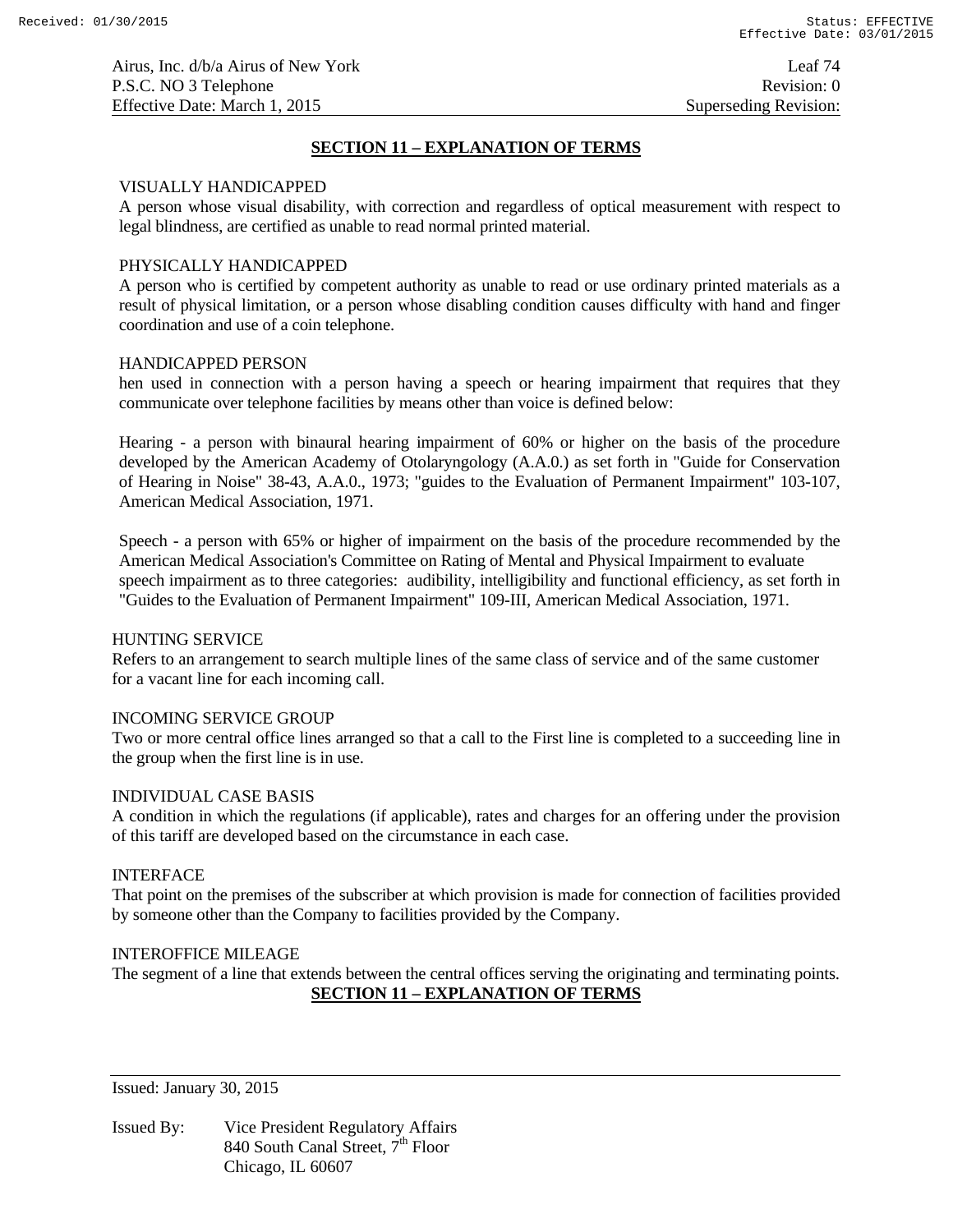## SECTION 11 – EXPLANATION OF TERMS

VISUALLY HANDICAPPED
A person whose visual disability, with correction and regardless of optical measurement with respect to legal blindness, are certified as unable to read normal printed material.

PHYSICALLY HANDICAPPED
A person who is certified by competent authority as unable to read or use ordinary printed materials as a result of physical limitation, or a person whose disabling condition causes difficulty with hand and finger coordination and use of a coin telephone.

HANDICAPPED PERSON
hen used in connection with a person having a speech or hearing impairment that requires that they communicate over telephone facilities by means other than voice is defined below:

Hearing - a person with binaural hearing impairment of 60% or higher on the basis of the procedure developed by the American Academy of Otolaryngology (A.A.0.) as set forth in "Guide for Conservation of Hearing in Noise" 38-43, A.A.0., 1973; "guides to the Evaluation of Permanent Impairment" 103-107, American Medical Association, 1971.

Speech - a person with 65% or higher of impairment on the basis of the procedure recommended by the American Medical Association's Committee on Rating of Mental and Physical Impairment to evaluate speech impairment as to three categories: audibility, intelligibility and functional efficiency, as set forth in "Guides to the Evaluation of Permanent Impairment" 109-III, American Medical Association, 1971.

HUNTING SERVICE
Refers to an arrangement to search multiple lines of the same class of service and of the same customer for a vacant line for each incoming call.

INCOMING SERVICE GROUP
Two or more central office lines arranged so that a call to the First line is completed to a succeeding line in the group when the first line is in use.

INDIVIDUAL CASE BASIS
A condition in which the regulations (if applicable), rates and charges for an offering under the provision of this tariff are developed based on the circumstance in each case.

INTERFACE
That point on the premises of the subscriber at which provision is made for connection of facilities provided by someone other than the Company to facilities provided by the Company.

INTEROFFICE MILEAGE
The segment of a line that extends between the central offices serving the originating and terminating points.

## SECTION 11 – EXPLANATION OF TERMS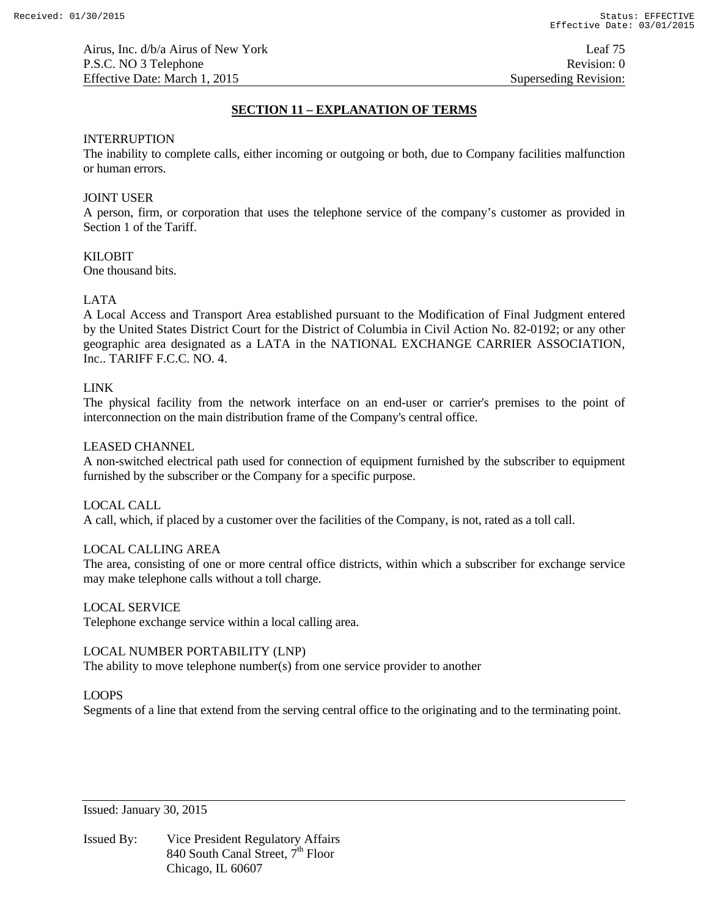## SECTION 11 – EXPLANATION OF TERMS

INTERRUPTION
The inability to complete calls, either incoming or outgoing or both, due to Company facilities malfunction or human errors.

JOINT USER
A person, firm, or corporation that uses the telephone service of the company's customer as provided in Section 1 of the Tariff.

KILOBIT
One thousand bits.

LATA
A Local Access and Transport Area established pursuant to the Modification of Final Judgment entered by the United States District Court for the District of Columbia in Civil Action No. 82-0192; or any other geographic area designated as a LATA in the NATIONAL EXCHANGE CARRIER ASSOCIATION, Inc.. TARIFF F.C.C. NO. 4.

LINK
The physical facility from the network interface on an end-user or carrier's premises to the point of interconnection on the main distribution frame of the Company's central office.

LEASED CHANNEL
A non-switched electrical path used for connection of equipment furnished by the subscriber to equipment furnished by the subscriber or the Company for a specific purpose.

LOCAL CALL
A call, which, if placed by a customer over the facilities of the Company, is not, rated as a toll call.

LOCAL CALLING AREA
The area, consisting of one or more central office districts, within which a subscriber for exchange service may make telephone calls without a toll charge.

LOCAL SERVICE
Telephone exchange service within a local calling area.

LOCAL NUMBER PORTABILITY (LNP)
The ability to move telephone number(s) from one service provider to another

LOOPS
Segments of a line that extend from the serving central office to the originating and to the terminating point.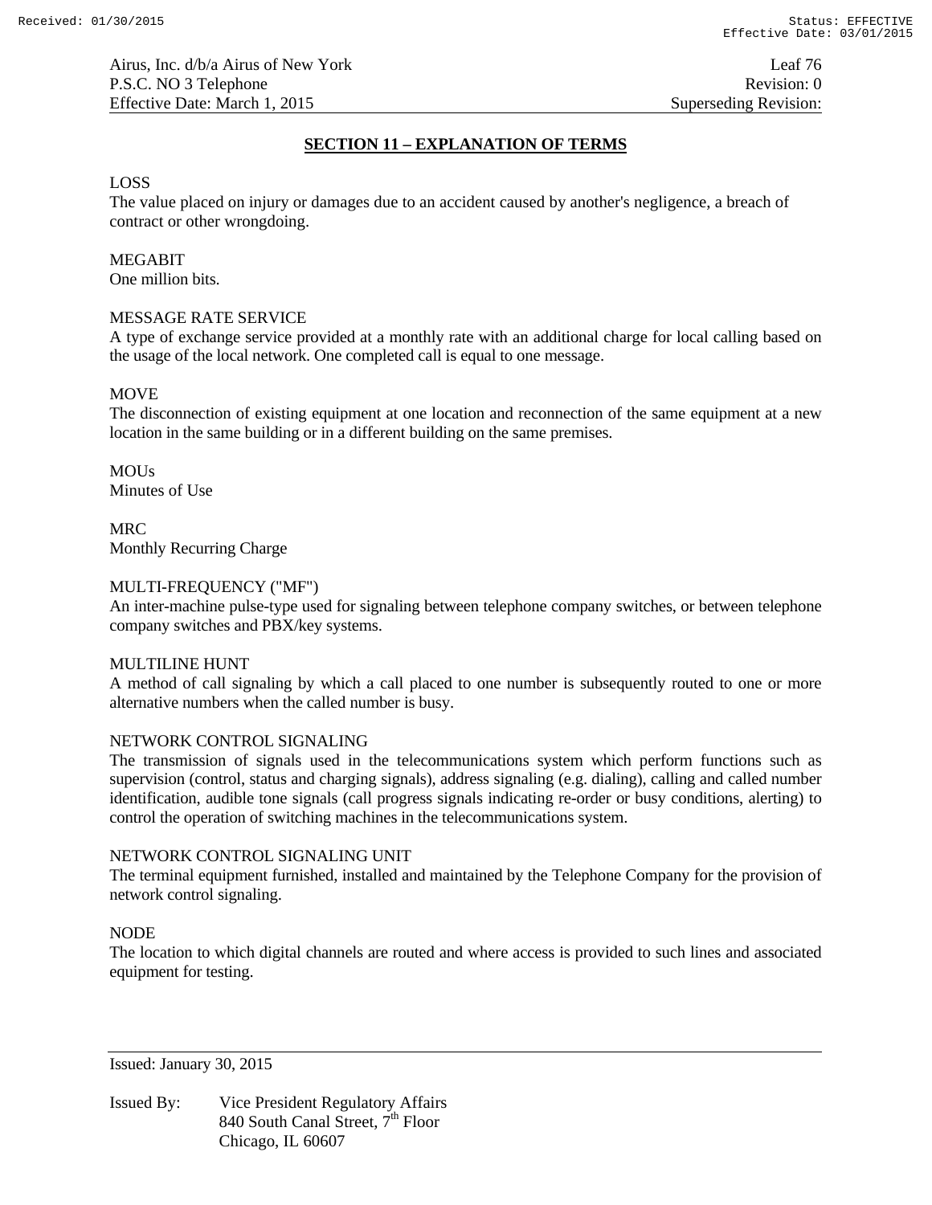## SECTION 11 – EXPLANATION OF TERMS

LOSS
The value placed on injury or damages due to an accident caused by another's negligence, a breach of contract or other wrongdoing.

MEGABIT
One million bits.

MESSAGE RATE SERVICE
A type of exchange service provided at a monthly rate with an additional charge for local calling based on the usage of the local network. One completed call is equal to one message.

MOVE
The disconnection of existing equipment at one location and reconnection of the same equipment at a new location in the same building or in a different building on the same premises.

MOUs
Minutes of Use

MRC
Monthly Recurring Charge

MULTI-FREQUENCY ("MF")
An inter-machine pulse-type used for signaling between telephone company switches, or between telephone company switches and PBX/key systems.

MULTILINE HUNT
A method of call signaling by which a call placed to one number is subsequently routed to one or more alternative numbers when the called number is busy.

NETWORK CONTROL SIGNALING
The transmission of signals used in the telecommunications system which perform functions such as supervision (control, status and charging signals), address signaling (e.g. dialing), calling and called number identification, audible tone signals (call progress signals indicating re-order or busy conditions, alerting) to control the operation of switching machines in the telecommunications system.

NETWORK CONTROL SIGNALING UNIT
The terminal equipment furnished, installed and maintained by the Telephone Company for the provision of network control signaling.

NODE
The location to which digital channels are routed and where access is provided to such lines and associated equipment for testing.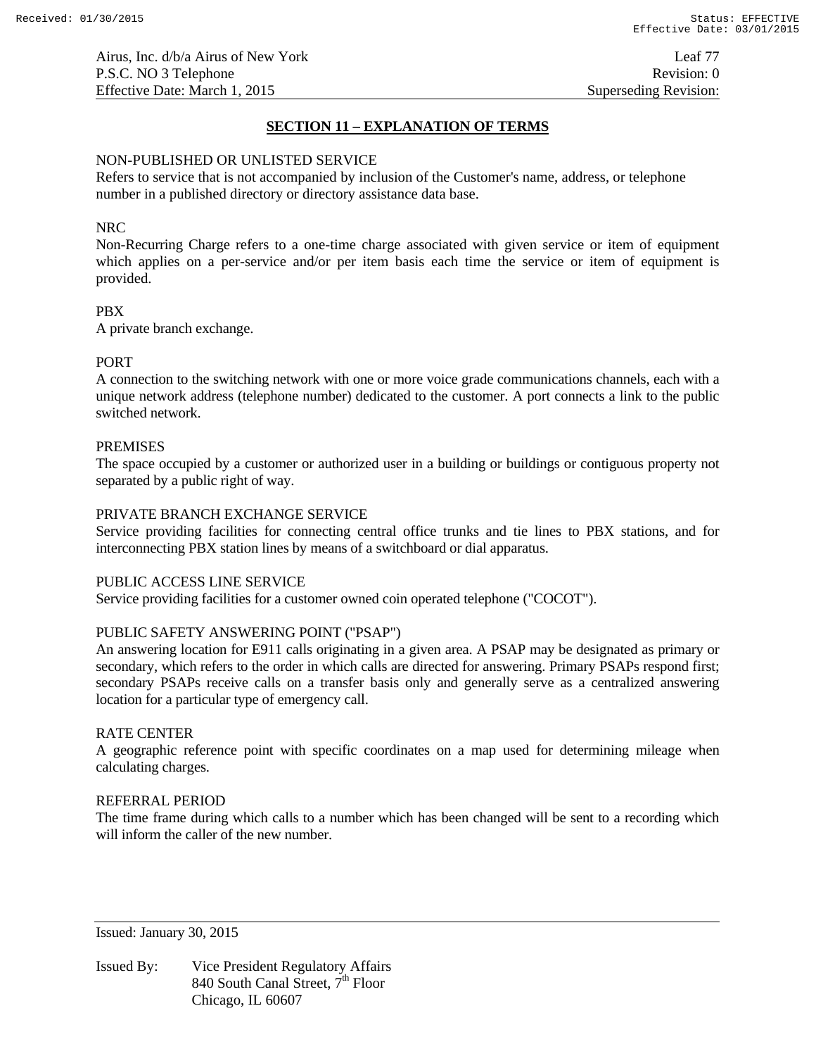## SECTION 11 – EXPLANATION OF TERMS

NON-PUBLISHED OR UNLISTED SERVICE
Refers to service that is not accompanied by inclusion of the Customer's name, address, or telephone number in a published directory or directory assistance data base.

NRC
Non-Recurring Charge refers to a one-time charge associated with given service or item of equipment which applies on a per-service and/or per item basis each time the service or item of equipment is provided.

PBX
A private branch exchange.

PORT
A connection to the switching network with one or more voice grade communications channels, each with a unique network address (telephone number) dedicated to the customer. A port connects a link to the public switched network.

PREMISES
The space occupied by a customer or authorized user in a building or buildings or contiguous property not separated by a public right of way.

PRIVATE BRANCH EXCHANGE SERVICE
Service providing facilities for connecting central office trunks and tie lines to PBX stations, and for interconnecting PBX station lines by means of a switchboard or dial apparatus.

PUBLIC ACCESS LINE SERVICE
Service providing facilities for a customer owned coin operated telephone ("COCOT").

PUBLIC SAFETY ANSWERING POINT ("PSAP")
An answering location for E911 calls originating in a given area. A PSAP may be designated as primary or secondary, which refers to the order in which calls are directed for answering. Primary PSAPs respond first; secondary PSAPs receive calls on a transfer basis only and generally serve as a centralized answering location for a particular type of emergency call.

RATE CENTER
A geographic reference point with specific coordinates on a map used for determining mileage when calculating charges.

REFERRAL PERIOD
The time frame during which calls to a number which has been changed will be sent to a recording which will inform the caller of the new number.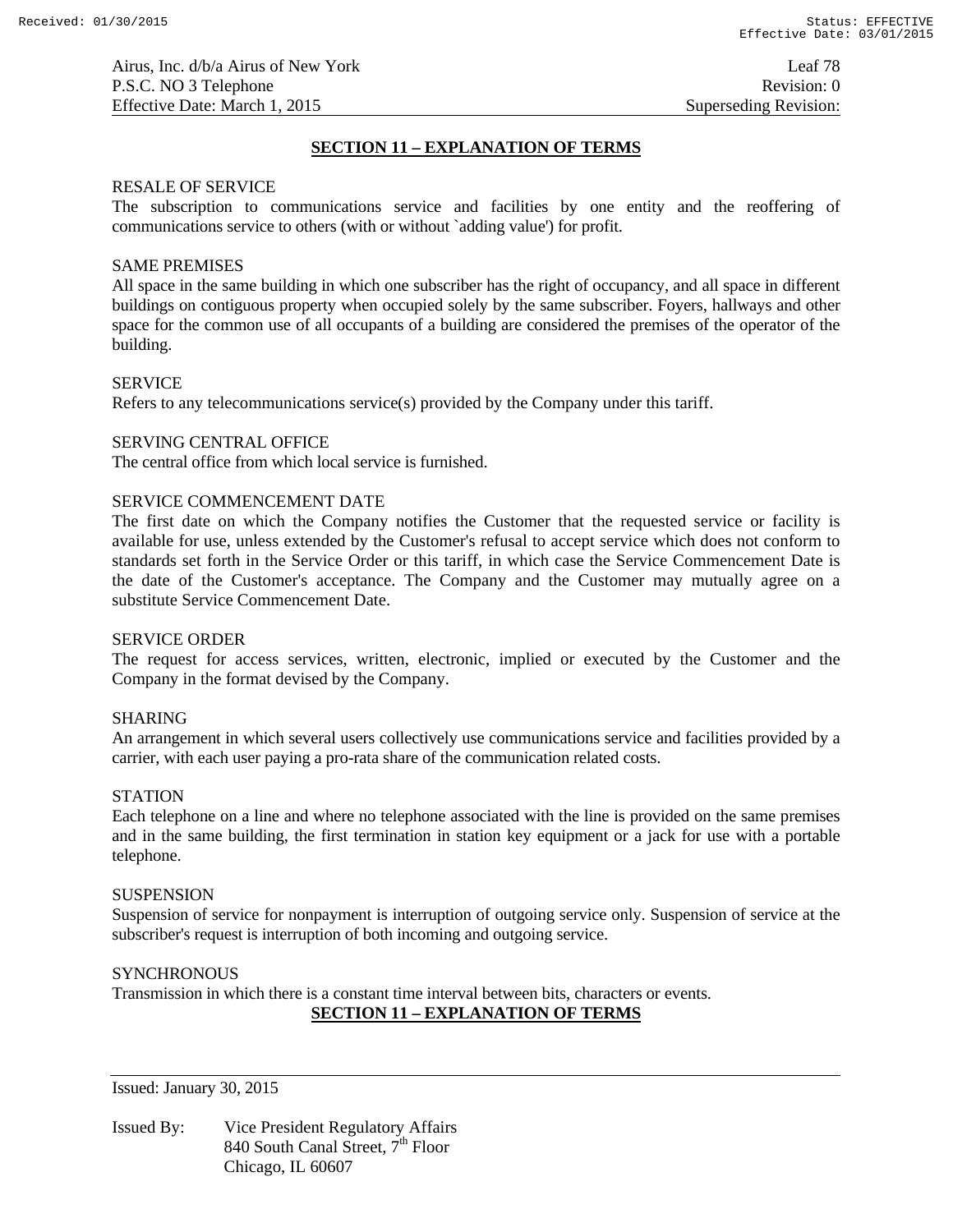## SECTION 11 – EXPLANATION OF TERMS

RESALE OF SERVICE
The subscription to communications service and facilities by one entity and the reoffering of communications service to others (with or without `adding value') for profit.

SAME PREMISES
All space in the same building in which one subscriber has the right of occupancy, and all space in different buildings on contiguous property when occupied solely by the same subscriber. Foyers, hallways and other space for the common use of all occupants of a building are considered the premises of the operator of the building.

SERVICE
Refers to any telecommunications service(s) provided by the Company under this tariff.

SERVING CENTRAL OFFICE
The central office from which local service is furnished.

SERVICE COMMENCEMENT DATE
The first date on which the Company notifies the Customer that the requested service or facility is available for use, unless extended by the Customer's refusal to accept service which does not conform to standards set forth in the Service Order or this tariff, in which case the Service Commencement Date is the date of the Customer's acceptance. The Company and the Customer may mutually agree on a substitute Service Commencement Date.

SERVICE ORDER
The request for access services, written, electronic, implied or executed by the Customer and the Company in the format devised by the Company.

SHARING
An arrangement in which several users collectively use communications service and facilities provided by a carrier, with each user paying a pro-rata share of the communication related costs.

STATION
Each telephone on a line and where no telephone associated with the line is provided on the same premises and in the same building, the first termination in station key equipment or a jack for use with a portable telephone.

SUSPENSION
Suspension of service for nonpayment is interruption of outgoing service only. Suspension of service at the subscriber's request is interruption of both incoming and outgoing service.

SYNCHRONOUS
Transmission in which there is a constant time interval between bits, characters or events.

## SECTION 11 – EXPLANATION OF TERMS

Issued: January 30, 2015

Issued By: Vice President Regulatory Affairs
840 South Canal Street, 7th Floor
Chicago, IL 60607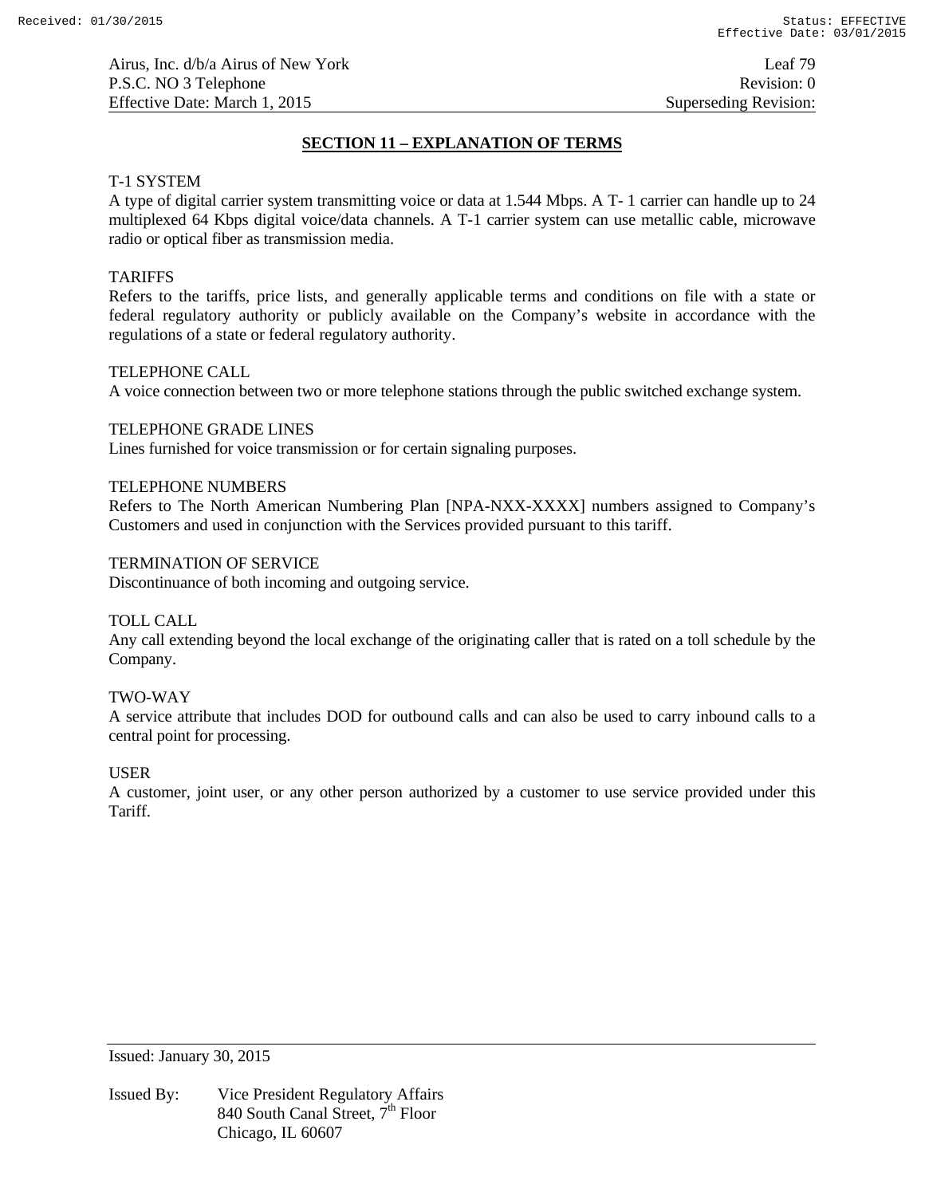## SECTION 11 – EXPLANATION OF TERMS

T-1 SYSTEM
A type of digital carrier system transmitting voice or data at 1.544 Mbps. A T- 1 carrier can handle up to 24 multiplexed 64 Kbps digital voice/data channels. A T-1 carrier system can use metallic cable, microwave radio or optical fiber as transmission media.

TARIFFS
Refers to the tariffs, price lists, and generally applicable terms and conditions on file with a state or federal regulatory authority or publicly available on the Company's website in accordance with the regulations of a state or federal regulatory authority.

TELEPHONE CALL
A voice connection between two or more telephone stations through the public switched exchange system.

TELEPHONE GRADE LINES
Lines furnished for voice transmission or for certain signaling purposes.

TELEPHONE NUMBERS
Refers to The North American Numbering Plan [NPA-NXX-XXXX] numbers assigned to Company's Customers and used in conjunction with the Services provided pursuant to this tariff.

TERMINATION OF SERVICE
Discontinuance of both incoming and outgoing service.

TOLL CALL
Any call extending beyond the local exchange of the originating caller that is rated on a toll schedule by the Company.

TWO-WAY
A service attribute that includes DOD for outbound calls and can also be used to carry inbound calls to a central point for processing.

USER
A customer, joint user, or any other person authorized by a customer to use service provided under this Tariff.